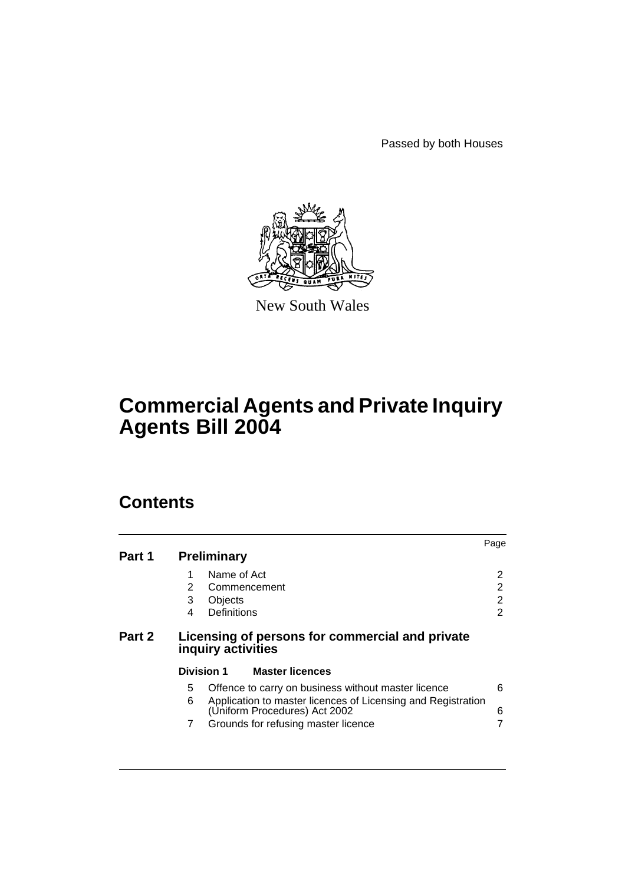Passed by both Houses

New South Wales

# Commercial Agents and Private Inquiry Agents Bill 2004

## Contents

| | | | Page |
|---|---|---|---|
| **Part 1** | **Preliminary** | | |
| | 1 | Name of Act | 2 |
| | 2 | Commencement | 2 |
| | 3 | Objects | 2 |
| | 4 | Definitions | 2 |
| **Part 2** | **Licensing of persons for commercial and private inquiry activities** | | |
| | **Division 1** | **Master licences** | |
| | 5 | Offence to carry on business without master licence | 6 |
| | 6 | Application to master licences of Licensing and Registration (Uniform Procedures) Act 2002 | 6 |
| | 7 | Grounds for refusing master licence | 7 |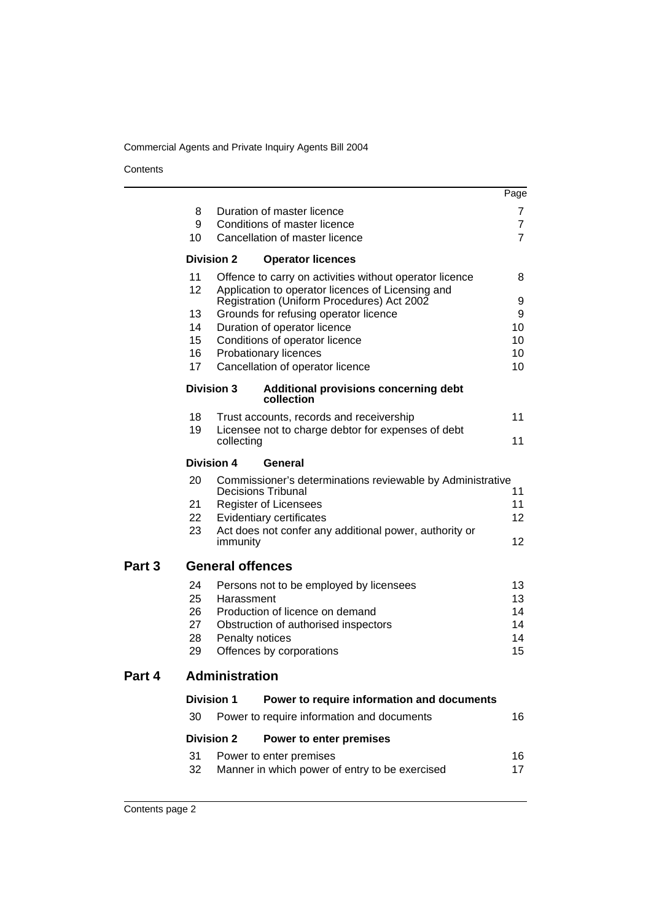| | | Page |
|---|---|---|
| 8 | Duration of master licence | 7 |
| 9 | Conditions of master licence | 7 |
| 10 | Cancellation of master licence | 7 |
| **Division 2** | **Operator licences** | |
| 11 | Offence to carry on activities without operator licence | 8 |
| 12 | Application to operator licences of Licensing and Registration (Uniform Procedures) Act 2002 | 9 |
| 13 | Grounds for refusing operator licence | 9 |
| 14 | Duration of operator licence | 10 |
| 15 | Conditions of operator licence | 10 |
| 16 | Probationary licences | 10 |
| 17 | Cancellation of operator licence | 10 |
| **Division 3** | **Additional provisions concerning debt collection** | |
| 18 | Trust accounts, records and receivership | 11 |
| 19 | Licensee not to charge debtor for expenses of debt collecting | 11 |
| **Division 4** | **General** | |
| 20 | Commissioner's determinations reviewable by Administrative Decisions Tribunal | 11 |
| 21 | Register of Licensees | 11 |
| 22 | Evidentiary certificates | 12 |
| 23 | Act does not confer any additional power, authority or immunity | 12 |

## Part 3 General offences

| | | |
|---|---|---|
| 24 | Persons not to be employed by licensees | 13 |
| 25 | Harassment | 13 |
| 26 | Production of licence on demand | 14 |
| 27 | Obstruction of authorised inspectors | 14 |
| 28 | Penalty notices | 14 |
| 29 | Offences by corporations | 15 |

## Part 4 Administration

| | | |
|---|---|---|
| **Division 1** | **Power to require information and documents** | |
| 30 | Power to require information and documents | 16 |
| **Division 2** | **Power to enter premises** | |
| 31 | Power to enter premises | 16 |
| 32 | Manner in which power of entry to be exercised | 17 |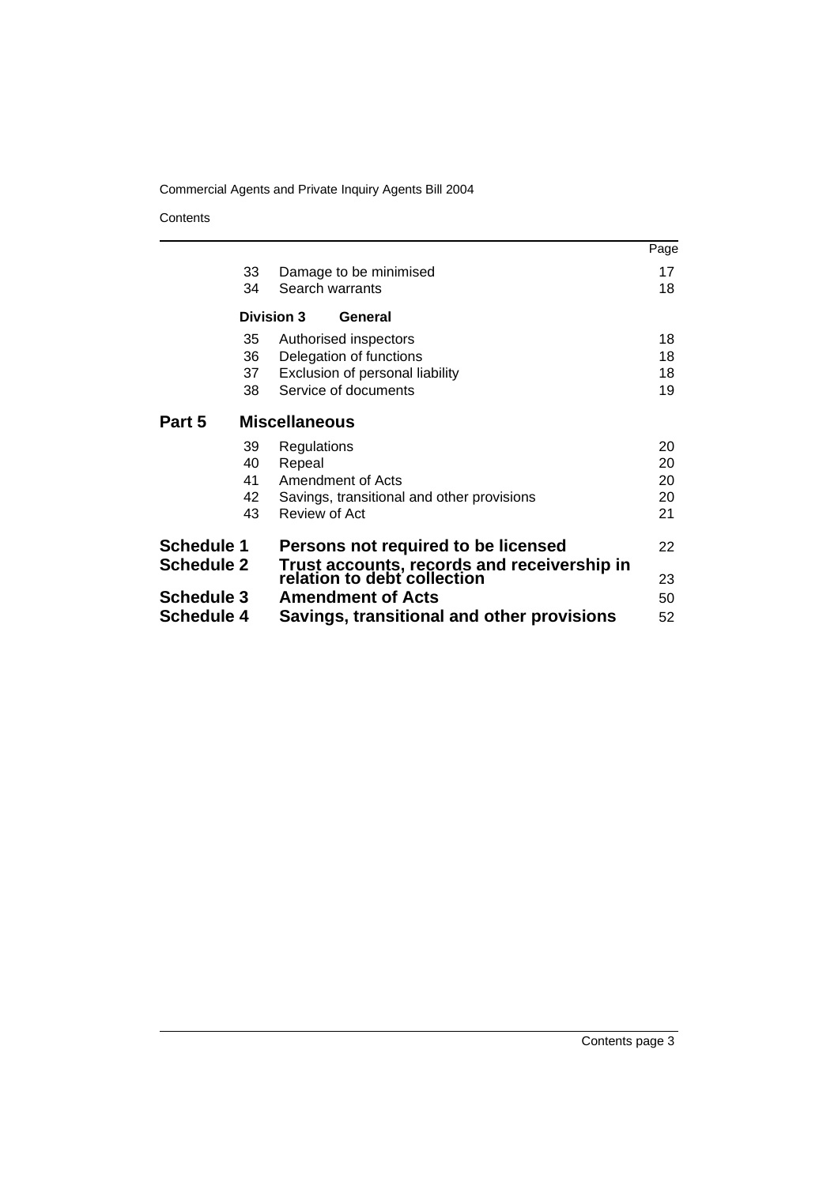| | | | Page |
|---|---|---|---|
| | 33 | Damage to be minimised | 17 |
| | 34 | Search warrants | 18 |
| | **Division 3** | **General** | |
| | 35 | Authorised inspectors | 18 |
| | 36 | Delegation of functions | 18 |
| | 37 | Exclusion of personal liability | 18 |
| | 38 | Service of documents | 19 |
| **Part 5** | | **Miscellaneous** | |
| | 39 | Regulations | 20 |
| | 40 | Repeal | 20 |
| | 41 | Amendment of Acts | 20 |
| | 42 | Savings, transitional and other provisions | 20 |
| | 43 | Review of Act | 21 |
| **Schedule 1** | | **Persons not required to be licensed** | 22 |
| **Schedule 2** | | **Trust accounts, records and receivership in relation to debt collection** | 23 |
| **Schedule 3** | | **Amendment of Acts** | 50 |
| **Schedule 4** | | **Savings, transitional and other provisions** | 52 |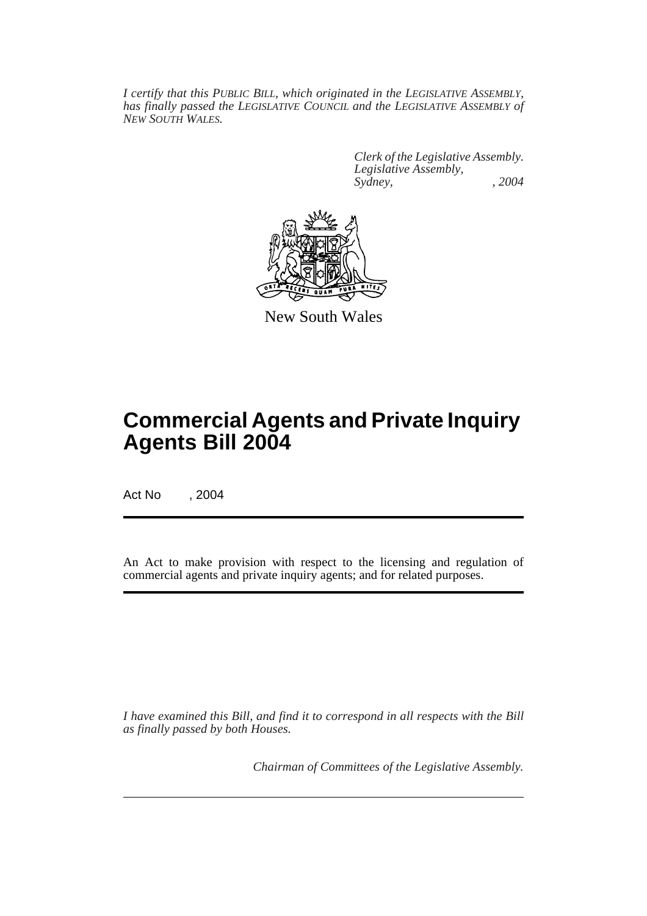*I certify that this PUBLIC BILL, which originated in the LEGISLATIVE ASSEMBLY, has finally passed the LEGISLATIVE COUNCIL and the LEGISLATIVE ASSEMBLY of NEW SOUTH WALES.*

*Clerk of the Legislative Assembly.*
*Legislative Assembly,*
*Sydney, , 2004*

New South Wales

# Commercial Agents and Private Inquiry Agents Bill 2004

Act No , 2004

An Act to make provision with respect to the licensing and regulation of commercial agents and private inquiry agents; and for related purposes.

*I have examined this Bill, and find it to correspond in all respects with the Bill as finally passed by both Houses.*

*Chairman of Committees of the Legislative Assembly.*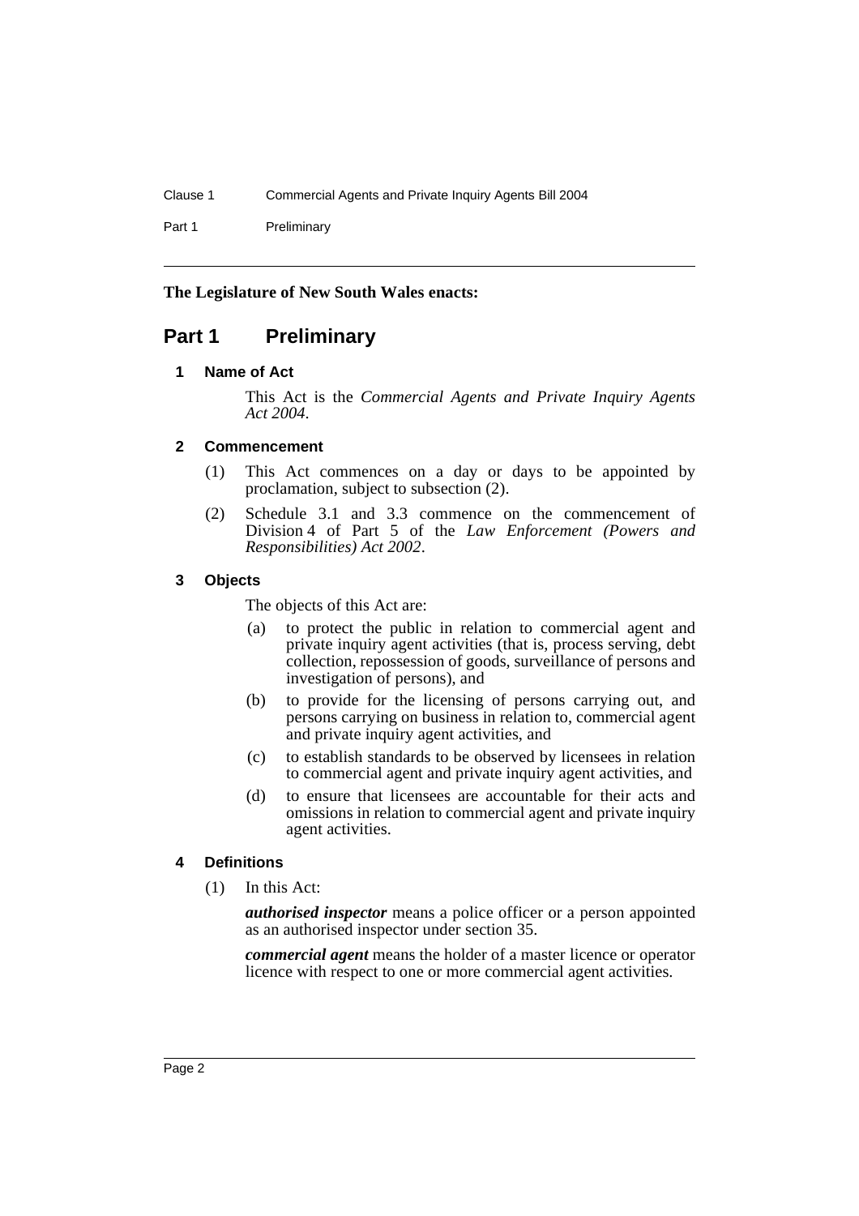**The Legislature of New South Wales enacts:**

# Part 1 Preliminary

## 1 Name of Act

This Act is the *Commercial Agents and Private Inquiry Agents Act 2004*.

## 2 Commencement

(1) This Act commences on a day or days to be appointed by proclamation, subject to subsection (2).

(2) Schedule 3.1 and 3.3 commence on the commencement of Division 4 of Part 5 of the *Law Enforcement (Powers and Responsibilities) Act 2002*.

## 3 Objects

The objects of this Act are:

(a) to protect the public in relation to commercial agent and private inquiry agent activities (that is, process serving, debt collection, repossession of goods, surveillance of persons and investigation of persons), and

(b) to provide for the licensing of persons carrying out, and persons carrying on business in relation to, commercial agent and private inquiry agent activities, and

(c) to establish standards to be observed by licensees in relation to commercial agent and private inquiry agent activities, and

(d) to ensure that licensees are accountable for their acts and omissions in relation to commercial agent and private inquiry agent activities.

## 4 Definitions

(1) In this Act:

***authorised inspector*** means a police officer or a person appointed as an authorised inspector under section 35.

***commercial agent*** means the holder of a master licence or operator licence with respect to one or more commercial agent activities.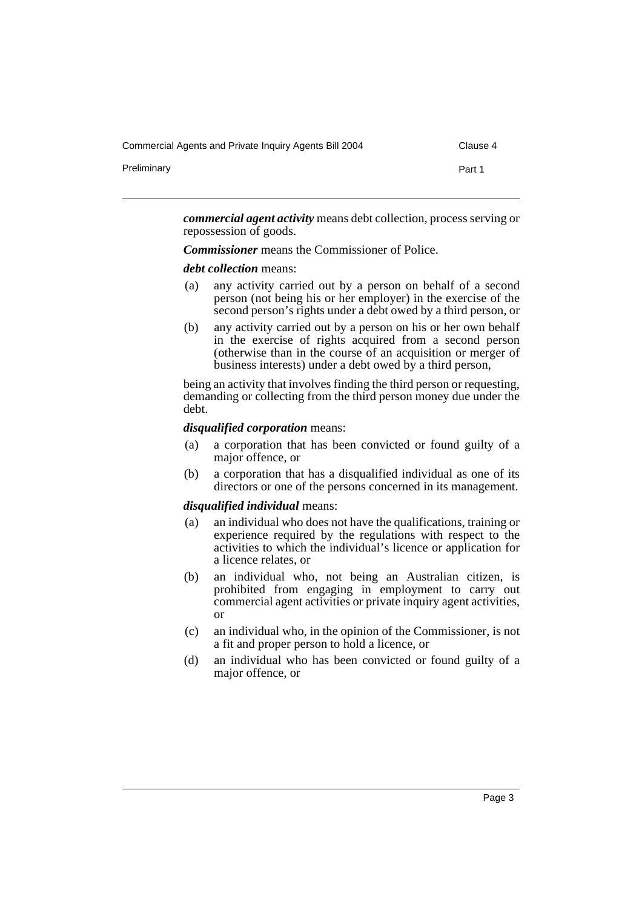***commercial agent activity*** means debt collection, process serving or repossession of goods.

***Commissioner*** means the Commissioner of Police.

***debt collection*** means:

(a) any activity carried out by a person on behalf of a second person (not being his or her employer) in the exercise of the second person's rights under a debt owed by a third person, or

(b) any activity carried out by a person on his or her own behalf in the exercise of rights acquired from a second person (otherwise than in the course of an acquisition or merger of business interests) under a debt owed by a third person,

being an activity that involves finding the third person or requesting, demanding or collecting from the third person money due under the debt.

***disqualified corporation*** means:

(a) a corporation that has been convicted or found guilty of a major offence, or

(b) a corporation that has a disqualified individual as one of its directors or one of the persons concerned in its management.

***disqualified individual*** means:

(a) an individual who does not have the qualifications, training or experience required by the regulations with respect to the activities to which the individual's licence or application for a licence relates, or

(b) an individual who, not being an Australian citizen, is prohibited from engaging in employment to carry out commercial agent activities or private inquiry agent activities, or

(c) an individual who, in the opinion of the Commissioner, is not a fit and proper person to hold a licence, or

(d) an individual who has been convicted or found guilty of a major offence, or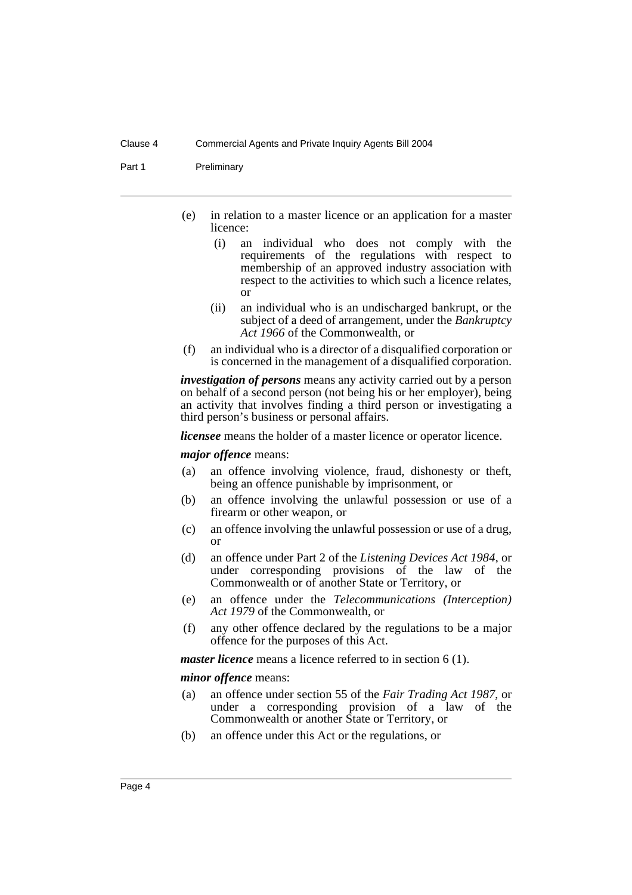(e) in relation to a master licence or an application for a master licence:

  (i) an individual who does not comply with the requirements of the regulations with respect to membership of an approved industry association with respect to the activities to which such a licence relates, or

  (ii) an individual who is an undischarged bankrupt, or the subject of a deed of arrangement, under the *Bankruptcy Act 1966* of the Commonwealth, or

(f) an individual who is a director of a disqualified corporation or is concerned in the management of a disqualified corporation.

***investigation of persons*** means any activity carried out by a person on behalf of a second person (not being his or her employer), being an activity that involves finding a third person or investigating a third person's business or personal affairs.

***licensee*** means the holder of a master licence or operator licence.

***major offence*** means:

(a) an offence involving violence, fraud, dishonesty or theft, being an offence punishable by imprisonment, or

(b) an offence involving the unlawful possession or use of a firearm or other weapon, or

(c) an offence involving the unlawful possession or use of a drug, or

(d) an offence under Part 2 of the *Listening Devices Act 1984*, or under corresponding provisions of the law of the Commonwealth or of another State or Territory, or

(e) an offence under the *Telecommunications (Interception) Act 1979* of the Commonwealth, or

(f) any other offence declared by the regulations to be a major offence for the purposes of this Act.

***master licence*** means a licence referred to in section 6 (1).

***minor offence*** means:

(a) an offence under section 55 of the *Fair Trading Act 1987*, or under a corresponding provision of a law of the Commonwealth or another State or Territory, or

(b) an offence under this Act or the regulations, or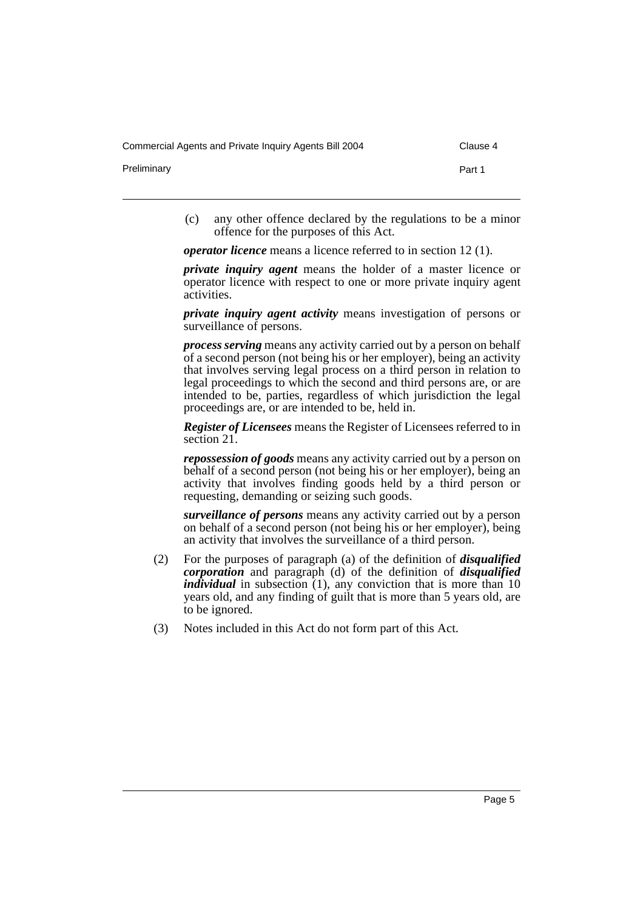(c) any other offence declared by the regulations to be a minor offence for the purposes of this Act.

***operator licence*** means a licence referred to in section 12 (1).

***private inquiry agent*** means the holder of a master licence or operator licence with respect to one or more private inquiry agent activities.

***private inquiry agent activity*** means investigation of persons or surveillance of persons.

***process serving*** means any activity carried out by a person on behalf of a second person (not being his or her employer), being an activity that involves serving legal process on a third person in relation to legal proceedings to which the second and third persons are, or are intended to be, parties, regardless of which jurisdiction the legal proceedings are, or are intended to be, held in.

***Register of Licensees*** means the Register of Licensees referred to in section 21.

***repossession of goods*** means any activity carried out by a person on behalf of a second person (not being his or her employer), being an activity that involves finding goods held by a third person or requesting, demanding or seizing such goods.

***surveillance of persons*** means any activity carried out by a person on behalf of a second person (not being his or her employer), being an activity that involves the surveillance of a third person.

(2) For the purposes of paragraph (a) of the definition of ***disqualified corporation*** and paragraph (d) of the definition of ***disqualified individual*** in subsection (1), any conviction that is more than 10 years old, and any finding of guilt that is more than 5 years old, are to be ignored.

(3) Notes included in this Act do not form part of this Act.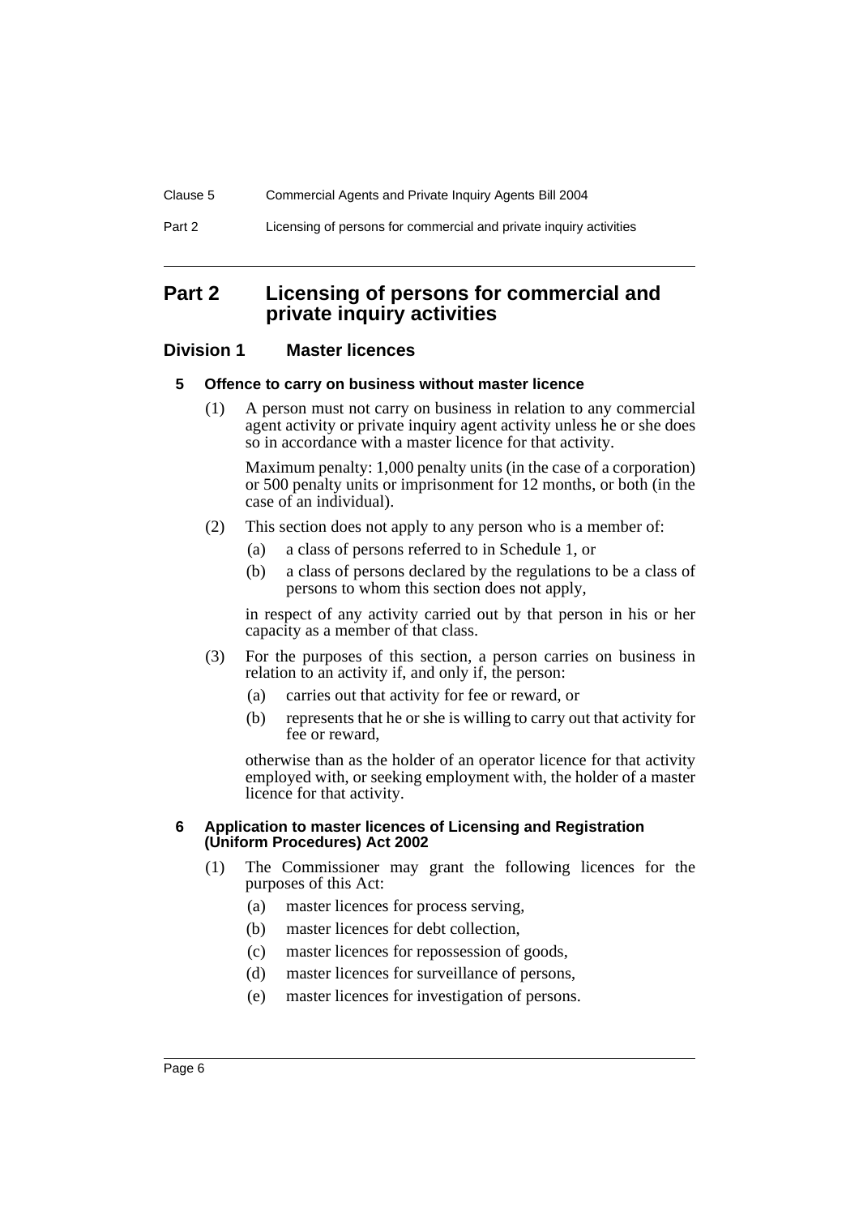# Part 2 Licensing of persons for commercial and private inquiry activities

## Division 1 Master licences

### 5 Offence to carry on business without master licence

(1) A person must not carry on business in relation to any commercial agent activity or private inquiry agent activity unless he or she does so in accordance with a master licence for that activity.

Maximum penalty: 1,000 penalty units (in the case of a corporation) or 500 penalty units or imprisonment for 12 months, or both (in the case of an individual).

(2) This section does not apply to any person who is a member of:

- (a) a class of persons referred to in Schedule 1, or
- (b) a class of persons declared by the regulations to be a class of persons to whom this section does not apply,

in respect of any activity carried out by that person in his or her capacity as a member of that class.

(3) For the purposes of this section, a person carries on business in relation to an activity if, and only if, the person:

- (a) carries out that activity for fee or reward, or
- (b) represents that he or she is willing to carry out that activity for fee or reward,

otherwise than as the holder of an operator licence for that activity employed with, or seeking employment with, the holder of a master licence for that activity.

### 6 Application to master licences of Licensing and Registration (Uniform Procedures) Act 2002

(1) The Commissioner may grant the following licences for the purposes of this Act:

- (a) master licences for process serving,
- (b) master licences for debt collection,
- (c) master licences for repossession of goods,
- (d) master licences for surveillance of persons,
- (e) master licences for investigation of persons.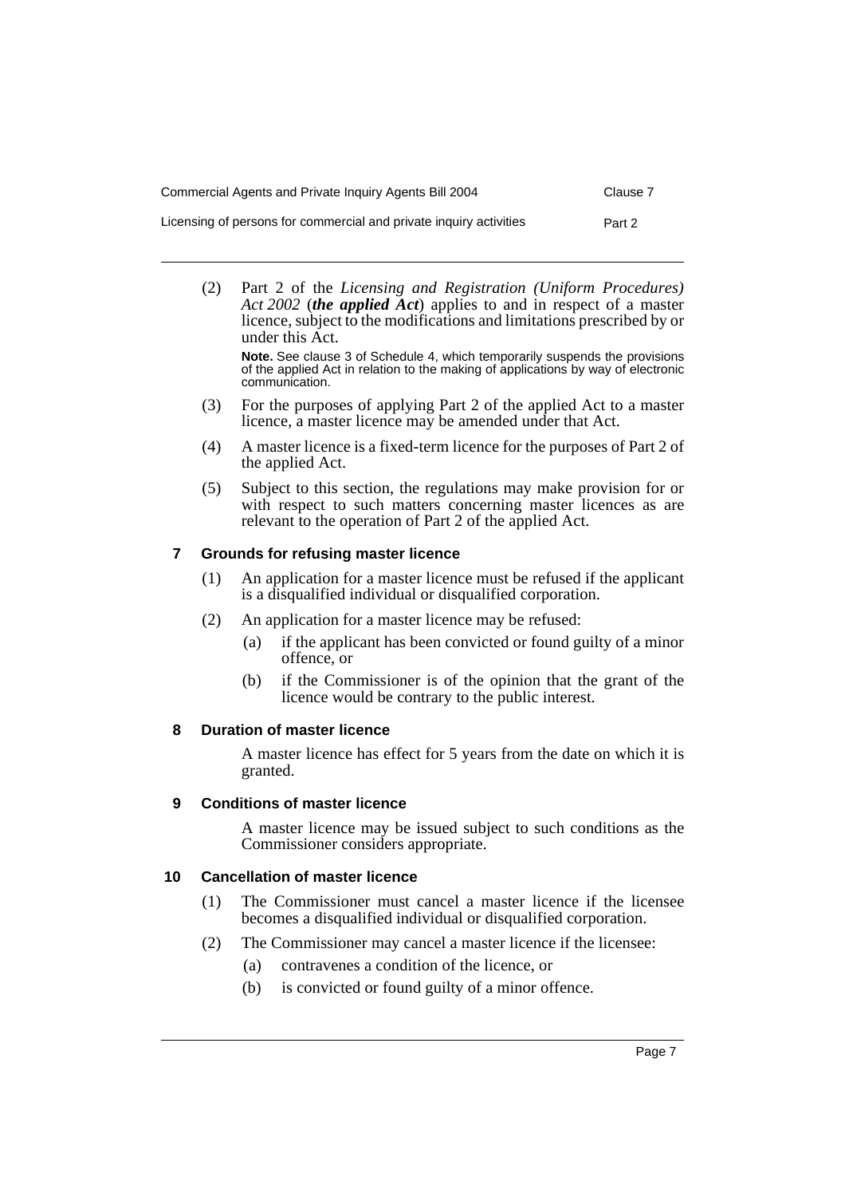(2) Part 2 of the *Licensing and Registration (Uniform Procedures) Act 2002* (***the applied Act***) applies to and in respect of a master licence, subject to the modifications and limitations prescribed by or under this Act.

**Note.** See clause 3 of Schedule 4, which temporarily suspends the provisions of the applied Act in relation to the making of applications by way of electronic communication.

(3) For the purposes of applying Part 2 of the applied Act to a master licence, a master licence may be amended under that Act.

(4) A master licence is a fixed-term licence for the purposes of Part 2 of the applied Act.

(5) Subject to this section, the regulations may make provision for or with respect to such matters concerning master licences as are relevant to the operation of Part 2 of the applied Act.

### 7 Grounds for refusing master licence

(1) An application for a master licence must be refused if the applicant is a disqualified individual or disqualified corporation.

(2) An application for a master licence may be refused:

(a) if the applicant has been convicted or found guilty of a minor offence, or

(b) if the Commissioner is of the opinion that the grant of the licence would be contrary to the public interest.

### 8 Duration of master licence

A master licence has effect for 5 years from the date on which it is granted.

### 9 Conditions of master licence

A master licence may be issued subject to such conditions as the Commissioner considers appropriate.

### 10 Cancellation of master licence

(1) The Commissioner must cancel a master licence if the licensee becomes a disqualified individual or disqualified corporation.

(2) The Commissioner may cancel a master licence if the licensee:

(a) contravenes a condition of the licence, or

(b) is convicted or found guilty of a minor offence.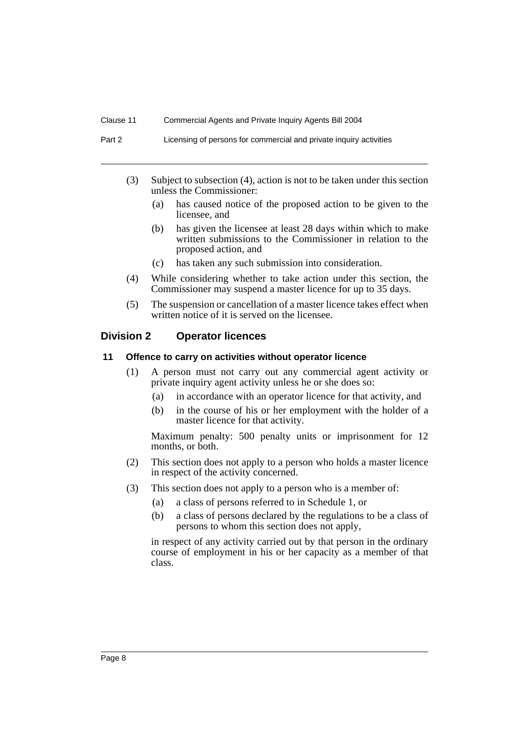(3) Subject to subsection (4), action is not to be taken under this section unless the Commissioner:

   (a) has caused notice of the proposed action to be given to the licensee, and

   (b) has given the licensee at least 28 days within which to make written submissions to the Commissioner in relation to the proposed action, and

   (c) has taken any such submission into consideration.

(4) While considering whether to take action under this section, the Commissioner may suspend a master licence for up to 35 days.

(5) The suspension or cancellation of a master licence takes effect when written notice of it is served on the licensee.

## Division 2 Operator licences

### 11 Offence to carry on activities without operator licence

(1) A person must not carry out any commercial agent activity or private inquiry agent activity unless he or she does so:

   (a) in accordance with an operator licence for that activity, and

   (b) in the course of his or her employment with the holder of a master licence for that activity.

   Maximum penalty: 500 penalty units or imprisonment for 12 months, or both.

(2) This section does not apply to a person who holds a master licence in respect of the activity concerned.

(3) This section does not apply to a person who is a member of:

   (a) a class of persons referred to in Schedule 1, or

   (b) a class of persons declared by the regulations to be a class of persons to whom this section does not apply,

   in respect of any activity carried out by that person in the ordinary course of employment in his or her capacity as a member of that class.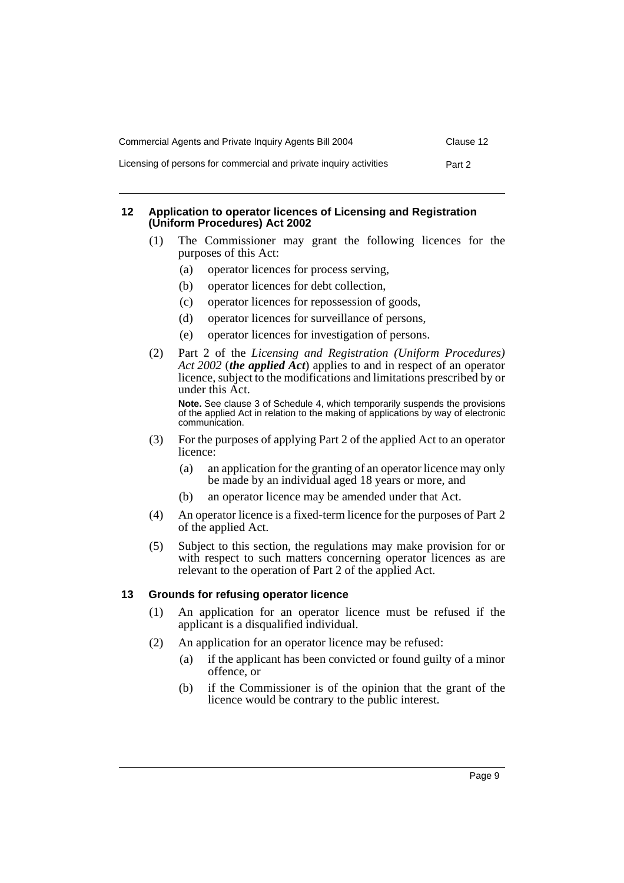### 12 Application to operator licences of Licensing and Registration (Uniform Procedures) Act 2002

(1) The Commissioner may grant the following licences for the purposes of this Act:

- (a) operator licences for process serving,
- (b) operator licences for debt collection,
- (c) operator licences for repossession of goods,
- (d) operator licences for surveillance of persons,
- (e) operator licences for investigation of persons.

(2) Part 2 of the *Licensing and Registration (Uniform Procedures) Act 2002* (***the applied Act***) applies to and in respect of an operator licence, subject to the modifications and limitations prescribed by or under this Act.

**Note.** See clause 3 of Schedule 4, which temporarily suspends the provisions of the applied Act in relation to the making of applications by way of electronic communication.

(3) For the purposes of applying Part 2 of the applied Act to an operator licence:

- (a) an application for the granting of an operator licence may only be made by an individual aged 18 years or more, and
- (b) an operator licence may be amended under that Act.

(4) An operator licence is a fixed-term licence for the purposes of Part 2 of the applied Act.

(5) Subject to this section, the regulations may make provision for or with respect to such matters concerning operator licences as are relevant to the operation of Part 2 of the applied Act.

### 13 Grounds for refusing operator licence

(1) An application for an operator licence must be refused if the applicant is a disqualified individual.

(2) An application for an operator licence may be refused:

- (a) if the applicant has been convicted or found guilty of a minor offence, or
- (b) if the Commissioner is of the opinion that the grant of the licence would be contrary to the public interest.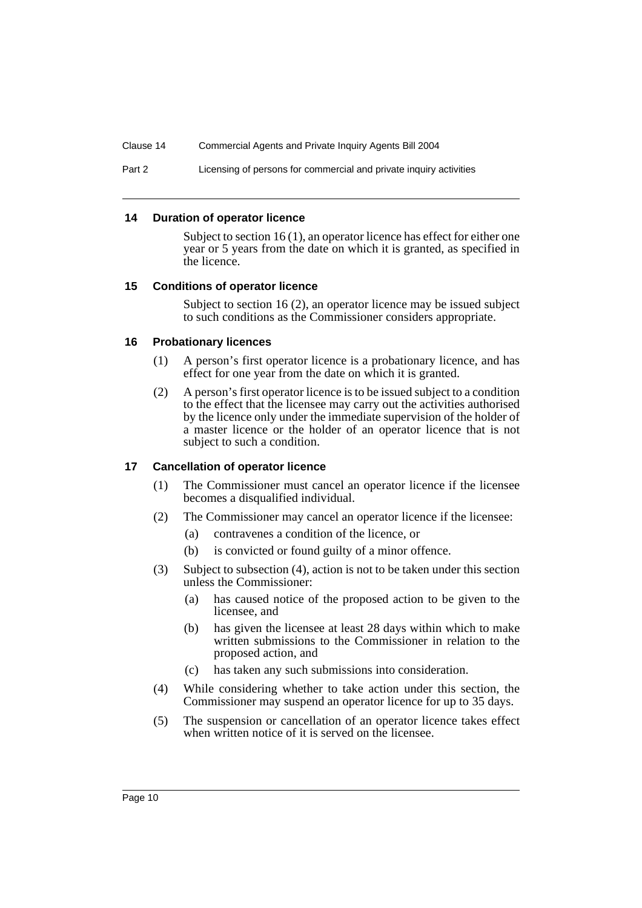### 14 Duration of operator licence

Subject to section 16 (1), an operator licence has effect for either one year or 5 years from the date on which it is granted, as specified in the licence.

### 15 Conditions of operator licence

Subject to section 16 (2), an operator licence may be issued subject to such conditions as the Commissioner considers appropriate.

### 16 Probationary licences

(1) A person's first operator licence is a probationary licence, and has effect for one year from the date on which it is granted.

(2) A person's first operator licence is to be issued subject to a condition to the effect that the licensee may carry out the activities authorised by the licence only under the immediate supervision of the holder of a master licence or the holder of an operator licence that is not subject to such a condition.

### 17 Cancellation of operator licence

(1) The Commissioner must cancel an operator licence if the licensee becomes a disqualified individual.

(2) The Commissioner may cancel an operator licence if the licensee:

- (a) contravenes a condition of the licence, or
- (b) is convicted or found guilty of a minor offence.

(3) Subject to subsection (4), action is not to be taken under this section unless the Commissioner:

- (a) has caused notice of the proposed action to be given to the licensee, and
- (b) has given the licensee at least 28 days within which to make written submissions to the Commissioner in relation to the proposed action, and
- (c) has taken any such submissions into consideration.

(4) While considering whether to take action under this section, the Commissioner may suspend an operator licence for up to 35 days.

(5) The suspension or cancellation of an operator licence takes effect when written notice of it is served on the licensee.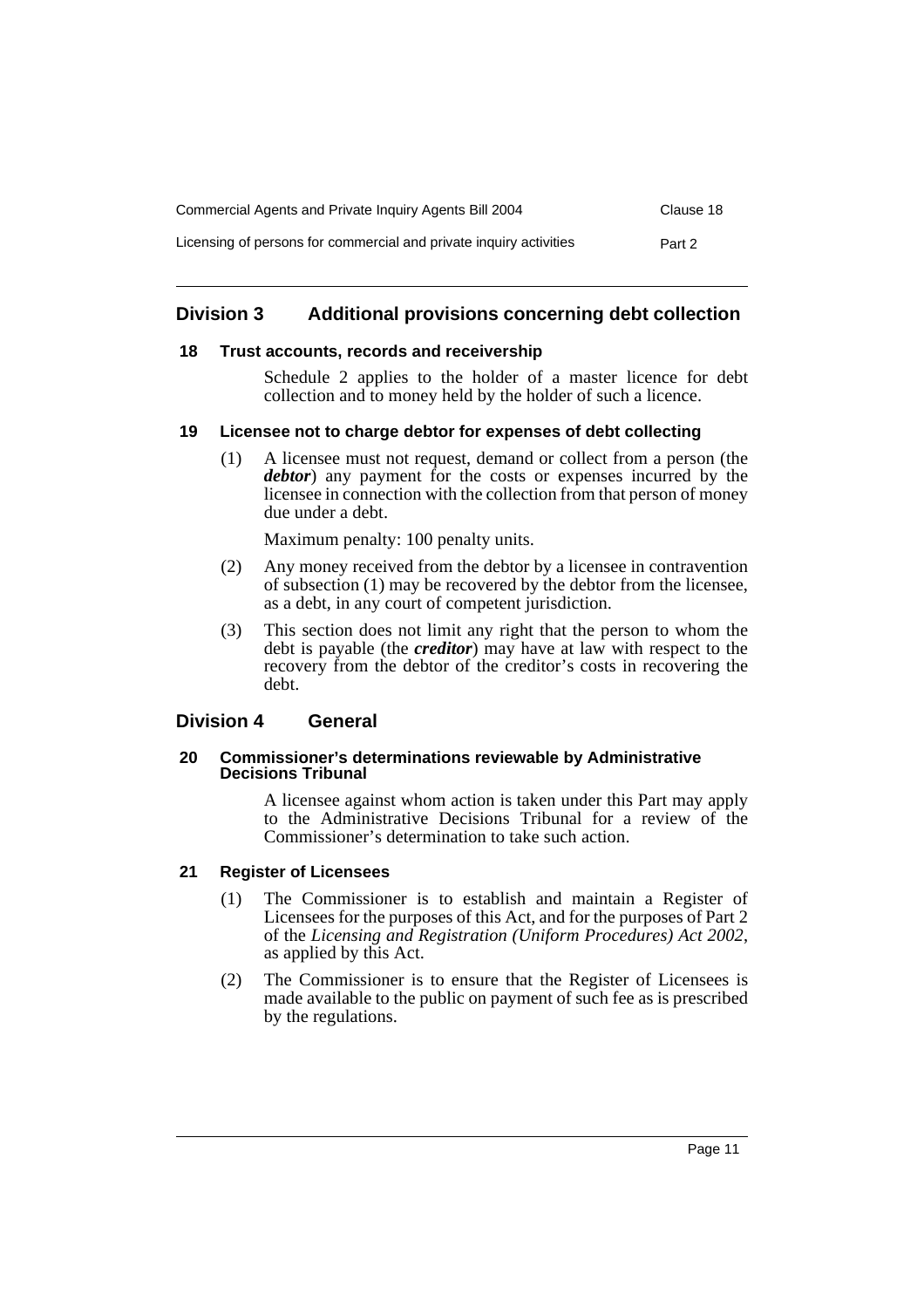## Division 3 Additional provisions concerning debt collection

### 18 Trust accounts, records and receivership

Schedule 2 applies to the holder of a master licence for debt collection and to money held by the holder of such a licence.

### 19 Licensee not to charge debtor for expenses of debt collecting

(1) A licensee must not request, demand or collect from a person (the ***debtor***) any payment for the costs or expenses incurred by the licensee in connection with the collection from that person of money due under a debt.

Maximum penalty: 100 penalty units.

(2) Any money received from the debtor by a licensee in contravention of subsection (1) may be recovered by the debtor from the licensee, as a debt, in any court of competent jurisdiction.

(3) This section does not limit any right that the person to whom the debt is payable (the ***creditor***) may have at law with respect to the recovery from the debtor of the creditor's costs in recovering the debt.

## Division 4 General

### 20 Commissioner's determinations reviewable by Administrative Decisions Tribunal

A licensee against whom action is taken under this Part may apply to the Administrative Decisions Tribunal for a review of the Commissioner's determination to take such action.

### 21 Register of Licensees

(1) The Commissioner is to establish and maintain a Register of Licensees for the purposes of this Act, and for the purposes of Part 2 of the *Licensing and Registration (Uniform Procedures) Act 2002*, as applied by this Act.

(2) The Commissioner is to ensure that the Register of Licensees is made available to the public on payment of such fee as is prescribed by the regulations.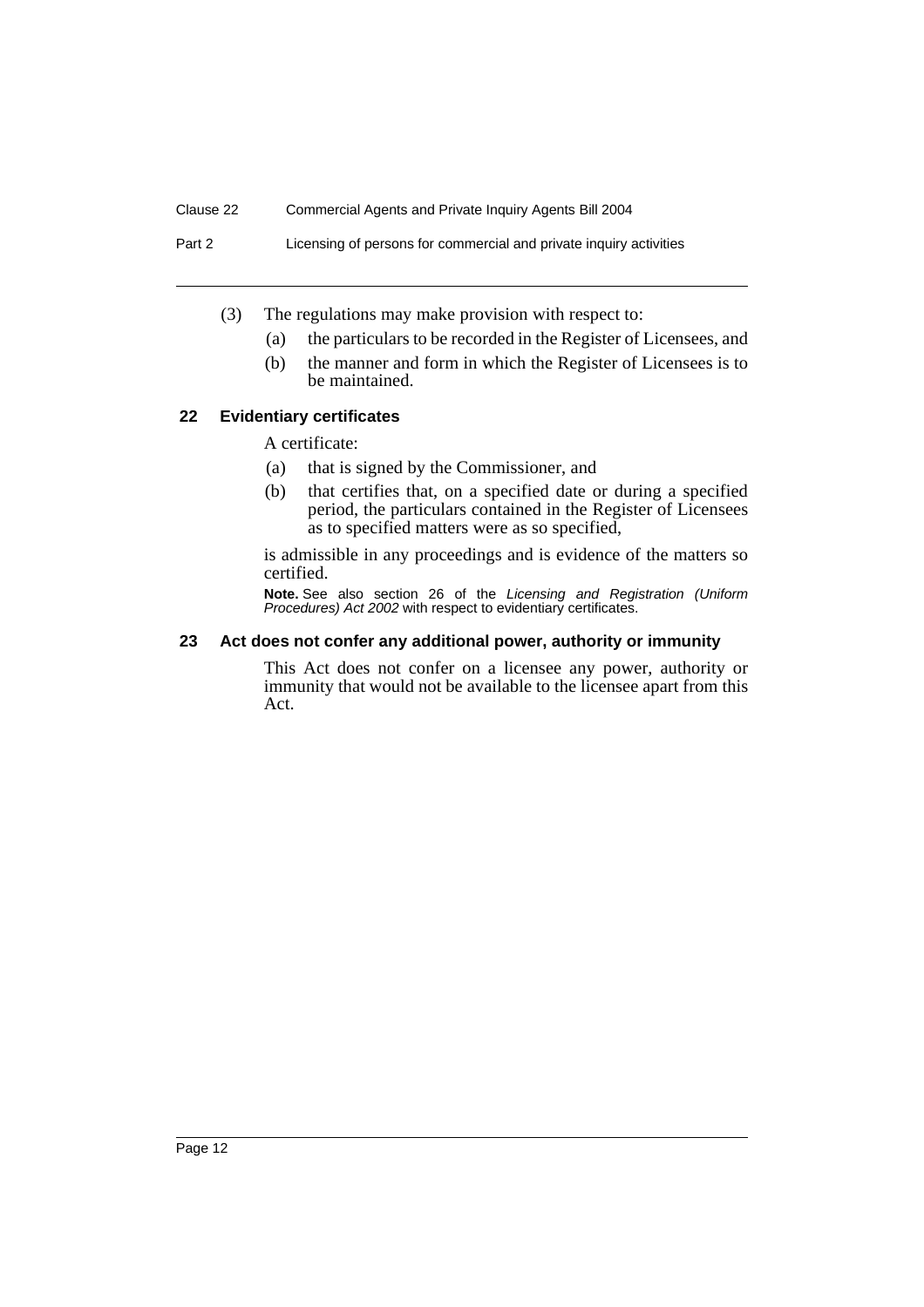(3) The regulations may make provision with respect to:

(a) the particulars to be recorded in the Register of Licensees, and

(b) the manner and form in which the Register of Licensees is to be maintained.

### 22 Evidentiary certificates

A certificate:

(a) that is signed by the Commissioner, and

(b) that certifies that, on a specified date or during a specified period, the particulars contained in the Register of Licensees as to specified matters were as so specified,

is admissible in any proceedings and is evidence of the matters so certified.

**Note.** See also section 26 of the *Licensing and Registration (Uniform Procedures) Act 2002* with respect to evidentiary certificates.

### 23 Act does not confer any additional power, authority or immunity

This Act does not confer on a licensee any power, authority or immunity that would not be available to the licensee apart from this Act.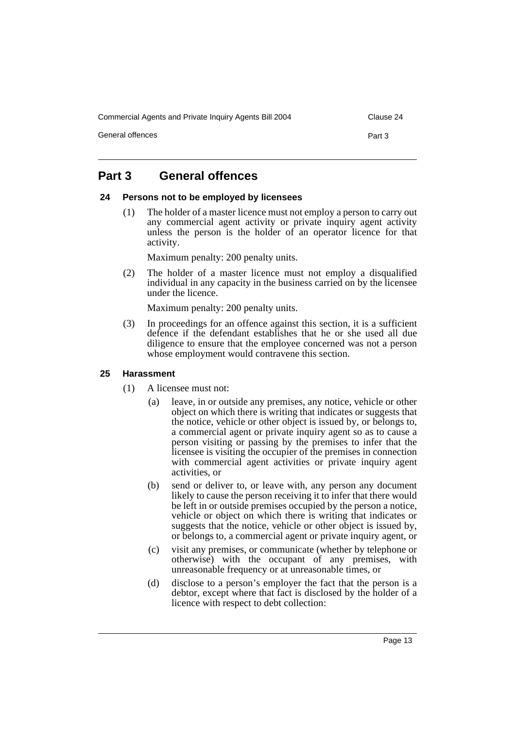# Part 3 General offences

### 24 Persons not to be employed by licensees

(1) The holder of a master licence must not employ a person to carry out any commercial agent activity or private inquiry agent activity unless the person is the holder of an operator licence for that activity.

Maximum penalty: 200 penalty units.

(2) The holder of a master licence must not employ a disqualified individual in any capacity in the business carried on by the licensee under the licence.

Maximum penalty: 200 penalty units.

(3) In proceedings for an offence against this section, it is a sufficient defence if the defendant establishes that he or she used all due diligence to ensure that the employee concerned was not a person whose employment would contravene this section.

### 25 Harassment

(1) A licensee must not:

(a) leave, in or outside any premises, any notice, vehicle or other object on which there is writing that indicates or suggests that the notice, vehicle or other object is issued by, or belongs to, a commercial agent or private inquiry agent so as to cause a person visiting or passing by the premises to infer that the licensee is visiting the occupier of the premises in connection with commercial agent activities or private inquiry agent activities, or

(b) send or deliver to, or leave with, any person any document likely to cause the person receiving it to infer that there would be left in or outside premises occupied by the person a notice, vehicle or object on which there is writing that indicates or suggests that the notice, vehicle or other object is issued by, or belongs to, a commercial agent or private inquiry agent, or

(c) visit any premises, or communicate (whether by telephone or otherwise) with the occupant of any premises, with unreasonable frequency or at unreasonable times, or

(d) disclose to a person's employer the fact that the person is a debtor, except where that fact is disclosed by the holder of a licence with respect to debt collection: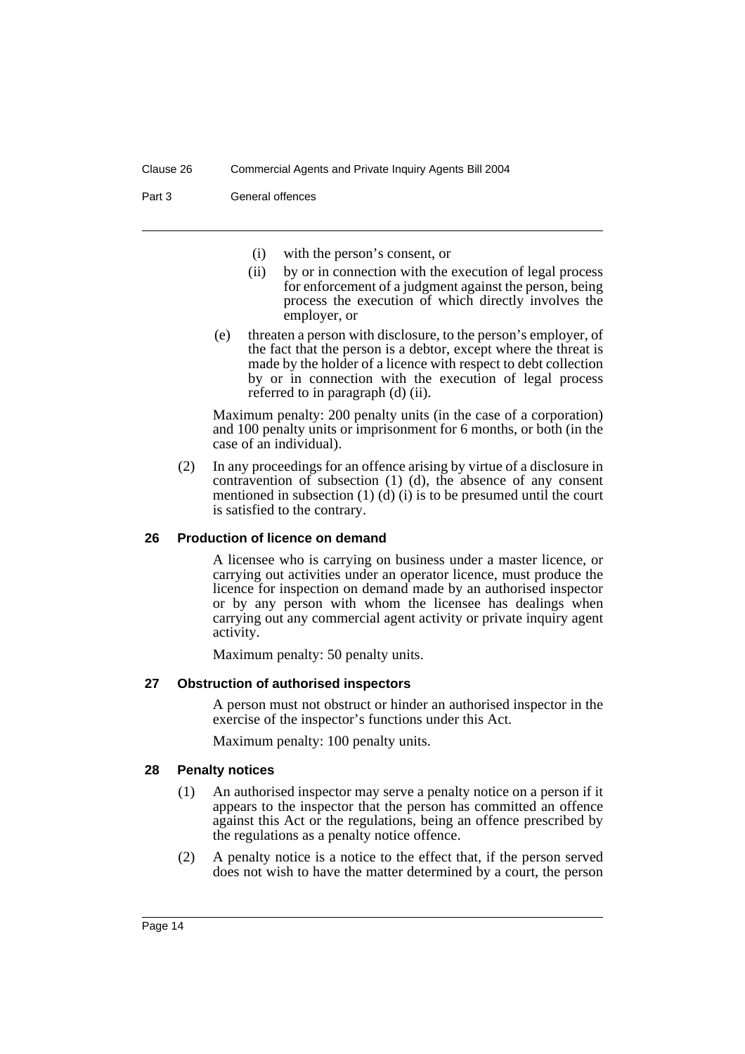(i) with the person's consent, or

(ii) by or in connection with the execution of legal process for enforcement of a judgment against the person, being process the execution of which directly involves the employer, or

(e) threaten a person with disclosure, to the person's employer, of the fact that the person is a debtor, except where the threat is made by the holder of a licence with respect to debt collection by or in connection with the execution of legal process referred to in paragraph (d) (ii).

Maximum penalty: 200 penalty units (in the case of a corporation) and 100 penalty units or imprisonment for 6 months, or both (in the case of an individual).

(2) In any proceedings for an offence arising by virtue of a disclosure in contravention of subsection (1) (d), the absence of any consent mentioned in subsection (1) (d) (i) is to be presumed until the court is satisfied to the contrary.

### 26 Production of licence on demand

A licensee who is carrying on business under a master licence, or carrying out activities under an operator licence, must produce the licence for inspection on demand made by an authorised inspector or by any person with whom the licensee has dealings when carrying out any commercial agent activity or private inquiry agent activity.

Maximum penalty: 50 penalty units.

### 27 Obstruction of authorised inspectors

A person must not obstruct or hinder an authorised inspector in the exercise of the inspector's functions under this Act.

Maximum penalty: 100 penalty units.

### 28 Penalty notices

(1) An authorised inspector may serve a penalty notice on a person if it appears to the inspector that the person has committed an offence against this Act or the regulations, being an offence prescribed by the regulations as a penalty notice offence.

(2) A penalty notice is a notice to the effect that, if the person served does not wish to have the matter determined by a court, the person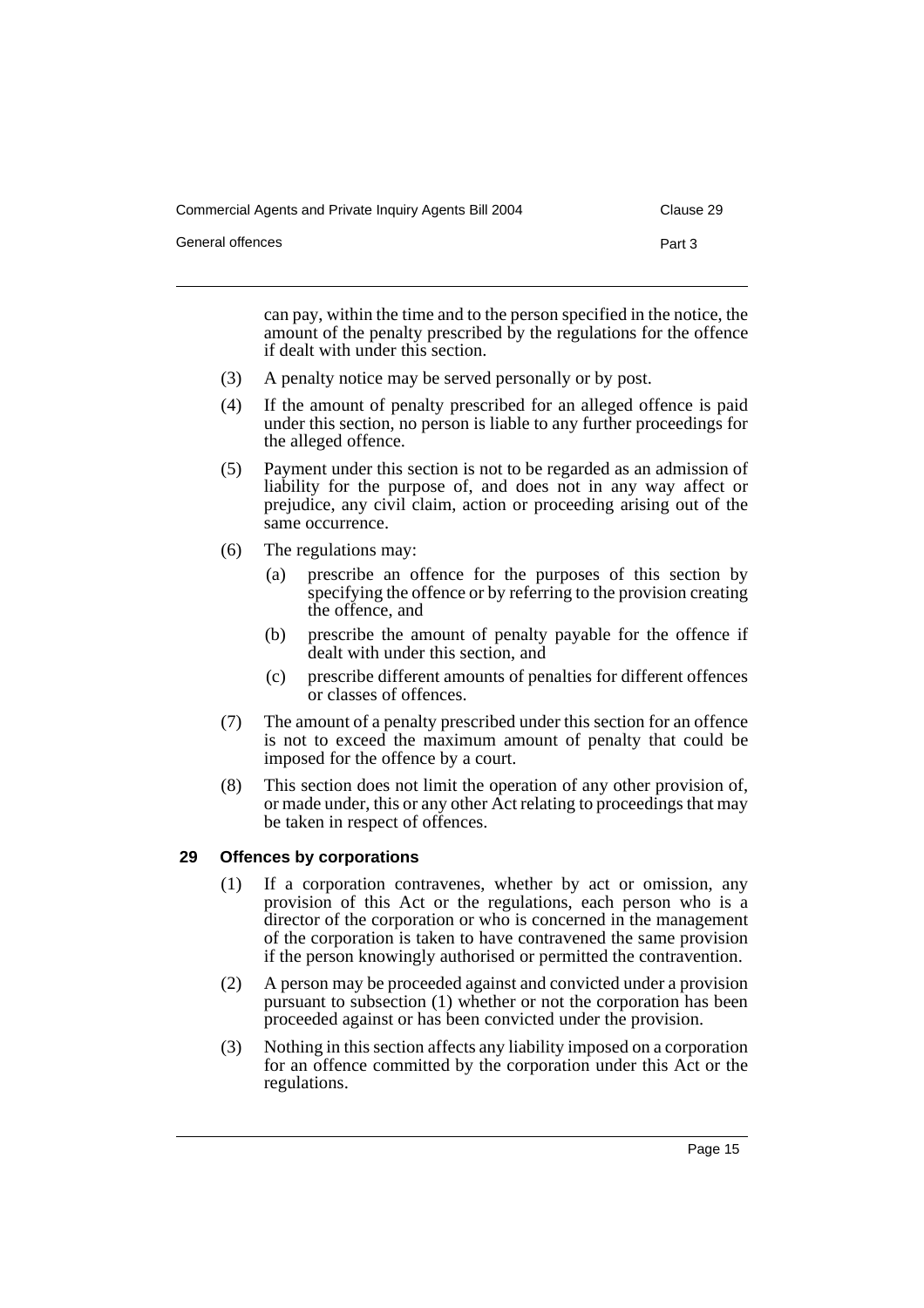can pay, within the time and to the person specified in the notice, the amount of the penalty prescribed by the regulations for the offence if dealt with under this section.

(3) A penalty notice may be served personally or by post.

(4) If the amount of penalty prescribed for an alleged offence is paid under this section, no person is liable to any further proceedings for the alleged offence.

(5) Payment under this section is not to be regarded as an admission of liability for the purpose of, and does not in any way affect or prejudice, any civil claim, action or proceeding arising out of the same occurrence.

(6) The regulations may:

(a) prescribe an offence for the purposes of this section by specifying the offence or by referring to the provision creating the offence, and

(b) prescribe the amount of penalty payable for the offence if dealt with under this section, and

(c) prescribe different amounts of penalties for different offences or classes of offences.

(7) The amount of a penalty prescribed under this section for an offence is not to exceed the maximum amount of penalty that could be imposed for the offence by a court.

(8) This section does not limit the operation of any other provision of, or made under, this or any other Act relating to proceedings that may be taken in respect of offences.

**29 Offences by corporations**

(1) If a corporation contravenes, whether by act or omission, any provision of this Act or the regulations, each person who is a director of the corporation or who is concerned in the management of the corporation is taken to have contravened the same provision if the person knowingly authorised or permitted the contravention.

(2) A person may be proceeded against and convicted under a provision pursuant to subsection (1) whether or not the corporation has been proceeded against or has been convicted under the provision.

(3) Nothing in this section affects any liability imposed on a corporation for an offence committed by the corporation under this Act or the regulations.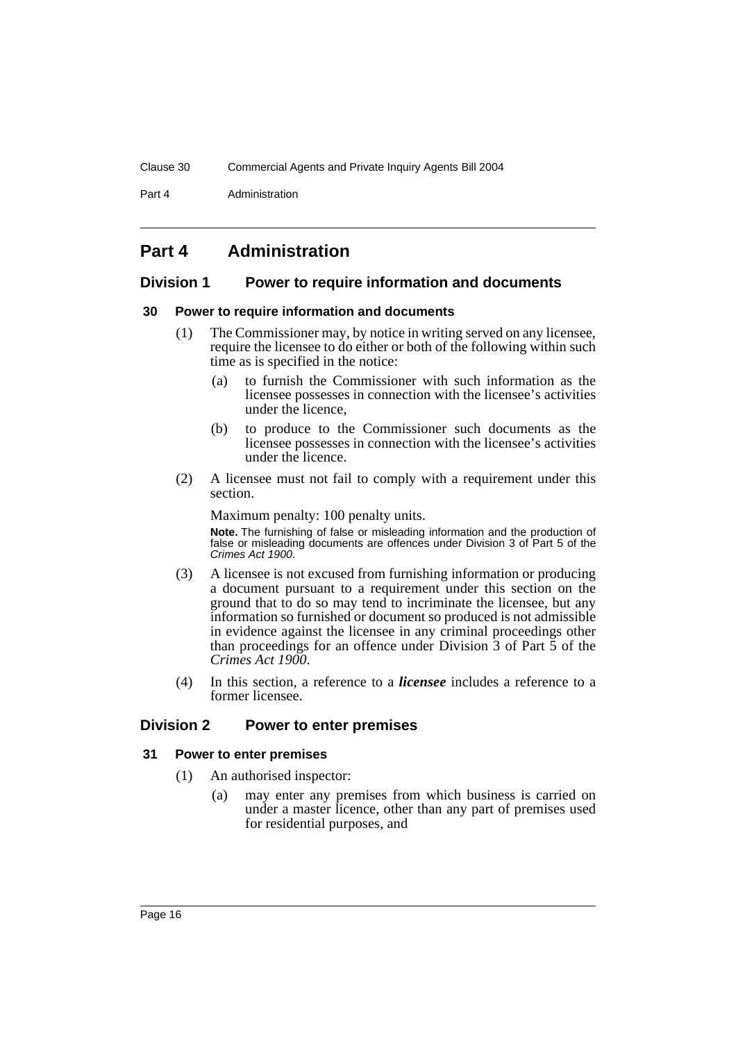# Part 4 Administration

## Division 1 Power to require information and documents

### 30 Power to require information and documents

(1) The Commissioner may, by notice in writing served on any licensee, require the licensee to do either or both of the following within such time as is specified in the notice:

- (a) to furnish the Commissioner with such information as the licensee possesses in connection with the licensee's activities under the licence,
- (b) to produce to the Commissioner such documents as the licensee possesses in connection with the licensee's activities under the licence.

(2) A licensee must not fail to comply with a requirement under this section.

Maximum penalty: 100 penalty units.

**Note.** The furnishing of false or misleading information and the production of false or misleading documents are offences under Division 3 of Part 5 of the *Crimes Act 1900*.

(3) A licensee is not excused from furnishing information or producing a document pursuant to a requirement under this section on the ground that to do so may tend to incriminate the licensee, but any information so furnished or document so produced is not admissible in evidence against the licensee in any criminal proceedings other than proceedings for an offence under Division 3 of Part 5 of the *Crimes Act 1900*.

(4) In this section, a reference to a ***licensee*** includes a reference to a former licensee.

## Division 2 Power to enter premises

### 31 Power to enter premises

(1) An authorised inspector:

- (a) may enter any premises from which business is carried on under a master licence, other than any part of premises used for residential purposes, and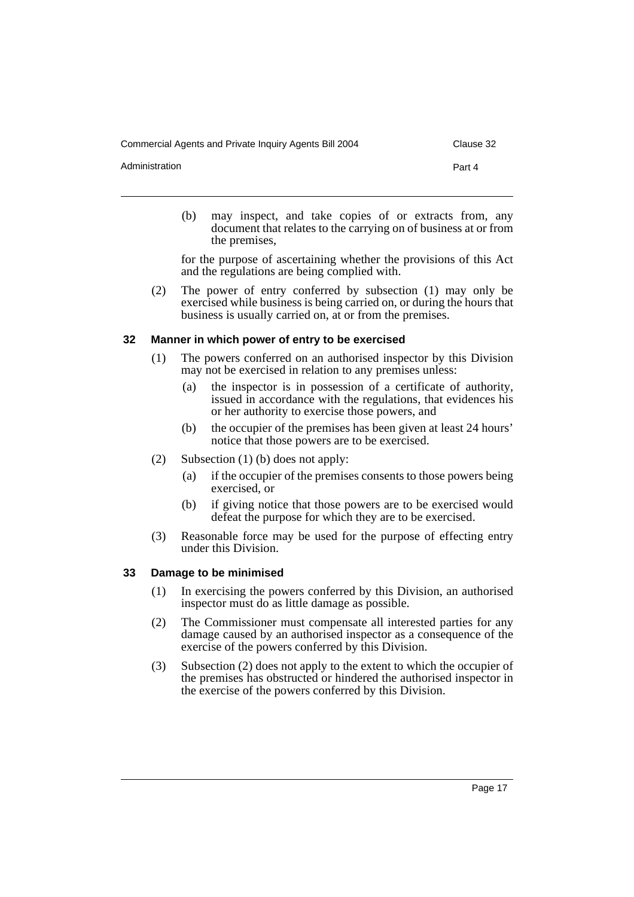(b) may inspect, and take copies of or extracts from, any document that relates to the carrying on of business at or from the premises,

for the purpose of ascertaining whether the provisions of this Act and the regulations are being complied with.

(2) The power of entry conferred by subsection (1) may only be exercised while business is being carried on, or during the hours that business is usually carried on, at or from the premises.

### 32 Manner in which power of entry to be exercised

(1) The powers conferred on an authorised inspector by this Division may not be exercised in relation to any premises unless:

(a) the inspector is in possession of a certificate of authority, issued in accordance with the regulations, that evidences his or her authority to exercise those powers, and

(b) the occupier of the premises has been given at least 24 hours' notice that those powers are to be exercised.

(2) Subsection (1) (b) does not apply:

(a) if the occupier of the premises consents to those powers being exercised, or

(b) if giving notice that those powers are to be exercised would defeat the purpose for which they are to be exercised.

(3) Reasonable force may be used for the purpose of effecting entry under this Division.

### 33 Damage to be minimised

(1) In exercising the powers conferred by this Division, an authorised inspector must do as little damage as possible.

(2) The Commissioner must compensate all interested parties for any damage caused by an authorised inspector as a consequence of the exercise of the powers conferred by this Division.

(3) Subsection (2) does not apply to the extent to which the occupier of the premises has obstructed or hindered the authorised inspector in the exercise of the powers conferred by this Division.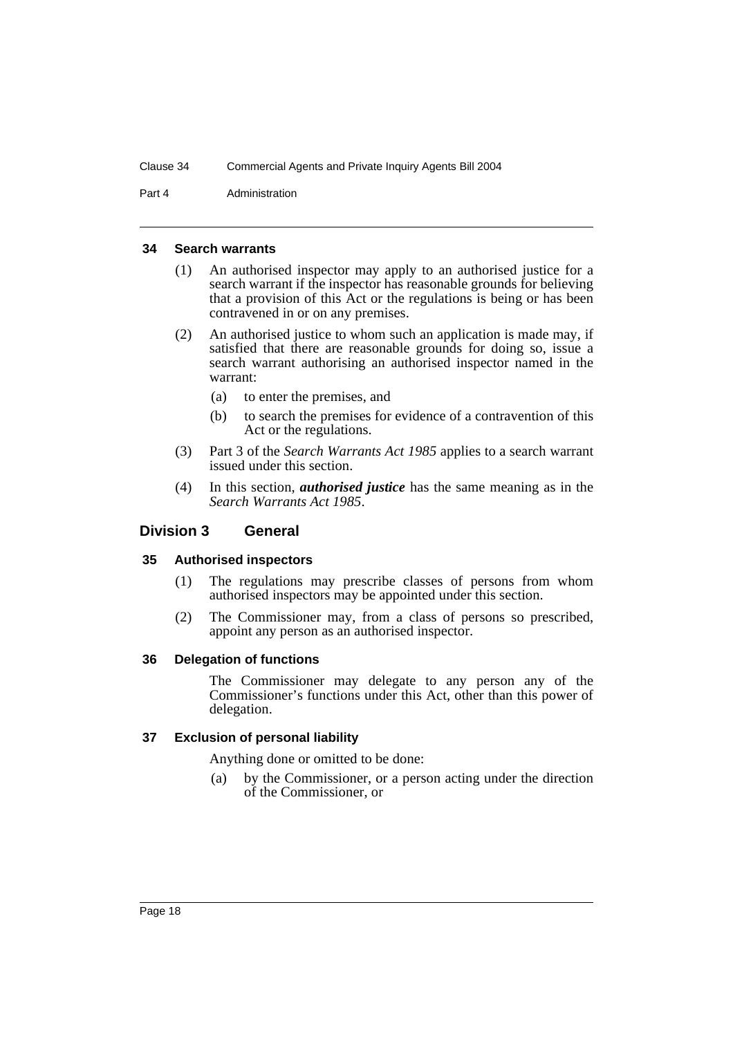### 34 Search warrants

(1) An authorised inspector may apply to an authorised justice for a search warrant if the inspector has reasonable grounds for believing that a provision of this Act or the regulations is being or has been contravened in or on any premises.

(2) An authorised justice to whom such an application is made may, if satisfied that there are reasonable grounds for doing so, issue a search warrant authorising an authorised inspector named in the warrant:

- (a) to enter the premises, and
- (b) to search the premises for evidence of a contravention of this Act or the regulations.

(3) Part 3 of the *Search Warrants Act 1985* applies to a search warrant issued under this section.

(4) In this section, ***authorised justice*** has the same meaning as in the *Search Warrants Act 1985*.

## Division 3 General

### 35 Authorised inspectors

(1) The regulations may prescribe classes of persons from whom authorised inspectors may be appointed under this section.

(2) The Commissioner may, from a class of persons so prescribed, appoint any person as an authorised inspector.

### 36 Delegation of functions

The Commissioner may delegate to any person any of the Commissioner's functions under this Act, other than this power of delegation.

### 37 Exclusion of personal liability

Anything done or omitted to be done:

- (a) by the Commissioner, or a person acting under the direction of the Commissioner, or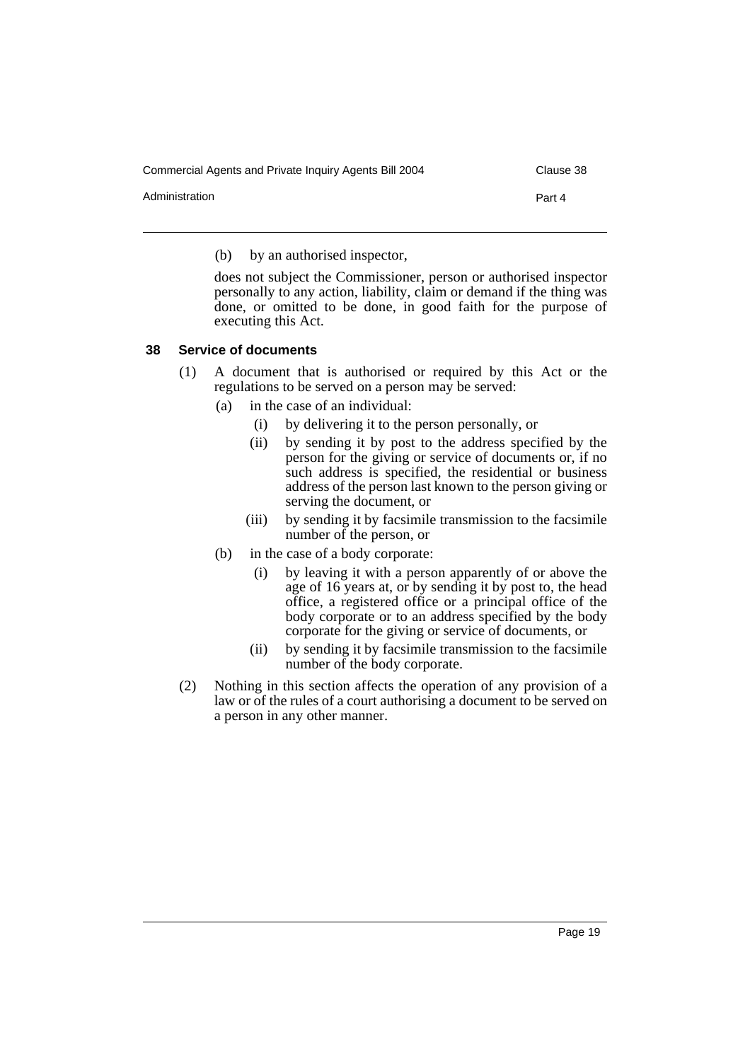(b) by an authorised inspector,

does not subject the Commissioner, person or authorised inspector personally to any action, liability, claim or demand if the thing was done, or omitted to be done, in good faith for the purpose of executing this Act.

### 38 Service of documents

(1) A document that is authorised or required by this Act or the regulations to be served on a person may be served:

(a) in the case of an individual:

(i) by delivering it to the person personally, or

(ii) by sending it by post to the address specified by the person for the giving or service of documents or, if no such address is specified, the residential or business address of the person last known to the person giving or serving the document, or

(iii) by sending it by facsimile transmission to the facsimile number of the person, or

(b) in the case of a body corporate:

(i) by leaving it with a person apparently of or above the age of 16 years at, or by sending it by post to, the head office, a registered office or a principal office of the body corporate or to an address specified by the body corporate for the giving or service of documents, or

(ii) by sending it by facsimile transmission to the facsimile number of the body corporate.

(2) Nothing in this section affects the operation of any provision of a law or of the rules of a court authorising a document to be served on a person in any other manner.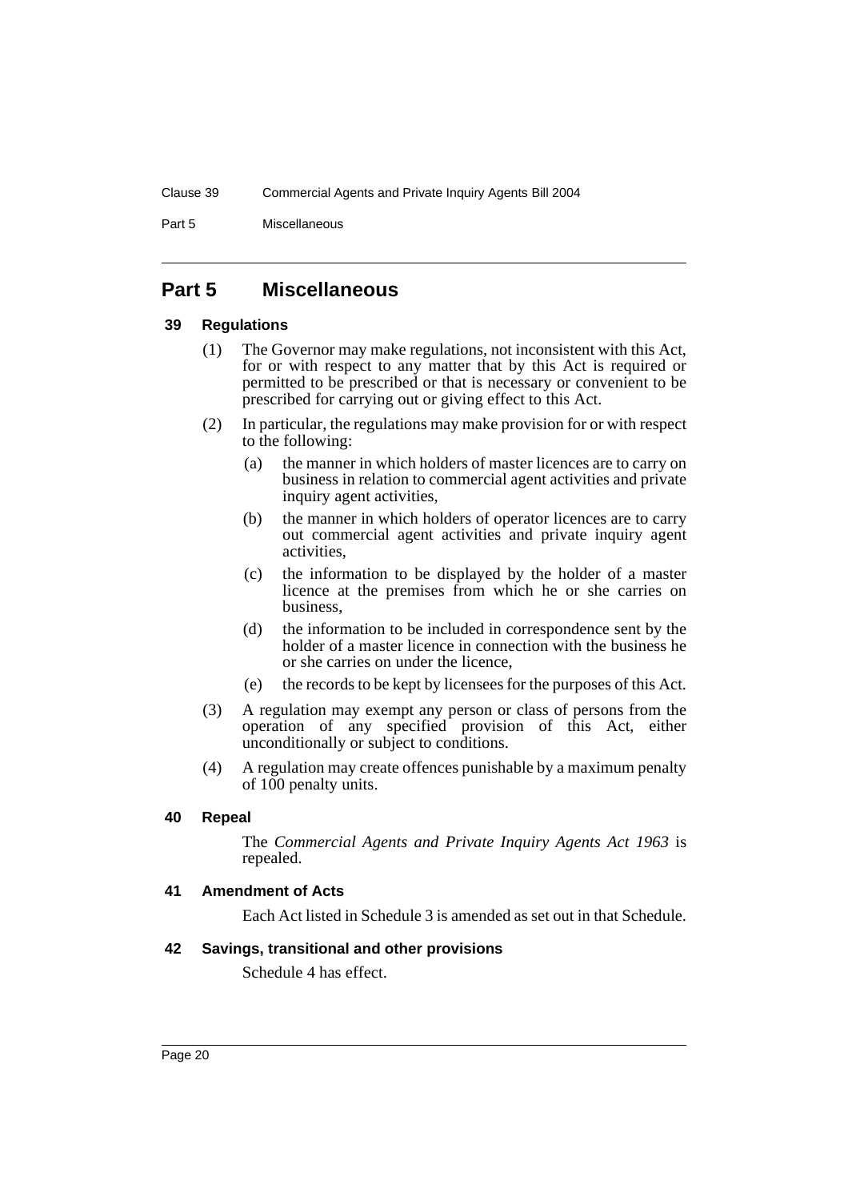## Part 5 Miscellaneous

### 39 Regulations

(1) The Governor may make regulations, not inconsistent with this Act, for or with respect to any matter that by this Act is required or permitted to be prescribed or that is necessary or convenient to be prescribed for carrying out or giving effect to this Act.

(2) In particular, the regulations may make provision for or with respect to the following:

(a) the manner in which holders of master licences are to carry on business in relation to commercial agent activities and private inquiry agent activities,

(b) the manner in which holders of operator licences are to carry out commercial agent activities and private inquiry agent activities,

(c) the information to be displayed by the holder of a master licence at the premises from which he or she carries on business,

(d) the information to be included in correspondence sent by the holder of a master licence in connection with the business he or she carries on under the licence,

(e) the records to be kept by licensees for the purposes of this Act.

(3) A regulation may exempt any person or class of persons from the operation of any specified provision of this Act, either unconditionally or subject to conditions.

(4) A regulation may create offences punishable by a maximum penalty of 100 penalty units.

### 40 Repeal

The *Commercial Agents and Private Inquiry Agents Act 1963* is repealed.

### 41 Amendment of Acts

Each Act listed in Schedule 3 is amended as set out in that Schedule.

### 42 Savings, transitional and other provisions

Schedule 4 has effect.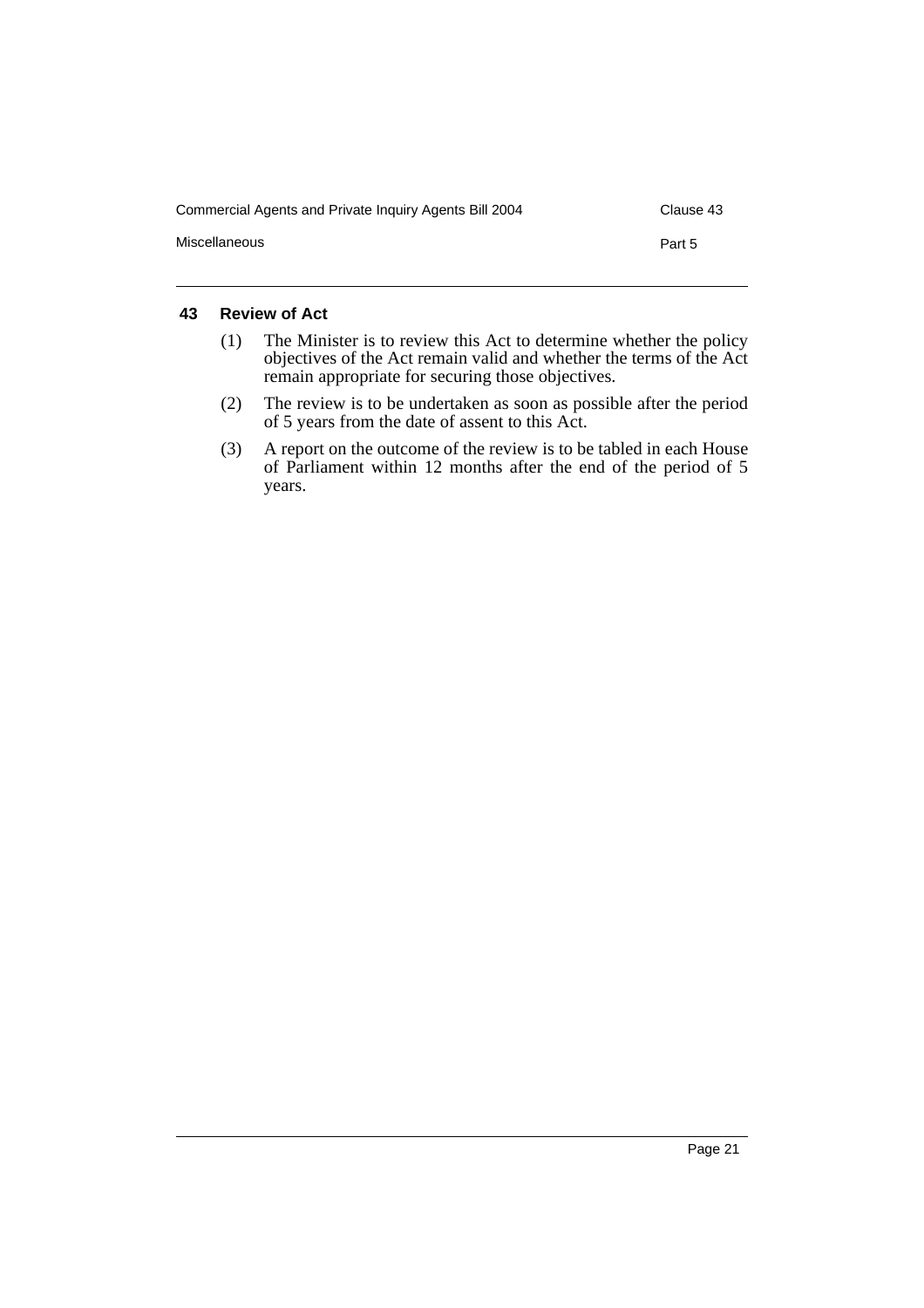## 43 Review of Act

(1) The Minister is to review this Act to determine whether the policy objectives of the Act remain valid and whether the terms of the Act remain appropriate for securing those objectives.

(2) The review is to be undertaken as soon as possible after the period of 5 years from the date of assent to this Act.

(3) A report on the outcome of the review is to be tabled in each House of Parliament within 12 months after the end of the period of 5 years.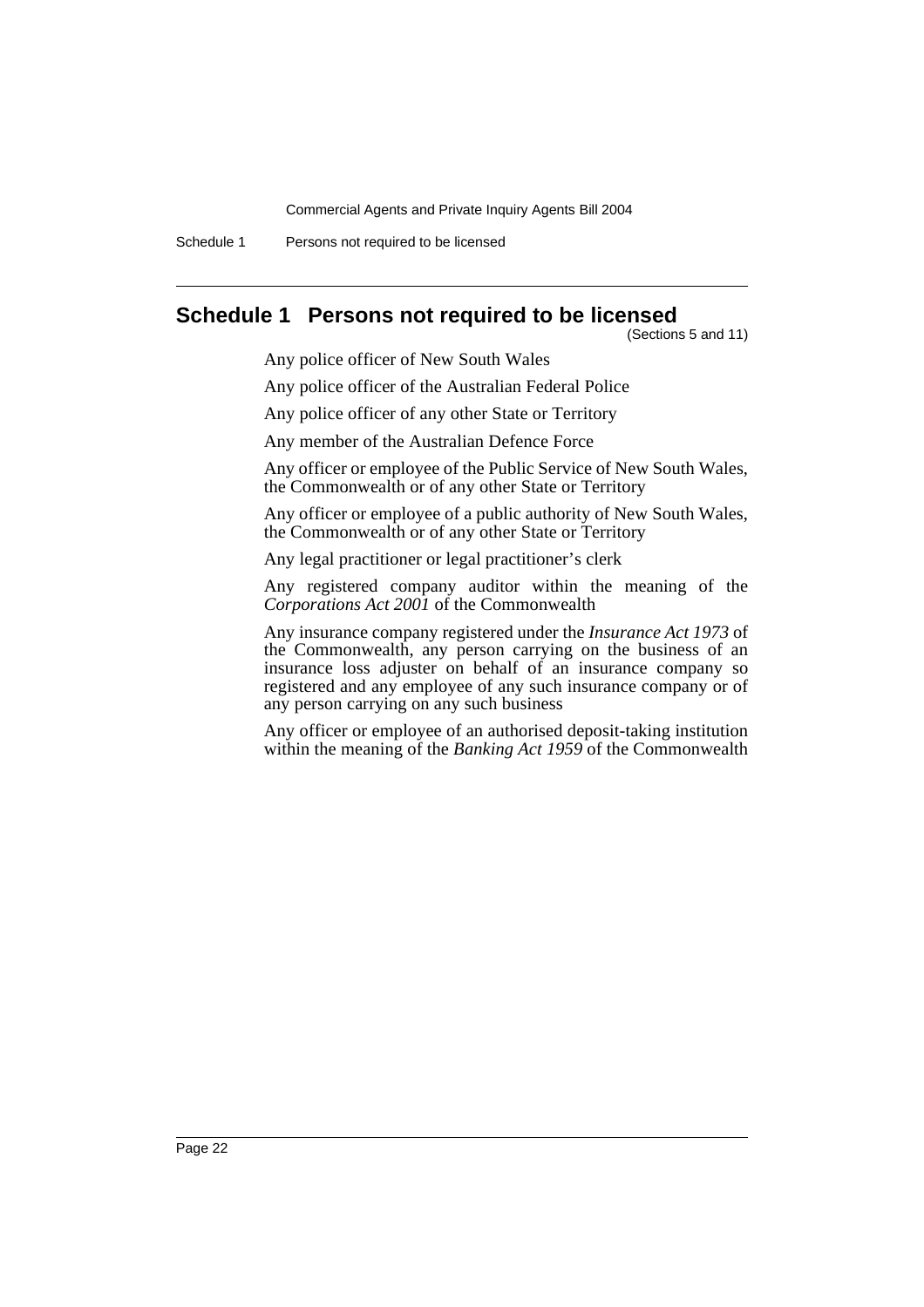# Schedule 1 Persons not required to be licensed

(Sections 5 and 11)

Any police officer of New South Wales

Any police officer of the Australian Federal Police

Any police officer of any other State or Territory

Any member of the Australian Defence Force

Any officer or employee of the Public Service of New South Wales, the Commonwealth or of any other State or Territory

Any officer or employee of a public authority of New South Wales, the Commonwealth or of any other State or Territory

Any legal practitioner or legal practitioner's clerk

Any registered company auditor within the meaning of the *Corporations Act 2001* of the Commonwealth

Any insurance company registered under the *Insurance Act 1973* of the Commonwealth, any person carrying on the business of an insurance loss adjuster on behalf of an insurance company so registered and any employee of any such insurance company or of any person carrying on any such business

Any officer or employee of an authorised deposit-taking institution within the meaning of the *Banking Act 1959* of the Commonwealth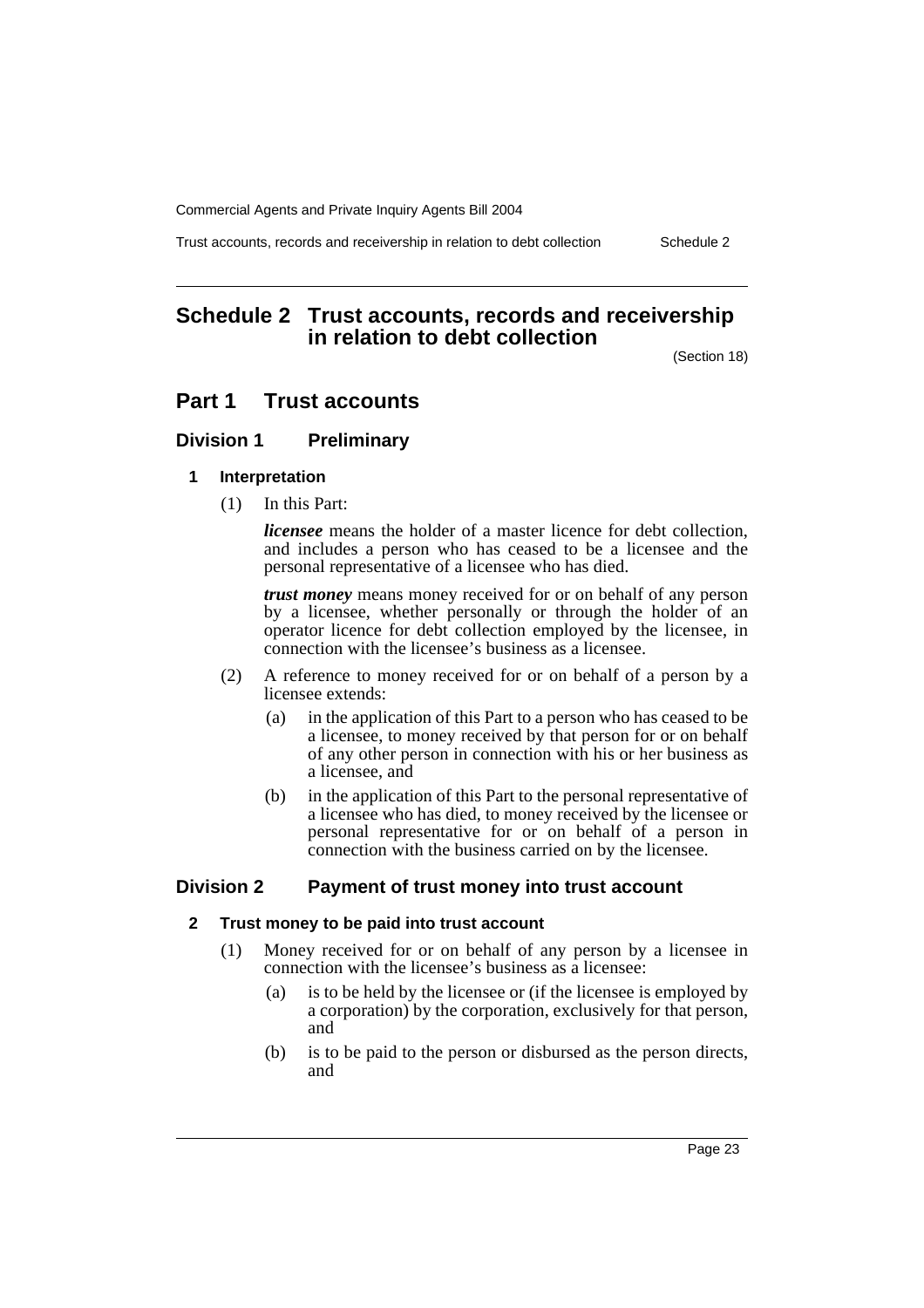# Schedule 2 Trust accounts, records and receivership in relation to debt collection

(Section 18)

## Part 1 Trust accounts

### Division 1 Preliminary

#### 1 Interpretation

(1) In this Part:

***licensee*** means the holder of a master licence for debt collection, and includes a person who has ceased to be a licensee and the personal representative of a licensee who has died.

***trust money*** means money received for or on behalf of any person by a licensee, whether personally or through the holder of an operator licence for debt collection employed by the licensee, in connection with the licensee's business as a licensee.

(2) A reference to money received for or on behalf of a person by a licensee extends:

- (a) in the application of this Part to a person who has ceased to be a licensee, to money received by that person for or on behalf of any other person in connection with his or her business as a licensee, and
- (b) in the application of this Part to the personal representative of a licensee who has died, to money received by the licensee or personal representative for or on behalf of a person in connection with the business carried on by the licensee.

### Division 2 Payment of trust money into trust account

#### 2 Trust money to be paid into trust account

(1) Money received for or on behalf of any person by a licensee in connection with the licensee's business as a licensee:

- (a) is to be held by the licensee or (if the licensee is employed by a corporation) by the corporation, exclusively for that person, and
- (b) is to be paid to the person or disbursed as the person directs, and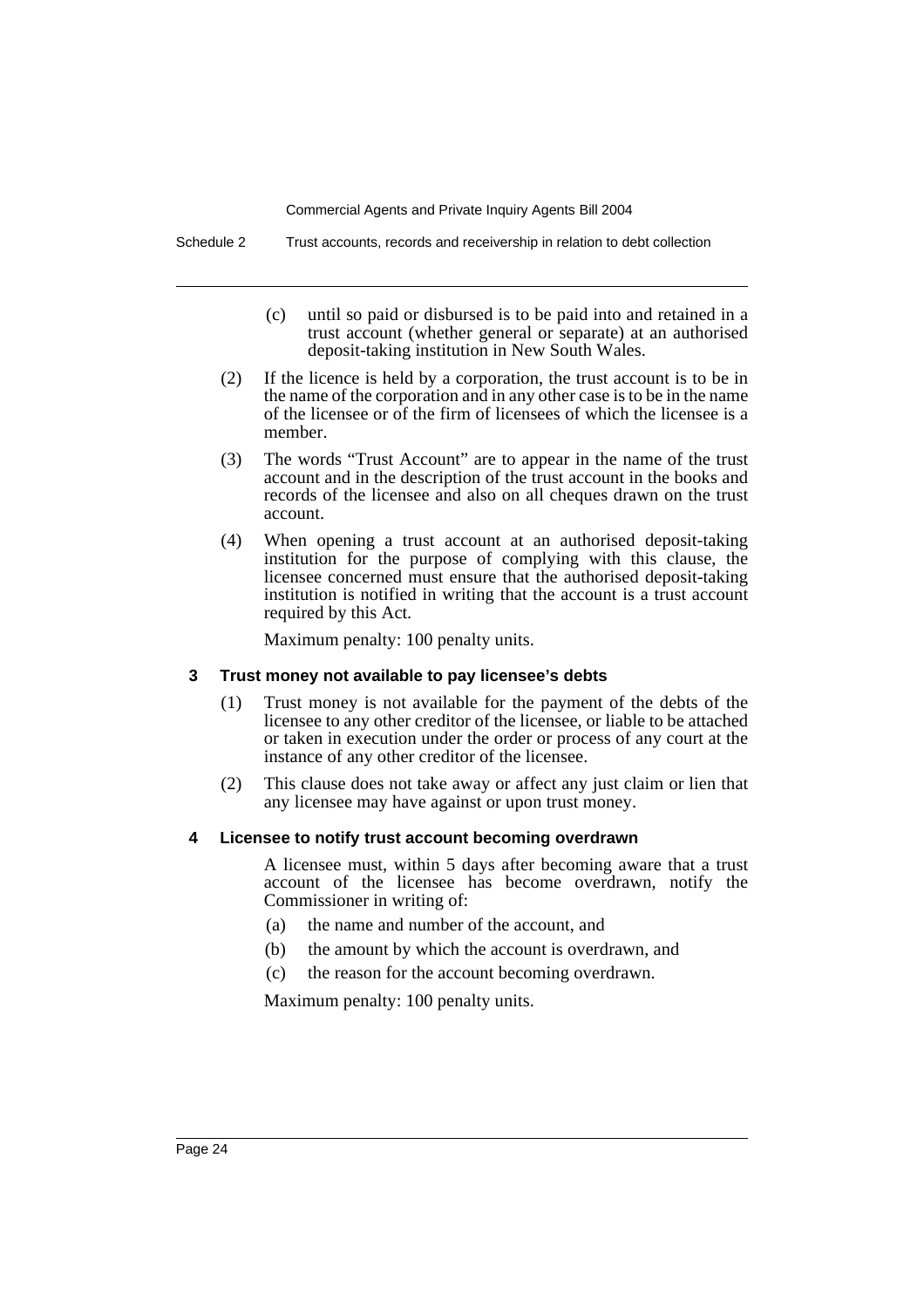(c) until so paid or disbursed is to be paid into and retained in a trust account (whether general or separate) at an authorised deposit-taking institution in New South Wales.

(2) If the licence is held by a corporation, the trust account is to be in the name of the corporation and in any other case is to be in the name of the licensee or of the firm of licensees of which the licensee is a member.

(3) The words "Trust Account" are to appear in the name of the trust account and in the description of the trust account in the books and records of the licensee and also on all cheques drawn on the trust account.

(4) When opening a trust account at an authorised deposit-taking institution for the purpose of complying with this clause, the licensee concerned must ensure that the authorised deposit-taking institution is notified in writing that the account is a trust account required by this Act.

Maximum penalty: 100 penalty units.

### 3 Trust money not available to pay licensee's debts

(1) Trust money is not available for the payment of the debts of the licensee to any other creditor of the licensee, or liable to be attached or taken in execution under the order or process of any court at the instance of any other creditor of the licensee.

(2) This clause does not take away or affect any just claim or lien that any licensee may have against or upon trust money.

### 4 Licensee to notify trust account becoming overdrawn

A licensee must, within 5 days after becoming aware that a trust account of the licensee has become overdrawn, notify the Commissioner in writing of:

(a) the name and number of the account, and

(b) the amount by which the account is overdrawn, and

(c) the reason for the account becoming overdrawn.

Maximum penalty: 100 penalty units.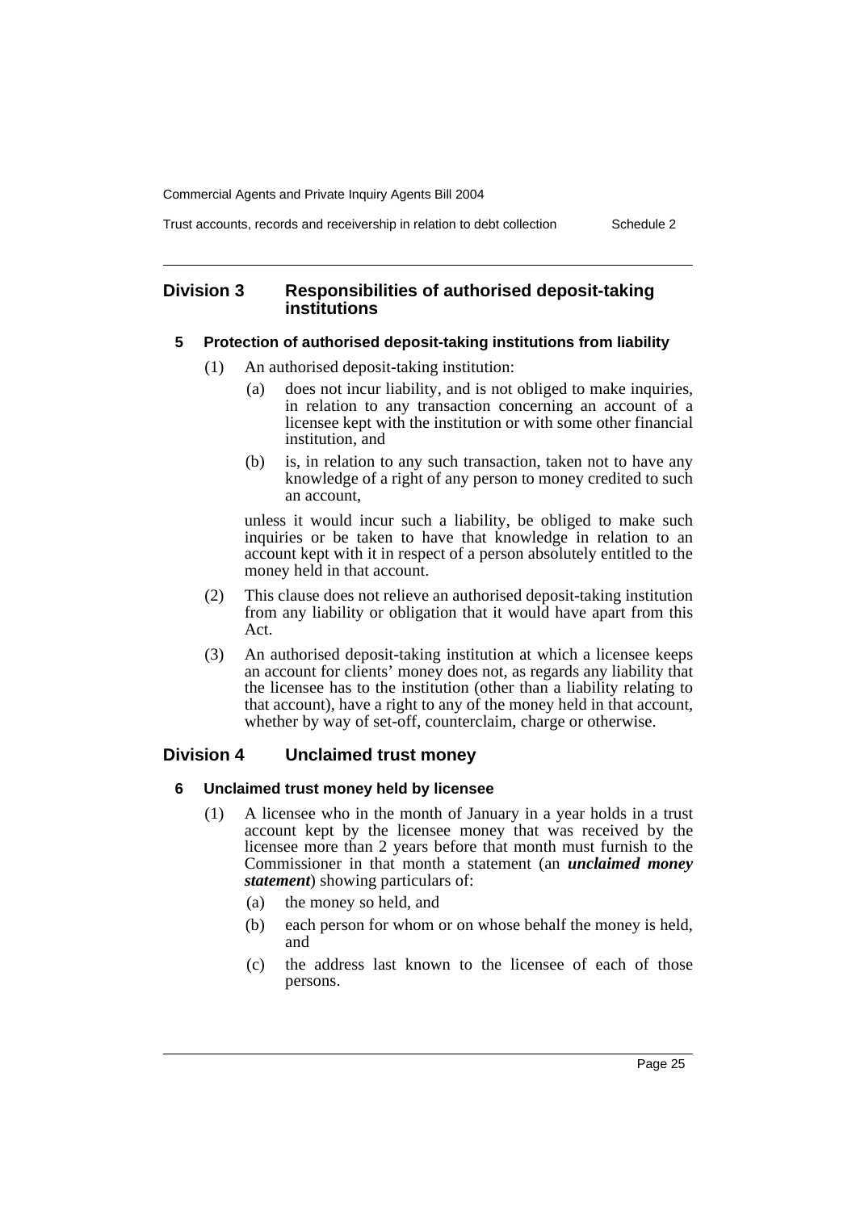## Division 3 Responsibilities of authorised deposit-taking institutions

### 5 Protection of authorised deposit-taking institutions from liability

(1) An authorised deposit-taking institution:

(a) does not incur liability, and is not obliged to make inquiries, in relation to any transaction concerning an account of a licensee kept with the institution or with some other financial institution, and

(b) is, in relation to any such transaction, taken not to have any knowledge of a right of any person to money credited to such an account,

unless it would incur such a liability, be obliged to make such inquiries or be taken to have that knowledge in relation to an account kept with it in respect of a person absolutely entitled to the money held in that account.

(2) This clause does not relieve an authorised deposit-taking institution from any liability or obligation that it would have apart from this Act.

(3) An authorised deposit-taking institution at which a licensee keeps an account for clients' money does not, as regards any liability that the licensee has to the institution (other than a liability relating to that account), have a right to any of the money held in that account, whether by way of set-off, counterclaim, charge or otherwise.

## Division 4 Unclaimed trust money

### 6 Unclaimed trust money held by licensee

(1) A licensee who in the month of January in a year holds in a trust account kept by the licensee money that was received by the licensee more than 2 years before that month must furnish to the Commissioner in that month a statement (an ***unclaimed money statement***) showing particulars of:

(a) the money so held, and

(b) each person for whom or on whose behalf the money is held, and

(c) the address last known to the licensee of each of those persons.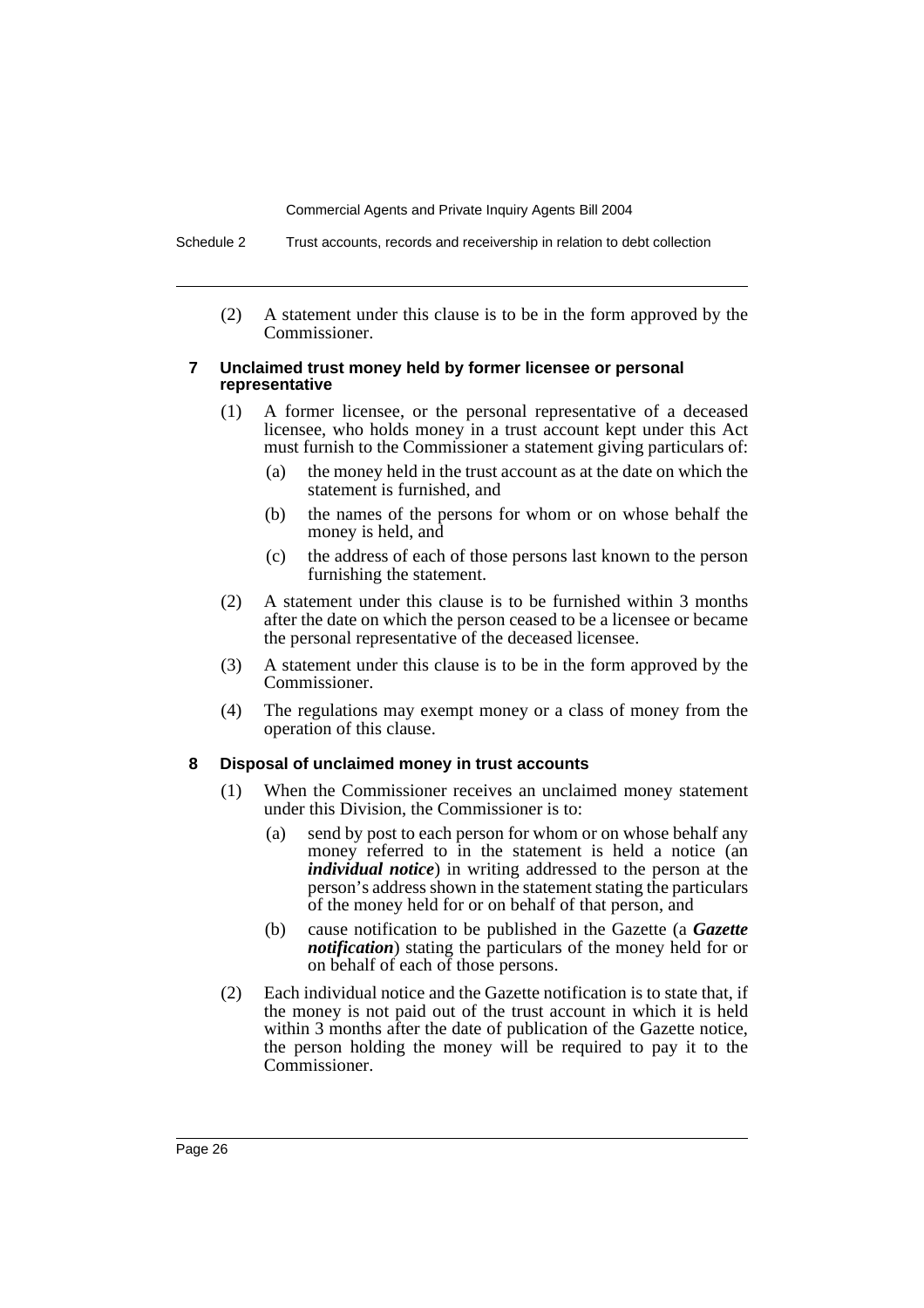(2) A statement under this clause is to be in the form approved by the Commissioner.

### 7 Unclaimed trust money held by former licensee or personal representative

(1) A former licensee, or the personal representative of a deceased licensee, who holds money in a trust account kept under this Act must furnish to the Commissioner a statement giving particulars of:

(a) the money held in the trust account as at the date on which the statement is furnished, and

(b) the names of the persons for whom or on whose behalf the money is held, and

(c) the address of each of those persons last known to the person furnishing the statement.

(2) A statement under this clause is to be furnished within 3 months after the date on which the person ceased to be a licensee or became the personal representative of the deceased licensee.

(3) A statement under this clause is to be in the form approved by the Commissioner.

(4) The regulations may exempt money or a class of money from the operation of this clause.

### 8 Disposal of unclaimed money in trust accounts

(1) When the Commissioner receives an unclaimed money statement under this Division, the Commissioner is to:

(a) send by post to each person for whom or on whose behalf any money referred to in the statement is held a notice (an ***individual notice***) in writing addressed to the person at the person's address shown in the statement stating the particulars of the money held for or on behalf of that person, and

(b) cause notification to be published in the Gazette (a ***Gazette notification***) stating the particulars of the money held for or on behalf of each of those persons.

(2) Each individual notice and the Gazette notification is to state that, if the money is not paid out of the trust account in which it is held within 3 months after the date of publication of the Gazette notice, the person holding the money will be required to pay it to the Commissioner.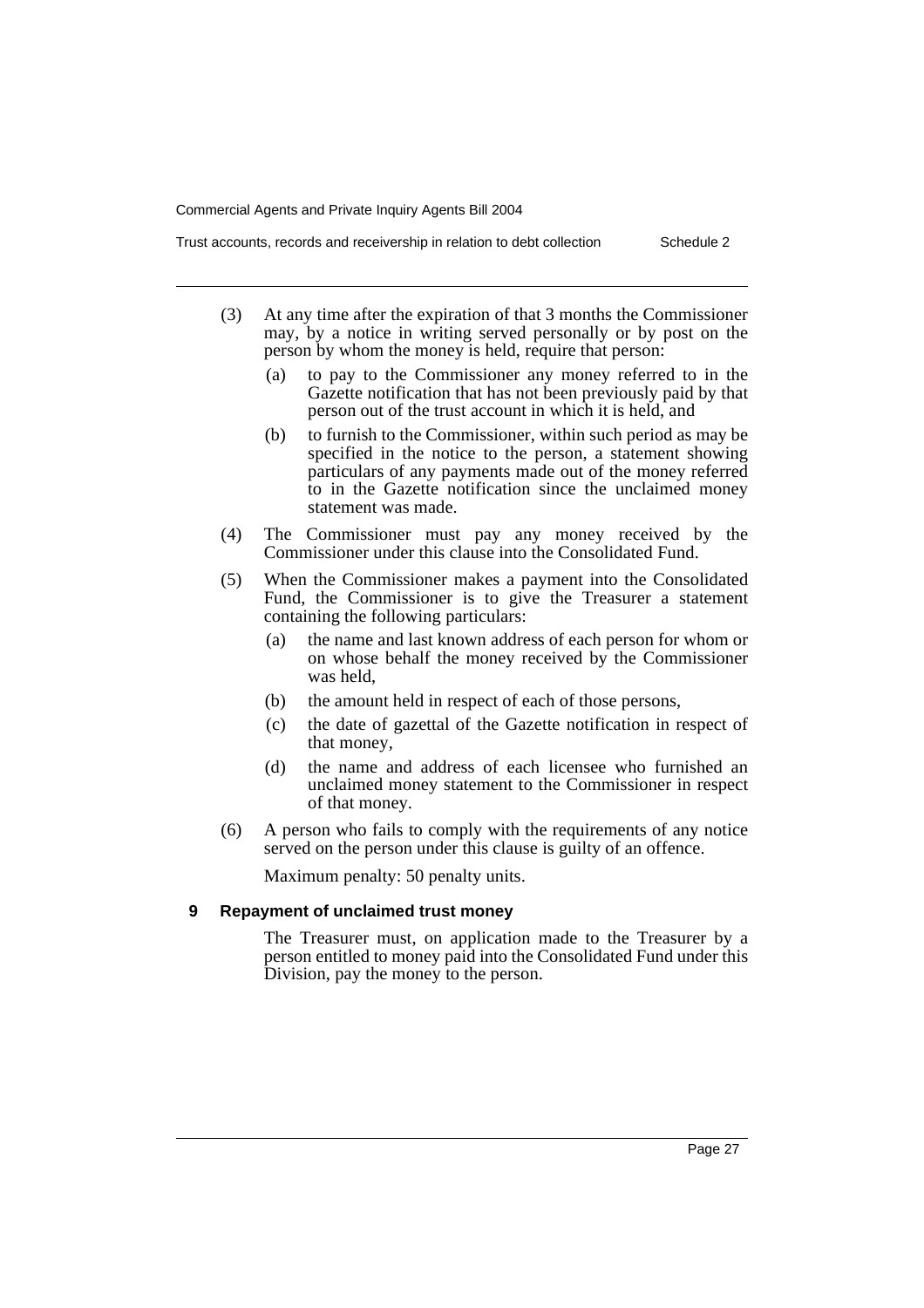(3) At any time after the expiration of that 3 months the Commissioner may, by a notice in writing served personally or by post on the person by whom the money is held, require that person:

(a) to pay to the Commissioner any money referred to in the Gazette notification that has not been previously paid by that person out of the trust account in which it is held, and

(b) to furnish to the Commissioner, within such period as may be specified in the notice to the person, a statement showing particulars of any payments made out of the money referred to in the Gazette notification since the unclaimed money statement was made.

(4) The Commissioner must pay any money received by the Commissioner under this clause into the Consolidated Fund.

(5) When the Commissioner makes a payment into the Consolidated Fund, the Commissioner is to give the Treasurer a statement containing the following particulars:

(a) the name and last known address of each person for whom or on whose behalf the money received by the Commissioner was held,

(b) the amount held in respect of each of those persons,

(c) the date of gazettal of the Gazette notification in respect of that money,

(d) the name and address of each licensee who furnished an unclaimed money statement to the Commissioner in respect of that money.

(6) A person who fails to comply with the requirements of any notice served on the person under this clause is guilty of an offence.

Maximum penalty: 50 penalty units.

### 9 Repayment of unclaimed trust money

The Treasurer must, on application made to the Treasurer by a person entitled to money paid into the Consolidated Fund under this Division, pay the money to the person.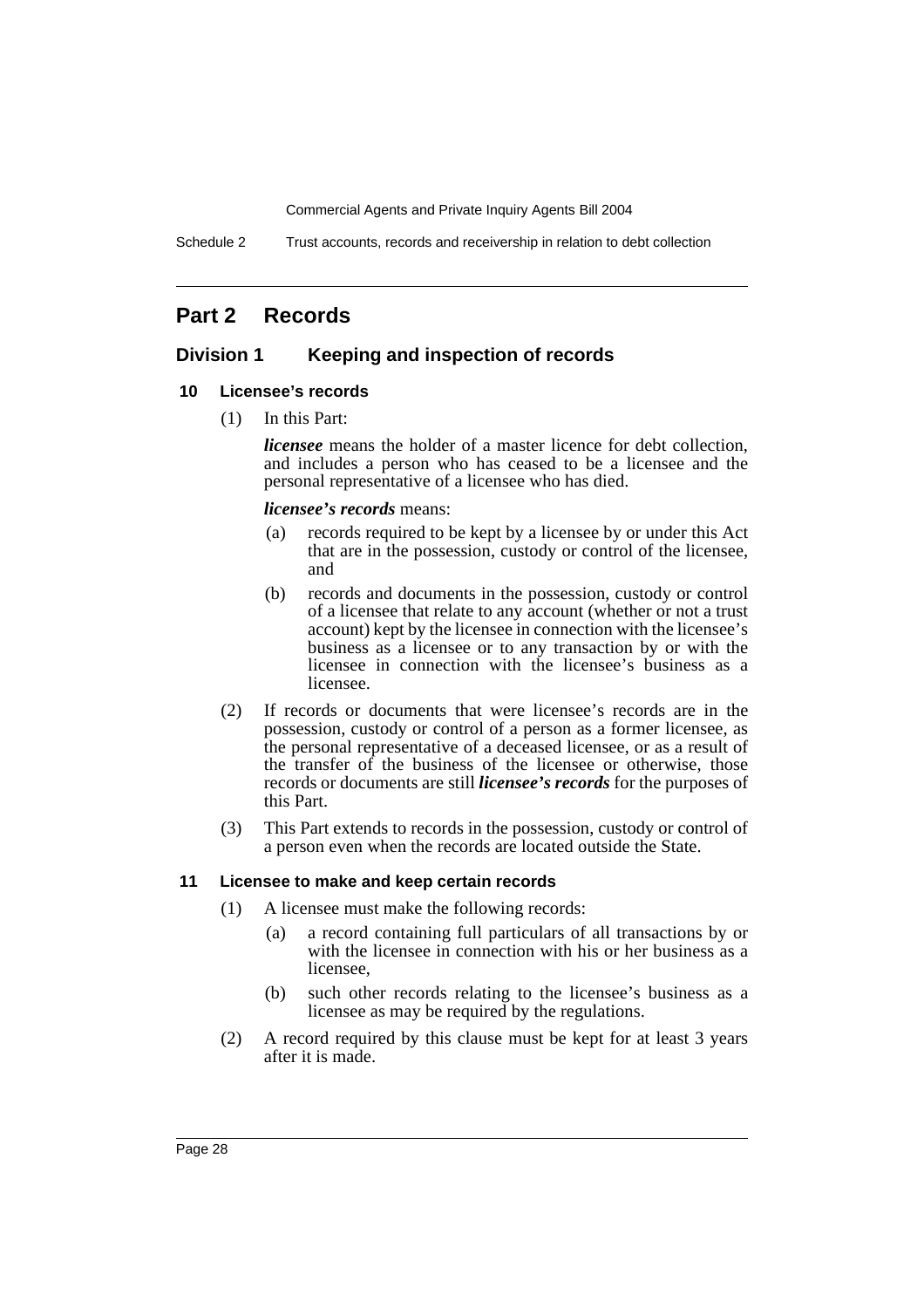## Part 2 Records

### Division 1 Keeping and inspection of records

#### 10 Licensee's records

(1) In this Part:

***licensee*** means the holder of a master licence for debt collection, and includes a person who has ceased to be a licensee and the personal representative of a licensee who has died.

***licensee's records*** means:

(a) records required to be kept by a licensee by or under this Act that are in the possession, custody or control of the licensee, and

(b) records and documents in the possession, custody or control of a licensee that relate to any account (whether or not a trust account) kept by the licensee in connection with the licensee's business as a licensee or to any transaction by or with the licensee in connection with the licensee's business as a licensee.

(2) If records or documents that were licensee's records are in the possession, custody or control of a person as a former licensee, as the personal representative of a deceased licensee, or as a result of the transfer of the business of the licensee or otherwise, those records or documents are still ***licensee's records*** for the purposes of this Part.

(3) This Part extends to records in the possession, custody or control of a person even when the records are located outside the State.

#### 11 Licensee to make and keep certain records

(1) A licensee must make the following records:

(a) a record containing full particulars of all transactions by or with the licensee in connection with his or her business as a licensee,

(b) such other records relating to the licensee's business as a licensee as may be required by the regulations.

(2) A record required by this clause must be kept for at least 3 years after it is made.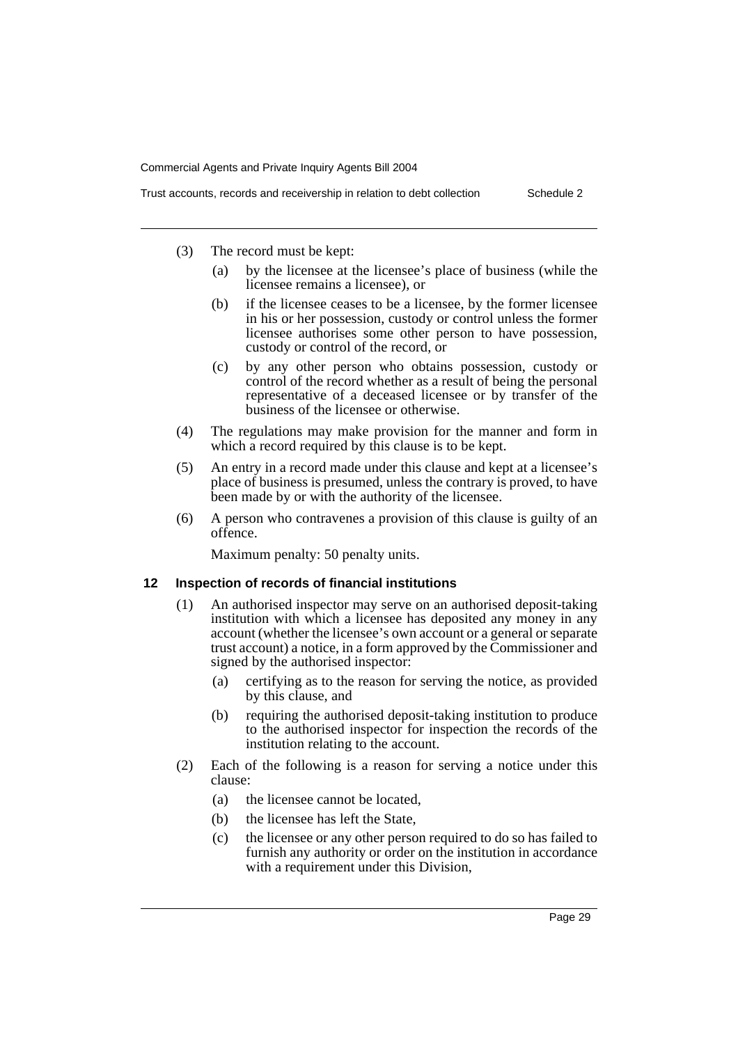(3) The record must be kept:

  (a) by the licensee at the licensee's place of business (while the licensee remains a licensee), or

  (b) if the licensee ceases to be a licensee, by the former licensee in his or her possession, custody or control unless the former licensee authorises some other person to have possession, custody or control of the record, or

  (c) by any other person who obtains possession, custody or control of the record whether as a result of being the personal representative of a deceased licensee or by transfer of the business of the licensee or otherwise.

(4) The regulations may make provision for the manner and form in which a record required by this clause is to be kept.

(5) An entry in a record made under this clause and kept at a licensee's place of business is presumed, unless the contrary is proved, to have been made by or with the authority of the licensee.

(6) A person who contravenes a provision of this clause is guilty of an offence.

Maximum penalty: 50 penalty units.

### 12 Inspection of records of financial institutions

(1) An authorised inspector may serve on an authorised deposit-taking institution with which a licensee has deposited any money in any account (whether the licensee's own account or a general or separate trust account) a notice, in a form approved by the Commissioner and signed by the authorised inspector:

  (a) certifying as to the reason for serving the notice, as provided by this clause, and

  (b) requiring the authorised deposit-taking institution to produce to the authorised inspector for inspection the records of the institution relating to the account.

(2) Each of the following is a reason for serving a notice under this clause:

  (a) the licensee cannot be located,

  (b) the licensee has left the State,

  (c) the licensee or any other person required to do so has failed to furnish any authority or order on the institution in accordance with a requirement under this Division,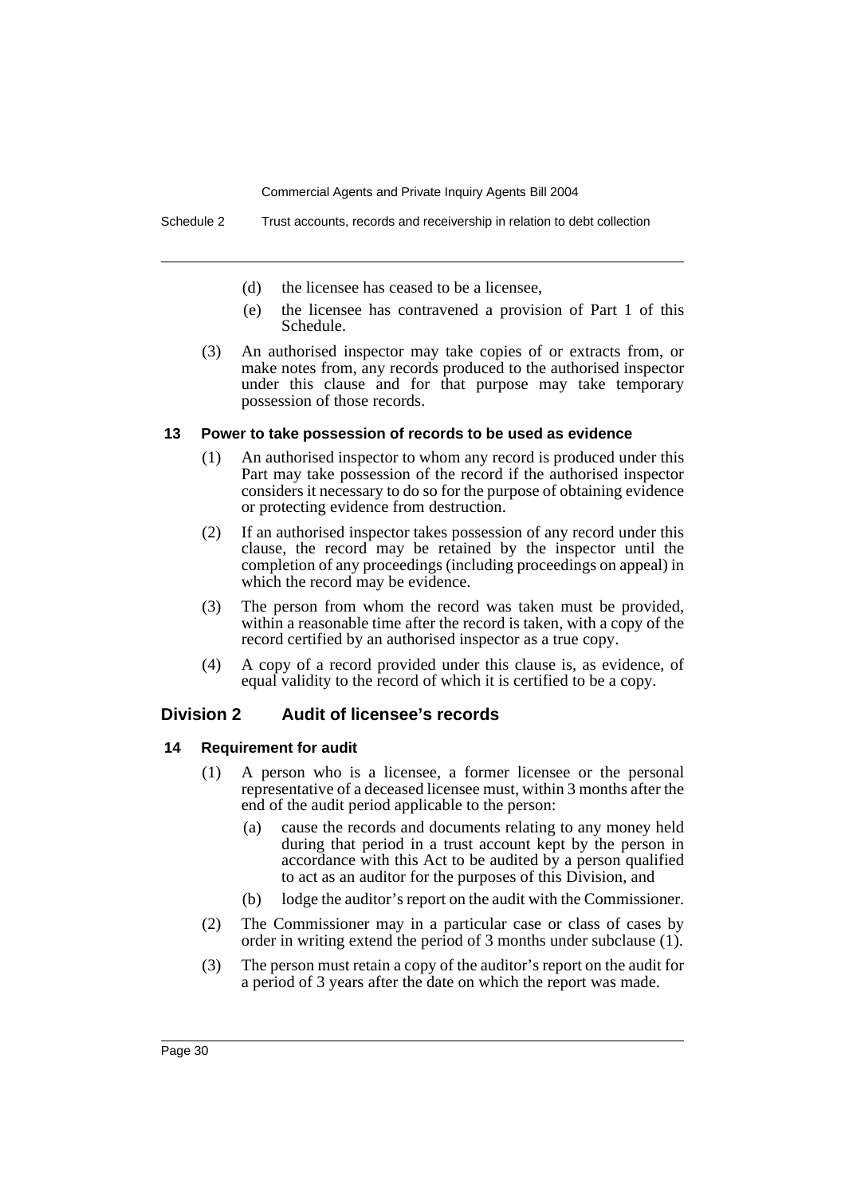(d) the licensee has ceased to be a licensee,

(e) the licensee has contravened a provision of Part 1 of this Schedule.

(3) An authorised inspector may take copies of or extracts from, or make notes from, any records produced to the authorised inspector under this clause and for that purpose may take temporary possession of those records.

#### 13 Power to take possession of records to be used as evidence

(1) An authorised inspector to whom any record is produced under this Part may take possession of the record if the authorised inspector considers it necessary to do so for the purpose of obtaining evidence or protecting evidence from destruction.

(2) If an authorised inspector takes possession of any record under this clause, the record may be retained by the inspector until the completion of any proceedings (including proceedings on appeal) in which the record may be evidence.

(3) The person from whom the record was taken must be provided, within a reasonable time after the record is taken, with a copy of the record certified by an authorised inspector as a true copy.

(4) A copy of a record provided under this clause is, as evidence, of equal validity to the record of which it is certified to be a copy.

### Division 2 Audit of licensee's records

#### 14 Requirement for audit

(1) A person who is a licensee, a former licensee or the personal representative of a deceased licensee must, within 3 months after the end of the audit period applicable to the person:

(a) cause the records and documents relating to any money held during that period in a trust account kept by the person in accordance with this Act to be audited by a person qualified to act as an auditor for the purposes of this Division, and

(b) lodge the auditor's report on the audit with the Commissioner.

(2) The Commissioner may in a particular case or class of cases by order in writing extend the period of 3 months under subclause (1).

(3) The person must retain a copy of the auditor's report on the audit for a period of 3 years after the date on which the report was made.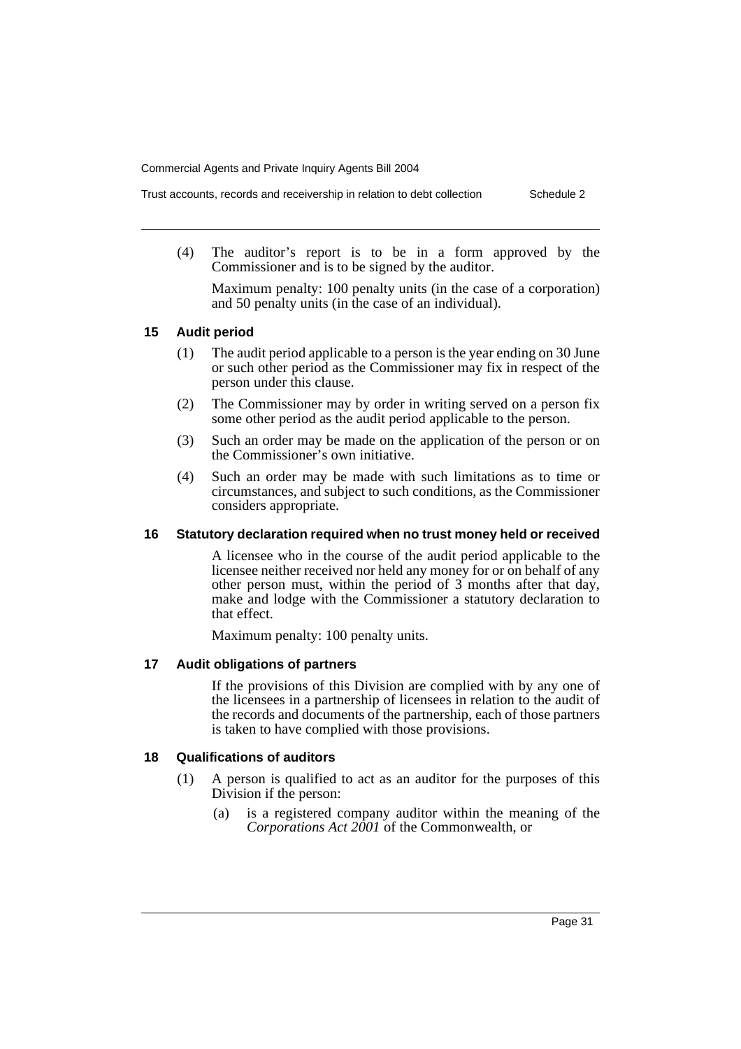(4) The auditor's report is to be in a form approved by the Commissioner and is to be signed by the auditor.

Maximum penalty: 100 penalty units (in the case of a corporation) and 50 penalty units (in the case of an individual).

### 15 Audit period

(1) The audit period applicable to a person is the year ending on 30 June or such other period as the Commissioner may fix in respect of the person under this clause.

(2) The Commissioner may by order in writing served on a person fix some other period as the audit period applicable to the person.

(3) Such an order may be made on the application of the person or on the Commissioner's own initiative.

(4) Such an order may be made with such limitations as to time or circumstances, and subject to such conditions, as the Commissioner considers appropriate.

### 16 Statutory declaration required when no trust money held or received

A licensee who in the course of the audit period applicable to the licensee neither received nor held any money for or on behalf of any other person must, within the period of 3 months after that day, make and lodge with the Commissioner a statutory declaration to that effect.

Maximum penalty: 100 penalty units.

### 17 Audit obligations of partners

If the provisions of this Division are complied with by any one of the licensees in a partnership of licensees in relation to the audit of the records and documents of the partnership, each of those partners is taken to have complied with those provisions.

### 18 Qualifications of auditors

(1) A person is qualified to act as an auditor for the purposes of this Division if the person:

(a) is a registered company auditor within the meaning of the *Corporations Act 2001* of the Commonwealth, or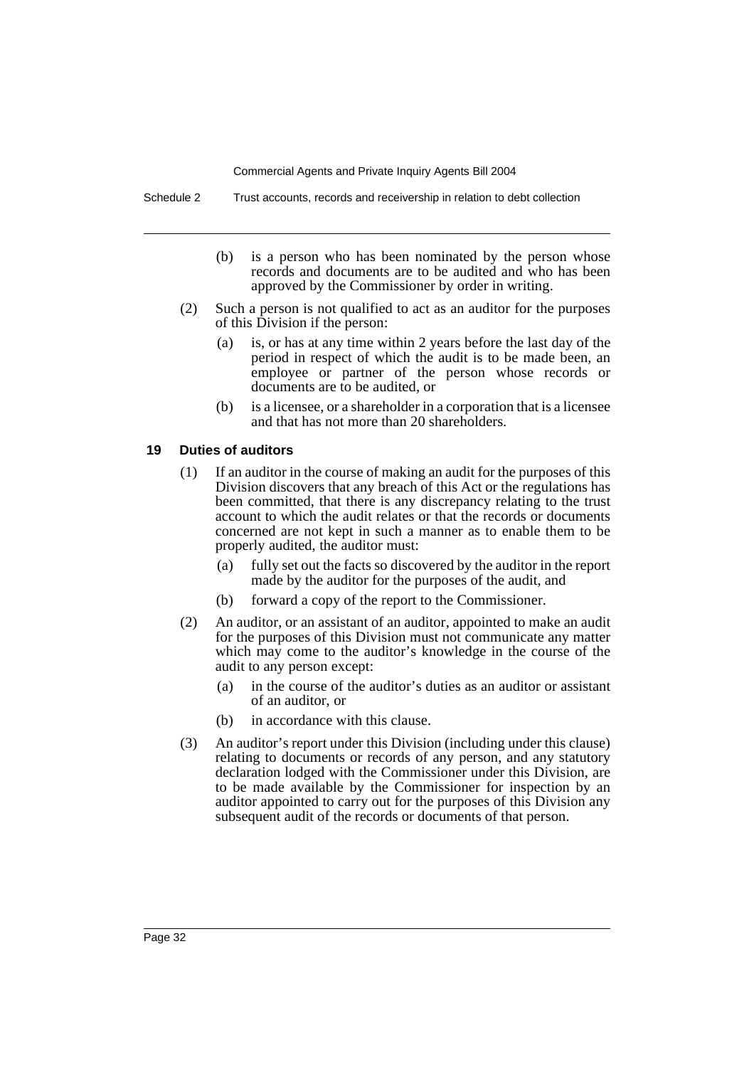(b) is a person who has been nominated by the person whose records and documents are to be audited and who has been approved by the Commissioner by order in writing.

(2) Such a person is not qualified to act as an auditor for the purposes of this Division if the person:

(a) is, or has at any time within 2 years before the last day of the period in respect of which the audit is to be made been, an employee or partner of the person whose records or documents are to be audited, or

(b) is a licensee, or a shareholder in a corporation that is a licensee and that has not more than 20 shareholders.

**19 Duties of auditors**

(1) If an auditor in the course of making an audit for the purposes of this Division discovers that any breach of this Act or the regulations has been committed, that there is any discrepancy relating to the trust account to which the audit relates or that the records or documents concerned are not kept in such a manner as to enable them to be properly audited, the auditor must:

(a) fully set out the facts so discovered by the auditor in the report made by the auditor for the purposes of the audit, and

(b) forward a copy of the report to the Commissioner.

(2) An auditor, or an assistant of an auditor, appointed to make an audit for the purposes of this Division must not communicate any matter which may come to the auditor's knowledge in the course of the audit to any person except:

(a) in the course of the auditor's duties as an auditor or assistant of an auditor, or

(b) in accordance with this clause.

(3) An auditor's report under this Division (including under this clause) relating to documents or records of any person, and any statutory declaration lodged with the Commissioner under this Division, are to be made available by the Commissioner for inspection by an auditor appointed to carry out for the purposes of this Division any subsequent audit of the records or documents of that person.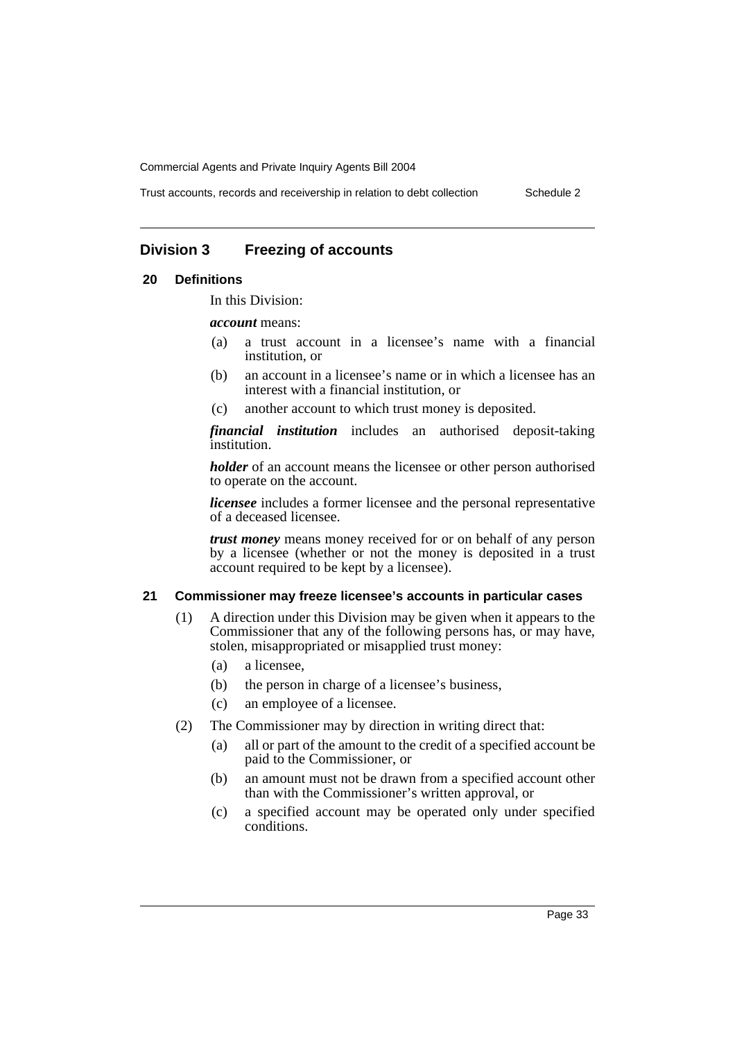## Division 3 Freezing of accounts

### 20 Definitions

In this Division:

***account*** means:

(a) a trust account in a licensee's name with a financial institution, or

(b) an account in a licensee's name or in which a licensee has an interest with a financial institution, or

(c) another account to which trust money is deposited.

***financial institution*** includes an authorised deposit-taking institution.

***holder*** of an account means the licensee or other person authorised to operate on the account.

***licensee*** includes a former licensee and the personal representative of a deceased licensee.

***trust money*** means money received for or on behalf of any person by a licensee (whether or not the money is deposited in a trust account required to be kept by a licensee).

### 21 Commissioner may freeze licensee's accounts in particular cases

(1) A direction under this Division may be given when it appears to the Commissioner that any of the following persons has, or may have, stolen, misappropriated or misapplied trust money:

(a) a licensee,

(b) the person in charge of a licensee's business,

(c) an employee of a licensee.

(2) The Commissioner may by direction in writing direct that:

(a) all or part of the amount to the credit of a specified account be paid to the Commissioner, or

(b) an amount must not be drawn from a specified account other than with the Commissioner's written approval, or

(c) a specified account may be operated only under specified conditions.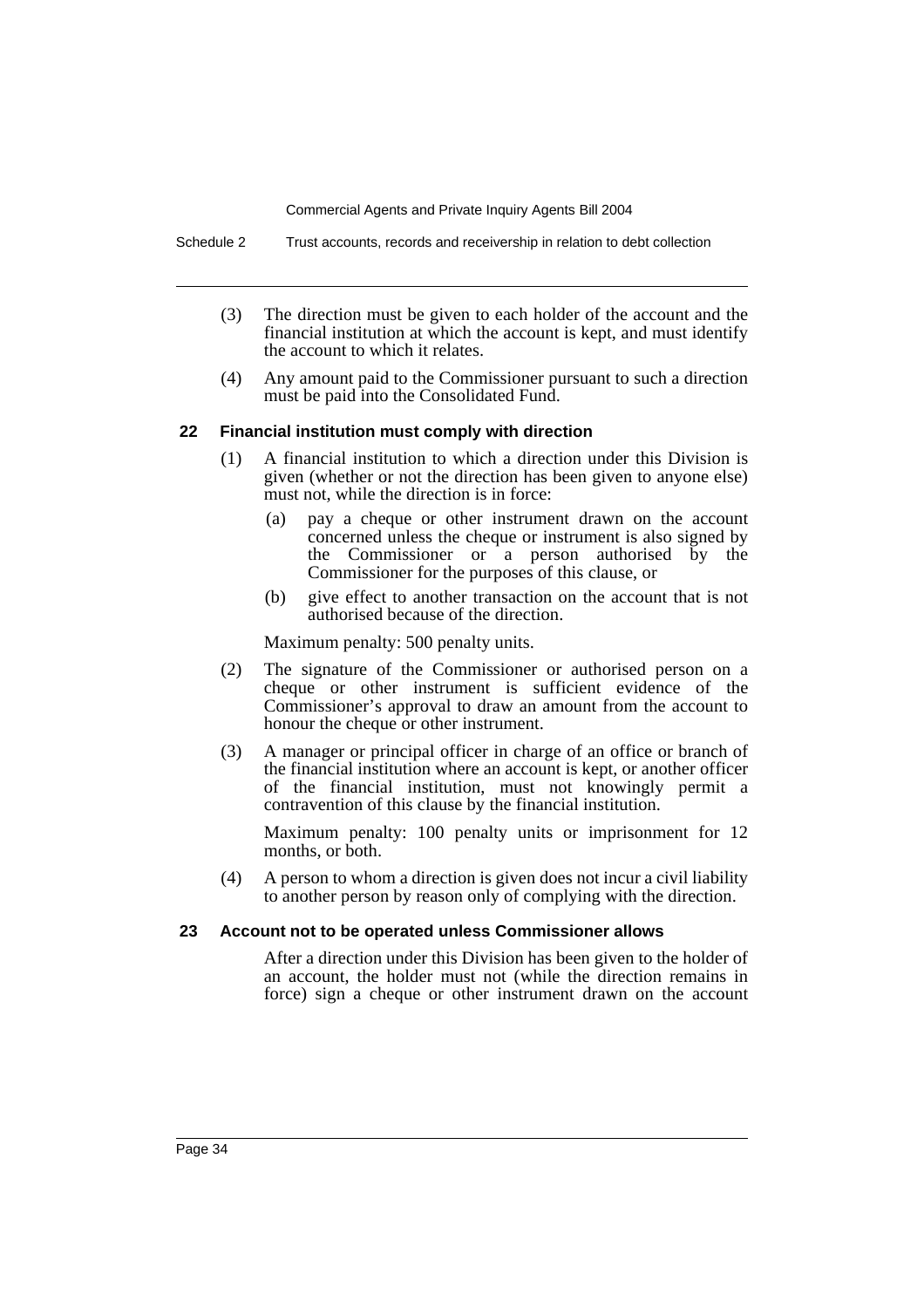(3) The direction must be given to each holder of the account and the financial institution at which the account is kept, and must identify the account to which it relates.

(4) Any amount paid to the Commissioner pursuant to such a direction must be paid into the Consolidated Fund.

### 22 Financial institution must comply with direction

(1) A financial institution to which a direction under this Division is given (whether or not the direction has been given to anyone else) must not, while the direction is in force:

- (a) pay a cheque or other instrument drawn on the account concerned unless the cheque or instrument is also signed by the Commissioner or a person authorised by the Commissioner for the purposes of this clause, or
- (b) give effect to another transaction on the account that is not authorised because of the direction.

Maximum penalty: 500 penalty units.

(2) The signature of the Commissioner or authorised person on a cheque or other instrument is sufficient evidence of the Commissioner's approval to draw an amount from the account to honour the cheque or other instrument.

(3) A manager or principal officer in charge of an office or branch of the financial institution where an account is kept, or another officer of the financial institution, must not knowingly permit a contravention of this clause by the financial institution.

Maximum penalty: 100 penalty units or imprisonment for 12 months, or both.

(4) A person to whom a direction is given does not incur a civil liability to another person by reason only of complying with the direction.

### 23 Account not to be operated unless Commissioner allows

After a direction under this Division has been given to the holder of an account, the holder must not (while the direction remains in force) sign a cheque or other instrument drawn on the account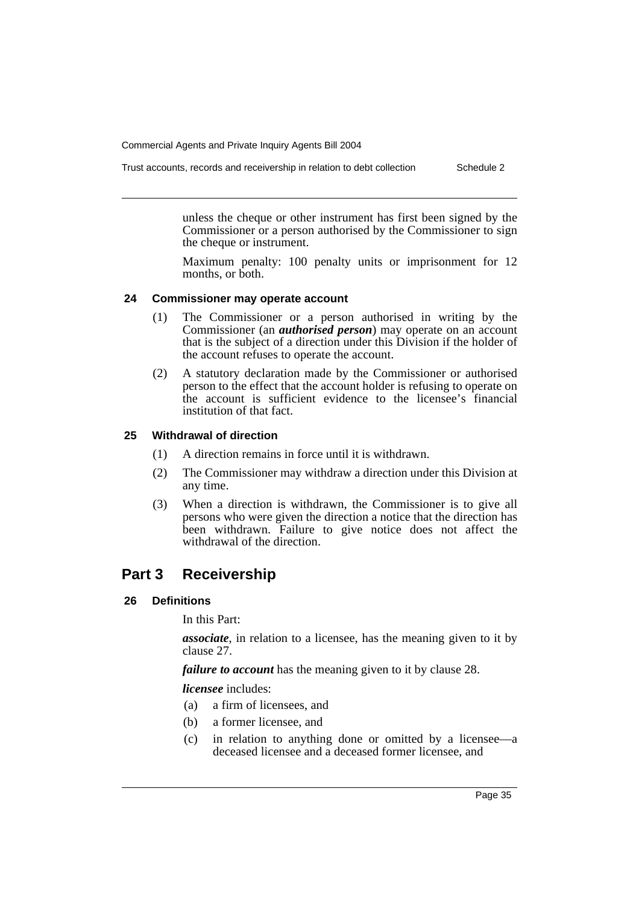unless the cheque or other instrument has first been signed by the Commissioner or a person authorised by the Commissioner to sign the cheque or instrument.

Maximum penalty: 100 penalty units or imprisonment for 12 months, or both.

### 24 Commissioner may operate account

(1) The Commissioner or a person authorised in writing by the Commissioner (an ***authorised person***) may operate on an account that is the subject of a direction under this Division if the holder of the account refuses to operate the account.

(2) A statutory declaration made by the Commissioner or authorised person to the effect that the account holder is refusing to operate on the account is sufficient evidence to the licensee's financial institution of that fact.

### 25 Withdrawal of direction

(1) A direction remains in force until it is withdrawn.

(2) The Commissioner may withdraw a direction under this Division at any time.

(3) When a direction is withdrawn, the Commissioner is to give all persons who were given the direction a notice that the direction has been withdrawn. Failure to give notice does not affect the withdrawal of the direction.

## Part 3 Receivership

### 26 Definitions

In this Part:

***associate***, in relation to a licensee, has the meaning given to it by clause 27.

***failure to account*** has the meaning given to it by clause 28.

***licensee*** includes:

(a) a firm of licensees, and

(b) a former licensee, and

(c) in relation to anything done or omitted by a licensee—a deceased licensee and a deceased former licensee, and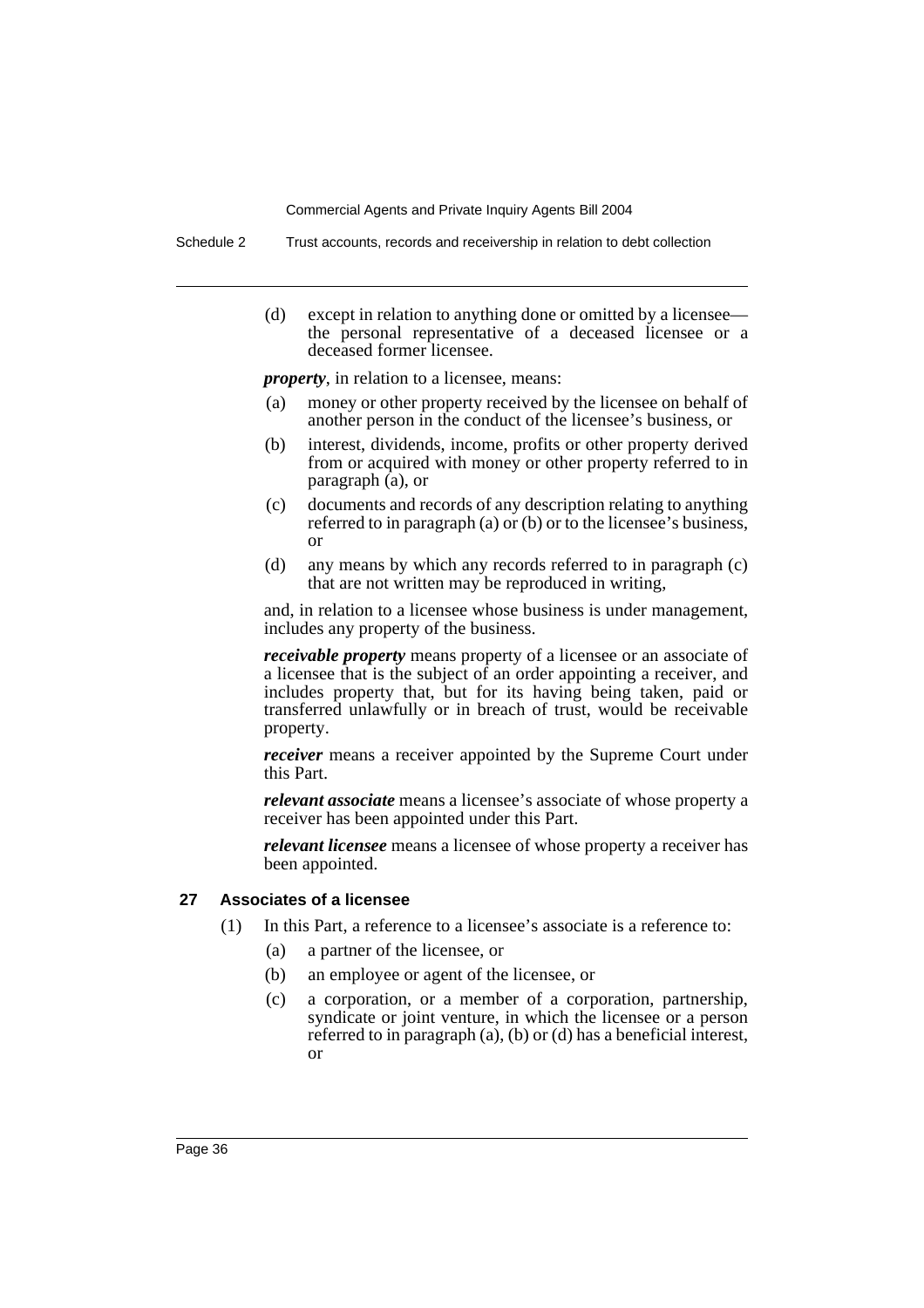(d) except in relation to anything done or omitted by a licensee—the personal representative of a deceased licensee or a deceased former licensee.

***property***, in relation to a licensee, means:

(a) money or other property received by the licensee on behalf of another person in the conduct of the licensee's business, or

(b) interest, dividends, income, profits or other property derived from or acquired with money or other property referred to in paragraph (a), or

(c) documents and records of any description relating to anything referred to in paragraph (a) or (b) or to the licensee's business, or

(d) any means by which any records referred to in paragraph (c) that are not written may be reproduced in writing,

and, in relation to a licensee whose business is under management, includes any property of the business.

***receivable property*** means property of a licensee or an associate of a licensee that is the subject of an order appointing a receiver, and includes property that, but for its having being taken, paid or transferred unlawfully or in breach of trust, would be receivable property.

***receiver*** means a receiver appointed by the Supreme Court under this Part.

***relevant associate*** means a licensee's associate of whose property a receiver has been appointed under this Part.

***relevant licensee*** means a licensee of whose property a receiver has been appointed.

### 27 Associates of a licensee

(1) In this Part, a reference to a licensee's associate is a reference to:

(a) a partner of the licensee, or

(b) an employee or agent of the licensee, or

(c) a corporation, or a member of a corporation, partnership, syndicate or joint venture, in which the licensee or a person referred to in paragraph (a), (b) or (d) has a beneficial interest, or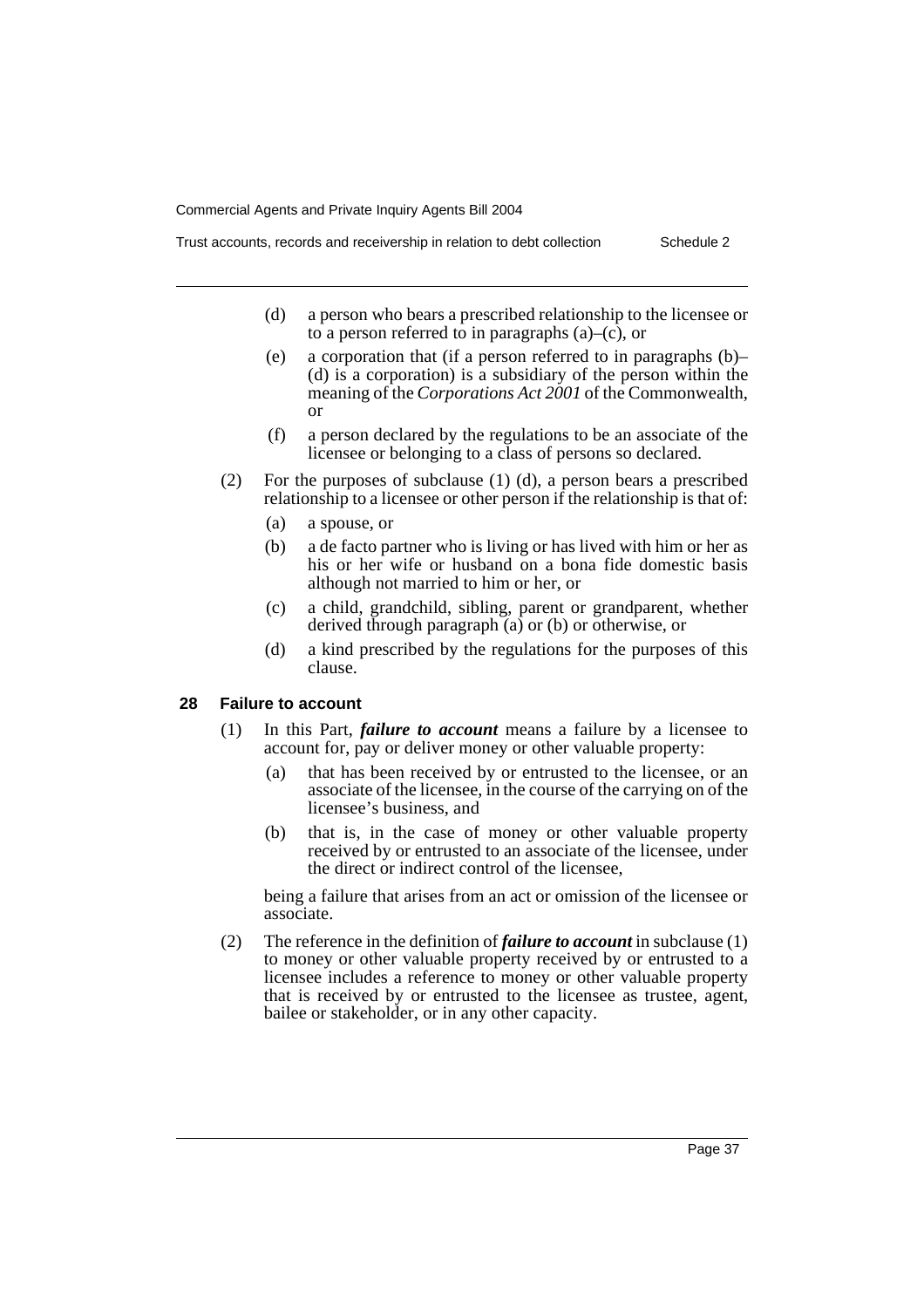(d) a person who bears a prescribed relationship to the licensee or to a person referred to in paragraphs (a)–(c), or

(e) a corporation that (if a person referred to in paragraphs (b)–(d) is a corporation) is a subsidiary of the person within the meaning of the *Corporations Act 2001* of the Commonwealth, or

(f) a person declared by the regulations to be an associate of the licensee or belonging to a class of persons so declared.

(2) For the purposes of subclause (1) (d), a person bears a prescribed relationship to a licensee or other person if the relationship is that of:

(a) a spouse, or

(b) a de facto partner who is living or has lived with him or her as his or her wife or husband on a bona fide domestic basis although not married to him or her, or

(c) a child, grandchild, sibling, parent or grandparent, whether derived through paragraph (a) or (b) or otherwise, or

(d) a kind prescribed by the regulations for the purposes of this clause.

### 28 Failure to account

(1) In this Part, ***failure to account*** means a failure by a licensee to account for, pay or deliver money or other valuable property:

(a) that has been received by or entrusted to the licensee, or an associate of the licensee, in the course of the carrying on of the licensee's business, and

(b) that is, in the case of money or other valuable property received by or entrusted to an associate of the licensee, under the direct or indirect control of the licensee,

being a failure that arises from an act or omission of the licensee or associate.

(2) The reference in the definition of ***failure to account*** in subclause (1) to money or other valuable property received by or entrusted to a licensee includes a reference to money or other valuable property that is received by or entrusted to the licensee as trustee, agent, bailee or stakeholder, or in any other capacity.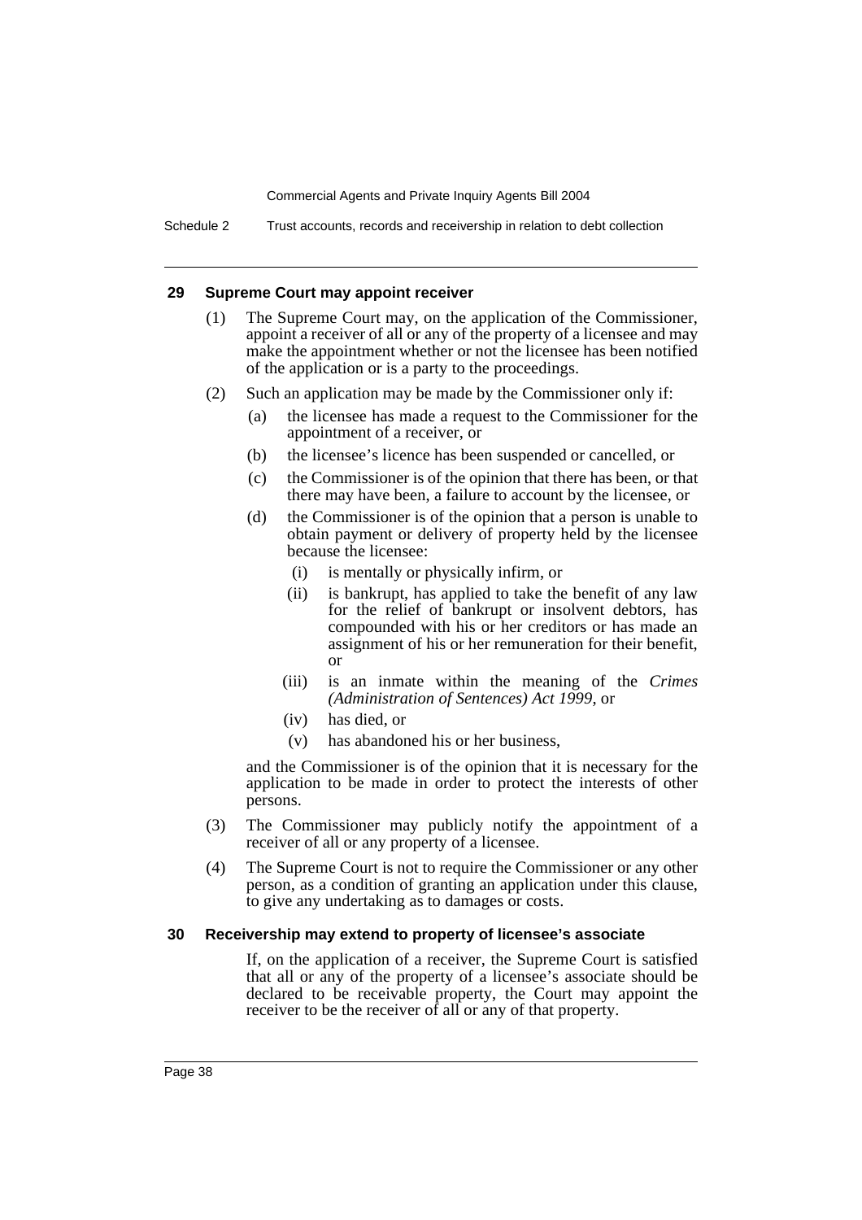### 29 Supreme Court may appoint receiver

(1) The Supreme Court may, on the application of the Commissioner, appoint a receiver of all or any of the property of a licensee and may make the appointment whether or not the licensee has been notified of the application or is a party to the proceedings.

(2) Such an application may be made by the Commissioner only if:

- (a) the licensee has made a request to the Commissioner for the appointment of a receiver, or
- (b) the licensee's licence has been suspended or cancelled, or
- (c) the Commissioner is of the opinion that there has been, or that there may have been, a failure to account by the licensee, or
- (d) the Commissioner is of the opinion that a person is unable to obtain payment or delivery of property held by the licensee because the licensee:
  - (i) is mentally or physically infirm, or
  - (ii) is bankrupt, has applied to take the benefit of any law for the relief of bankrupt or insolvent debtors, has compounded with his or her creditors or has made an assignment of his or her remuneration for their benefit, or
  - (iii) is an inmate within the meaning of the *Crimes (Administration of Sentences) Act 1999*, or
  - (iv) has died, or
  - (v) has abandoned his or her business,

and the Commissioner is of the opinion that it is necessary for the application to be made in order to protect the interests of other persons.

(3) The Commissioner may publicly notify the appointment of a receiver of all or any property of a licensee.

(4) The Supreme Court is not to require the Commissioner or any other person, as a condition of granting an application under this clause, to give any undertaking as to damages or costs.

### 30 Receivership may extend to property of licensee's associate

If, on the application of a receiver, the Supreme Court is satisfied that all or any of the property of a licensee's associate should be declared to be receivable property, the Court may appoint the receiver to be the receiver of all or any of that property.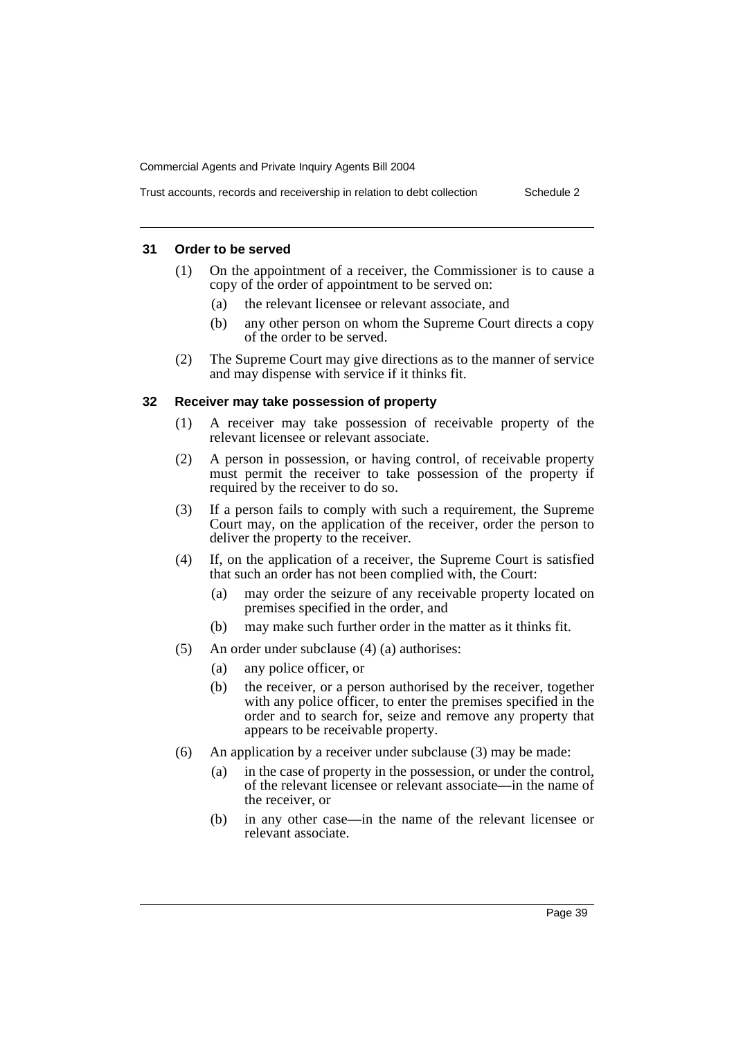### 31 Order to be served

(1) On the appointment of a receiver, the Commissioner is to cause a copy of the order of appointment to be served on:

- (a) the relevant licensee or relevant associate, and
- (b) any other person on whom the Supreme Court directs a copy of the order to be served.

(2) The Supreme Court may give directions as to the manner of service and may dispense with service if it thinks fit.

### 32 Receiver may take possession of property

(1) A receiver may take possession of receivable property of the relevant licensee or relevant associate.

(2) A person in possession, or having control, of receivable property must permit the receiver to take possession of the property if required by the receiver to do so.

(3) If a person fails to comply with such a requirement, the Supreme Court may, on the application of the receiver, order the person to deliver the property to the receiver.

(4) If, on the application of a receiver, the Supreme Court is satisfied that such an order has not been complied with, the Court:

- (a) may order the seizure of any receivable property located on premises specified in the order, and
- (b) may make such further order in the matter as it thinks fit.

(5) An order under subclause (4) (a) authorises:

- (a) any police officer, or
- (b) the receiver, or a person authorised by the receiver, together with any police officer, to enter the premises specified in the order and to search for, seize and remove any property that appears to be receivable property.

(6) An application by a receiver under subclause (3) may be made:

- (a) in the case of property in the possession, or under the control, of the relevant licensee or relevant associate—in the name of the receiver, or
- (b) in any other case—in the name of the relevant licensee or relevant associate.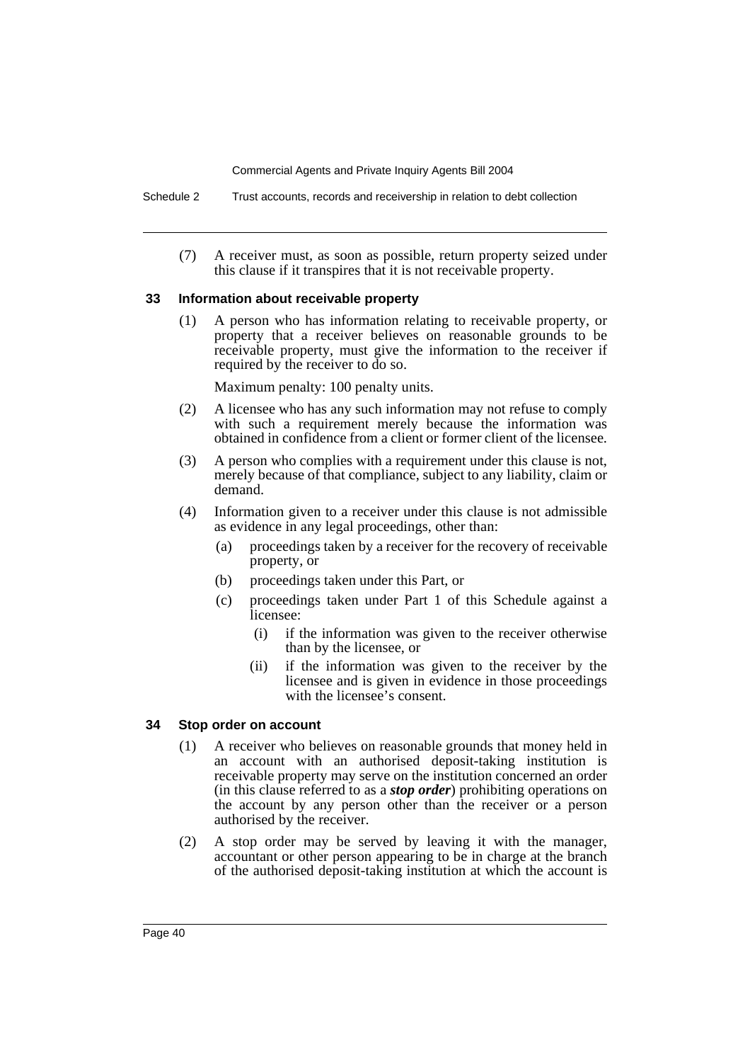(7) A receiver must, as soon as possible, return property seized under this clause if it transpires that it is not receivable property.

### 33 Information about receivable property

(1) A person who has information relating to receivable property, or property that a receiver believes on reasonable grounds to be receivable property, must give the information to the receiver if required by the receiver to do so.

Maximum penalty: 100 penalty units.

(2) A licensee who has any such information may not refuse to comply with such a requirement merely because the information was obtained in confidence from a client or former client of the licensee.

(3) A person who complies with a requirement under this clause is not, merely because of that compliance, subject to any liability, claim or demand.

(4) Information given to a receiver under this clause is not admissible as evidence in any legal proceedings, other than:

- (a) proceedings taken by a receiver for the recovery of receivable property, or
- (b) proceedings taken under this Part, or
- (c) proceedings taken under Part 1 of this Schedule against a licensee:
  - (i) if the information was given to the receiver otherwise than by the licensee, or
  - (ii) if the information was given to the receiver by the licensee and is given in evidence in those proceedings with the licensee's consent.

### 34 Stop order on account

(1) A receiver who believes on reasonable grounds that money held in an account with an authorised deposit-taking institution is receivable property may serve on the institution concerned an order (in this clause referred to as a ***stop order***) prohibiting operations on the account by any person other than the receiver or a person authorised by the receiver.

(2) A stop order may be served by leaving it with the manager, accountant or other person appearing to be in charge at the branch of the authorised deposit-taking institution at which the account is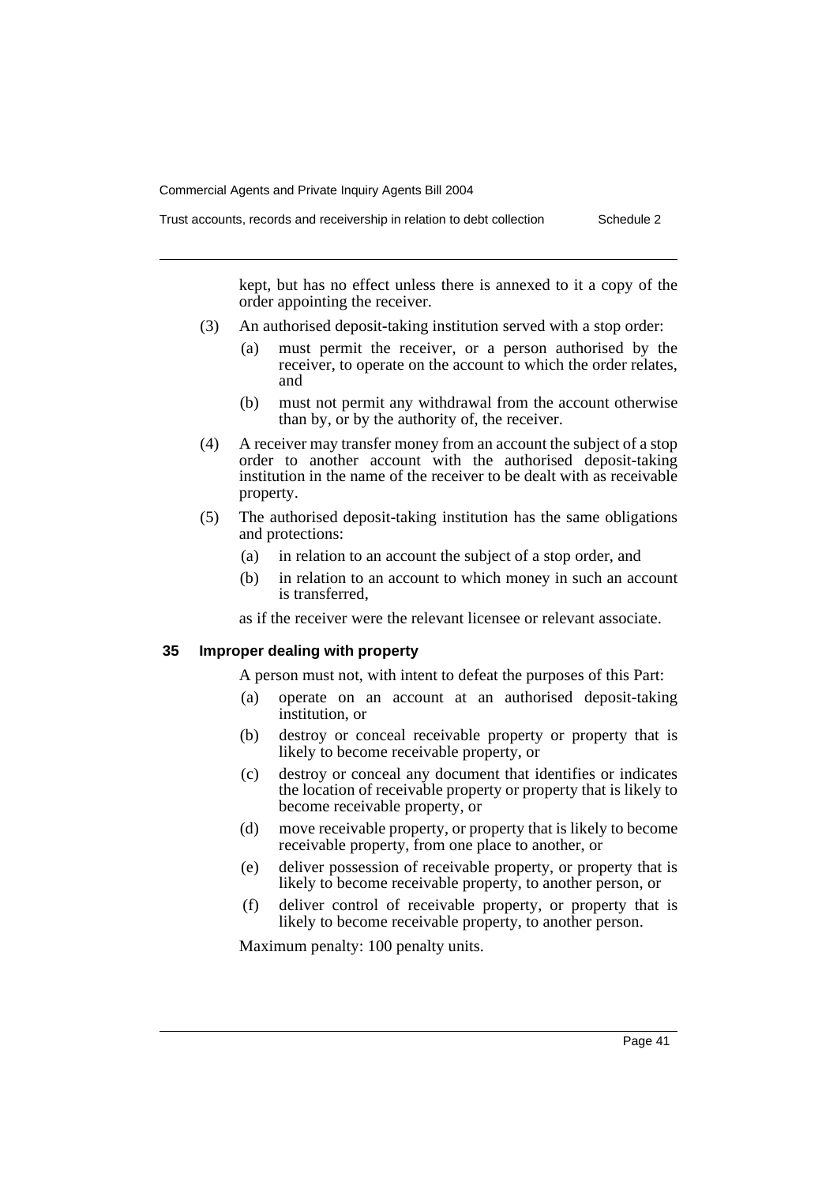kept, but has no effect unless there is annexed to it a copy of the order appointing the receiver.

(3) An authorised deposit-taking institution served with a stop order:

- (a) must permit the receiver, or a person authorised by the receiver, to operate on the account to which the order relates, and
- (b) must not permit any withdrawal from the account otherwise than by, or by the authority of, the receiver.

(4) A receiver may transfer money from an account the subject of a stop order to another account with the authorised deposit-taking institution in the name of the receiver to be dealt with as receivable property.

(5) The authorised deposit-taking institution has the same obligations and protections:

- (a) in relation to an account the subject of a stop order, and
- (b) in relation to an account to which money in such an account is transferred,

as if the receiver were the relevant licensee or relevant associate.

### 35 Improper dealing with property

A person must not, with intent to defeat the purposes of this Part:

- (a) operate on an account at an authorised deposit-taking institution, or
- (b) destroy or conceal receivable property or property that is likely to become receivable property, or
- (c) destroy or conceal any document that identifies or indicates the location of receivable property or property that is likely to become receivable property, or
- (d) move receivable property, or property that is likely to become receivable property, from one place to another, or
- (e) deliver possession of receivable property, or property that is likely to become receivable property, to another person, or
- (f) deliver control of receivable property, or property that is likely to become receivable property, to another person.

Maximum penalty: 100 penalty units.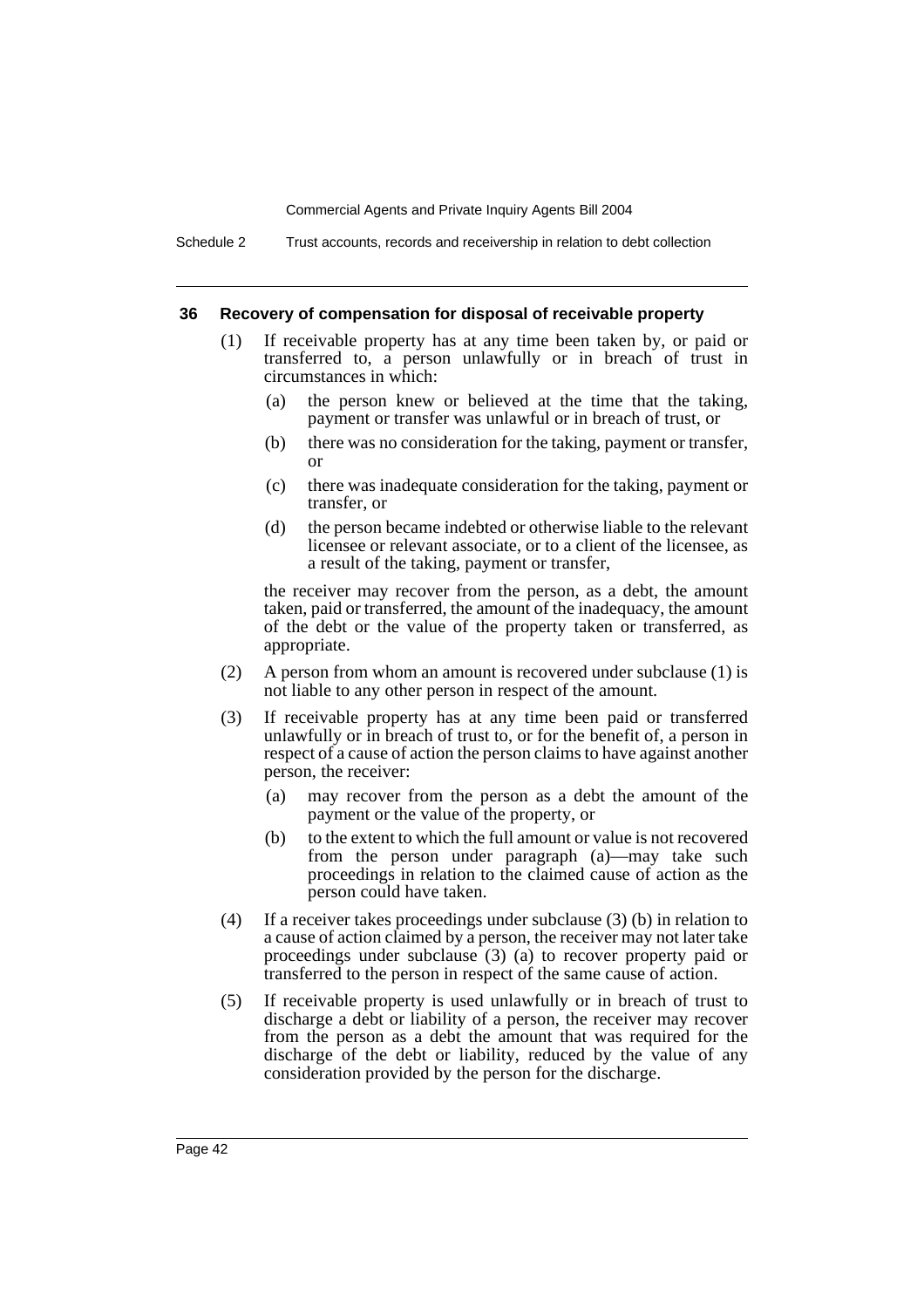### 36 Recovery of compensation for disposal of receivable property

(1) If receivable property has at any time been taken by, or paid or transferred to, a person unlawfully or in breach of trust in circumstances in which:

(a) the person knew or believed at the time that the taking, payment or transfer was unlawful or in breach of trust, or

(b) there was no consideration for the taking, payment or transfer, or

(c) there was inadequate consideration for the taking, payment or transfer, or

(d) the person became indebted or otherwise liable to the relevant licensee or relevant associate, or to a client of the licensee, as a result of the taking, payment or transfer,

the receiver may recover from the person, as a debt, the amount taken, paid or transferred, the amount of the inadequacy, the amount of the debt or the value of the property taken or transferred, as appropriate.

(2) A person from whom an amount is recovered under subclause (1) is not liable to any other person in respect of the amount.

(3) If receivable property has at any time been paid or transferred unlawfully or in breach of trust to, or for the benefit of, a person in respect of a cause of action the person claims to have against another person, the receiver:

(a) may recover from the person as a debt the amount of the payment or the value of the property, or

(b) to the extent to which the full amount or value is not recovered from the person under paragraph (a)—may take such proceedings in relation to the claimed cause of action as the person could have taken.

(4) If a receiver takes proceedings under subclause (3) (b) in relation to a cause of action claimed by a person, the receiver may not later take proceedings under subclause (3) (a) to recover property paid or transferred to the person in respect of the same cause of action.

(5) If receivable property is used unlawfully or in breach of trust to discharge a debt or liability of a person, the receiver may recover from the person as a debt the amount that was required for the discharge of the debt or liability, reduced by the value of any consideration provided by the person for the discharge.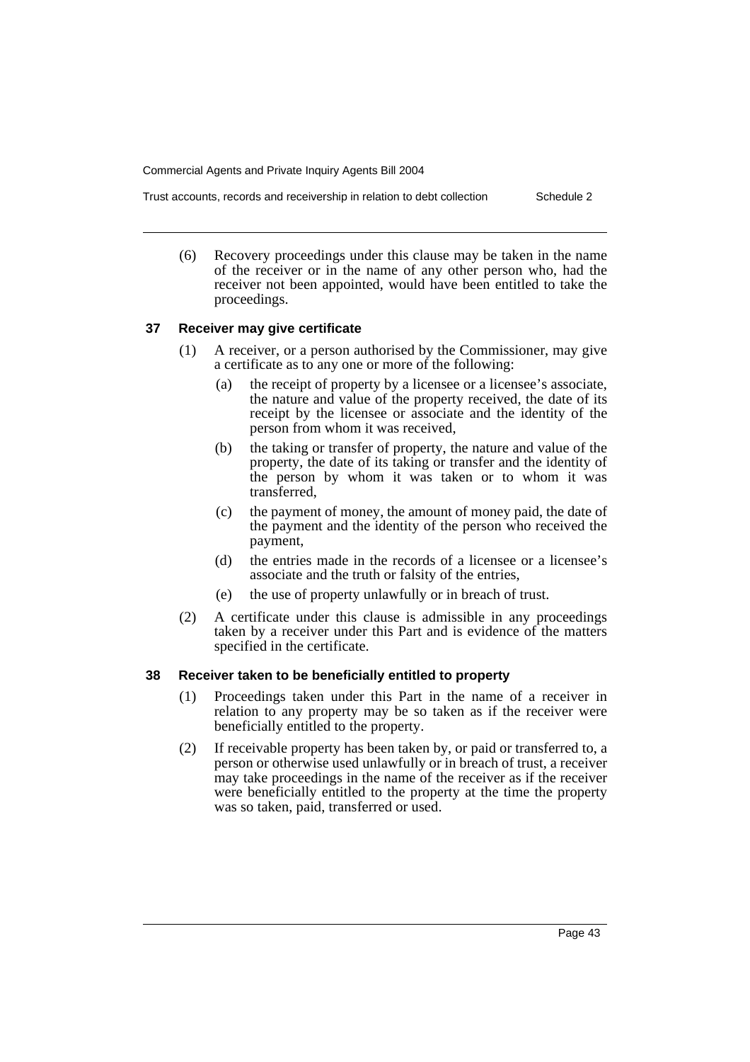(6) Recovery proceedings under this clause may be taken in the name of the receiver or in the name of any other person who, had the receiver not been appointed, would have been entitled to take the proceedings.

### 37 Receiver may give certificate

(1) A receiver, or a person authorised by the Commissioner, may give a certificate as to any one or more of the following:

(a) the receipt of property by a licensee or a licensee's associate, the nature and value of the property received, the date of its receipt by the licensee or associate and the identity of the person from whom it was received,

(b) the taking or transfer of property, the nature and value of the property, the date of its taking or transfer and the identity of the person by whom it was taken or to whom it was transferred,

(c) the payment of money, the amount of money paid, the date of the payment and the identity of the person who received the payment,

(d) the entries made in the records of a licensee or a licensee's associate and the truth or falsity of the entries,

(e) the use of property unlawfully or in breach of trust.

(2) A certificate under this clause is admissible in any proceedings taken by a receiver under this Part and is evidence of the matters specified in the certificate.

### 38 Receiver taken to be beneficially entitled to property

(1) Proceedings taken under this Part in the name of a receiver in relation to any property may be so taken as if the receiver were beneficially entitled to the property.

(2) If receivable property has been taken by, or paid or transferred to, a person or otherwise used unlawfully or in breach of trust, a receiver may take proceedings in the name of the receiver as if the receiver were beneficially entitled to the property at the time the property was so taken, paid, transferred or used.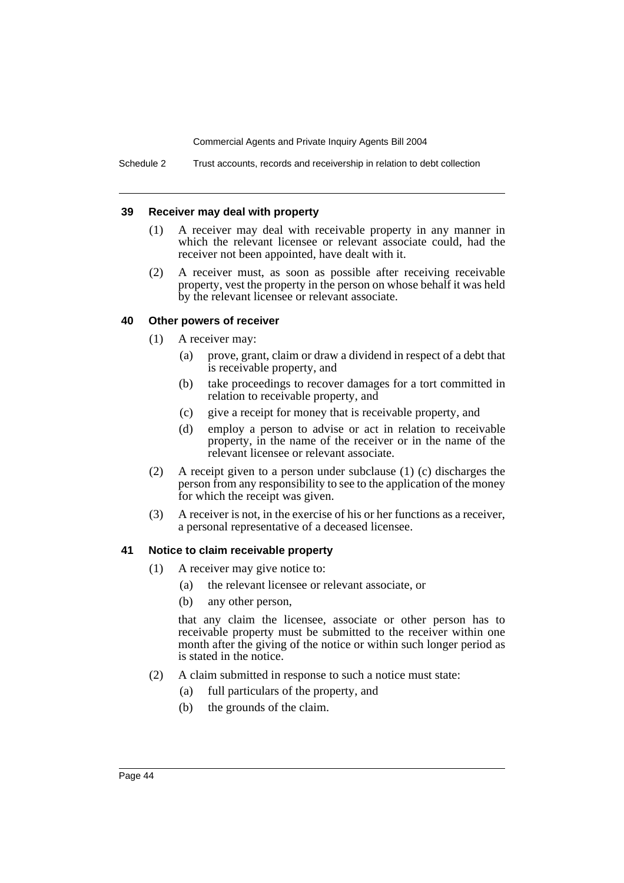### 39 Receiver may deal with property

(1) A receiver may deal with receivable property in any manner in which the relevant licensee or relevant associate could, had the receiver not been appointed, have dealt with it.

(2) A receiver must, as soon as possible after receiving receivable property, vest the property in the person on whose behalf it was held by the relevant licensee or relevant associate.

### 40 Other powers of receiver

(1) A receiver may:

(a) prove, grant, claim or draw a dividend in respect of a debt that is receivable property, and

(b) take proceedings to recover damages for a tort committed in relation to receivable property, and

(c) give a receipt for money that is receivable property, and

(d) employ a person to advise or act in relation to receivable property, in the name of the receiver or in the name of the relevant licensee or relevant associate.

(2) A receipt given to a person under subclause (1) (c) discharges the person from any responsibility to see to the application of the money for which the receipt was given.

(3) A receiver is not, in the exercise of his or her functions as a receiver, a personal representative of a deceased licensee.

### 41 Notice to claim receivable property

(1) A receiver may give notice to:

(a) the relevant licensee or relevant associate, or

(b) any other person,

that any claim the licensee, associate or other person has to receivable property must be submitted to the receiver within one month after the giving of the notice or within such longer period as is stated in the notice.

(2) A claim submitted in response to such a notice must state:

(a) full particulars of the property, and

(b) the grounds of the claim.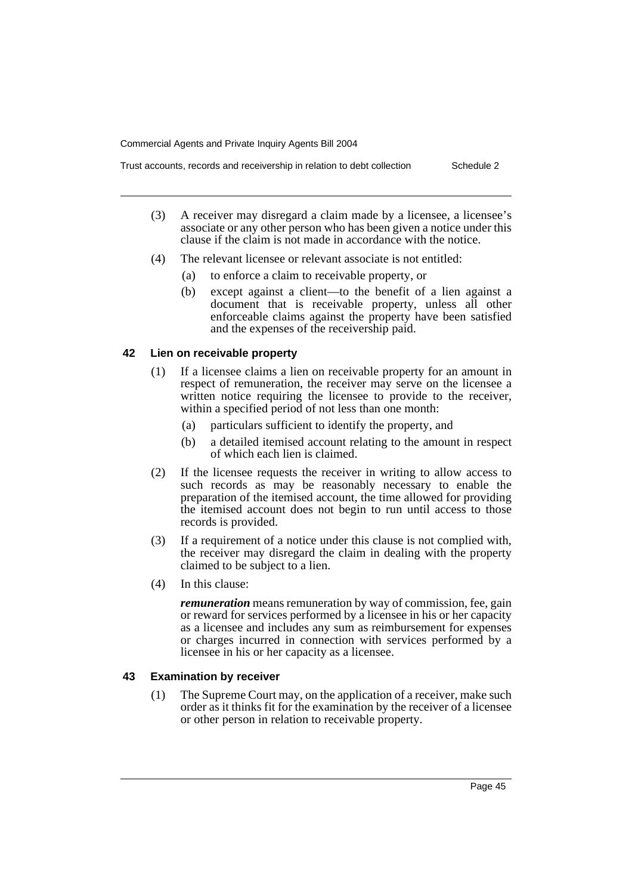(3) A receiver may disregard a claim made by a licensee, a licensee's associate or any other person who has been given a notice under this clause if the claim is not made in accordance with the notice.

(4) The relevant licensee or relevant associate is not entitled:

   (a) to enforce a claim to receivable property, or

   (b) except against a client—to the benefit of a lien against a document that is receivable property, unless all other enforceable claims against the property have been satisfied and the expenses of the receivership paid.

### 42 Lien on receivable property

(1) If a licensee claims a lien on receivable property for an amount in respect of remuneration, the receiver may serve on the licensee a written notice requiring the licensee to provide to the receiver, within a specified period of not less than one month:

   (a) particulars sufficient to identify the property, and

   (b) a detailed itemised account relating to the amount in respect of which each lien is claimed.

(2) If the licensee requests the receiver in writing to allow access to such records as may be reasonably necessary to enable the preparation of the itemised account, the time allowed for providing the itemised account does not begin to run until access to those records is provided.

(3) If a requirement of a notice under this clause is not complied with, the receiver may disregard the claim in dealing with the property claimed to be subject to a lien.

(4) In this clause:

***remuneration*** means remuneration by way of commission, fee, gain or reward for services performed by a licensee in his or her capacity as a licensee and includes any sum as reimbursement for expenses or charges incurred in connection with services performed by a licensee in his or her capacity as a licensee.

### 43 Examination by receiver

(1) The Supreme Court may, on the application of a receiver, make such order as it thinks fit for the examination by the receiver of a licensee or other person in relation to receivable property.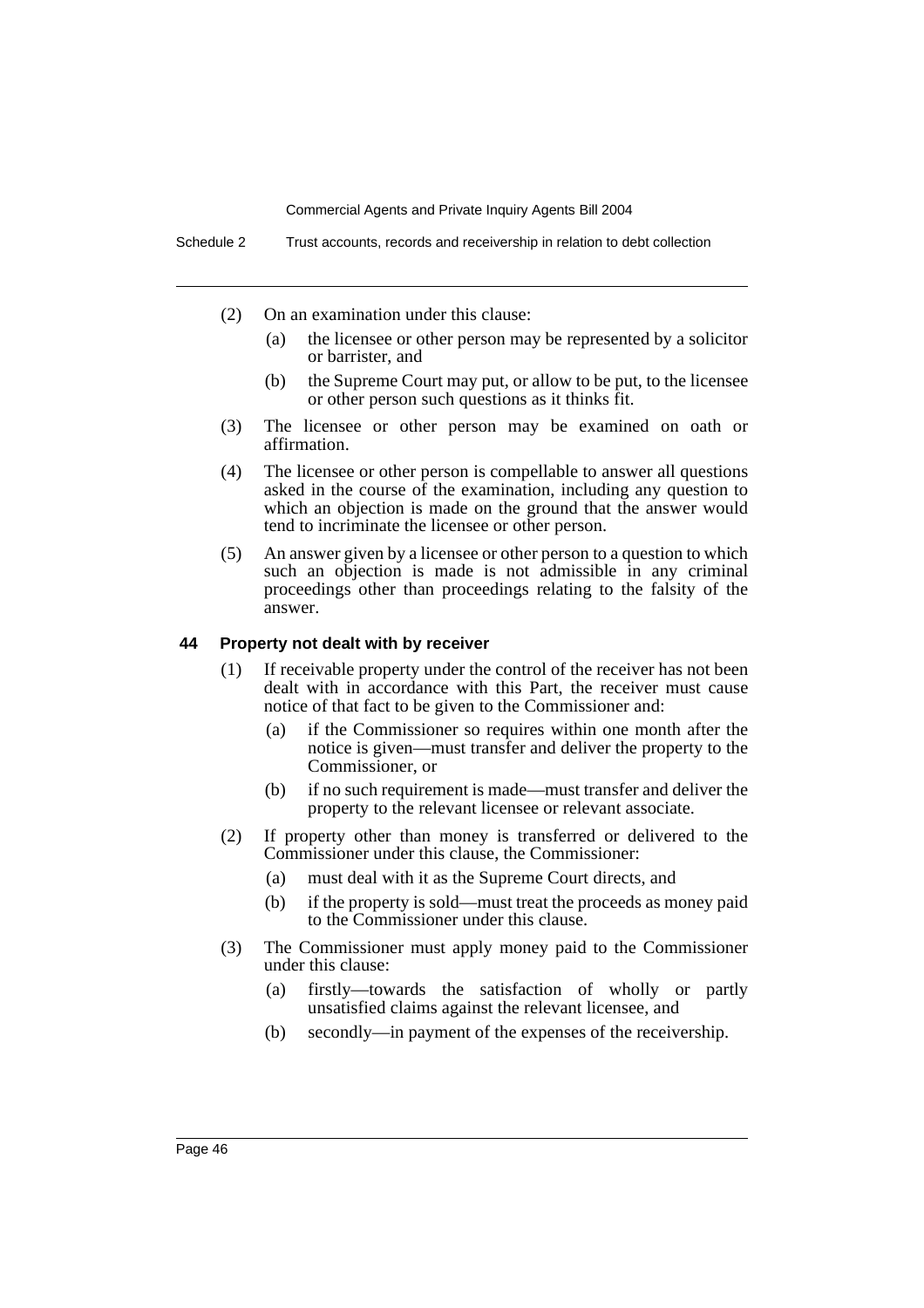(2) On an examination under this clause:

  (a) the licensee or other person may be represented by a solicitor or barrister, and

  (b) the Supreme Court may put, or allow to be put, to the licensee or other person such questions as it thinks fit.

(3) The licensee or other person may be examined on oath or affirmation.

(4) The licensee or other person is compellable to answer all questions asked in the course of the examination, including any question to which an objection is made on the ground that the answer would tend to incriminate the licensee or other person.

(5) An answer given by a licensee or other person to a question to which such an objection is made is not admissible in any criminal proceedings other than proceedings relating to the falsity of the answer.

### 44 Property not dealt with by receiver

(1) If receivable property under the control of the receiver has not been dealt with in accordance with this Part, the receiver must cause notice of that fact to be given to the Commissioner and:

  (a) if the Commissioner so requires within one month after the notice is given—must transfer and deliver the property to the Commissioner, or

  (b) if no such requirement is made—must transfer and deliver the property to the relevant licensee or relevant associate.

(2) If property other than money is transferred or delivered to the Commissioner under this clause, the Commissioner:

  (a) must deal with it as the Supreme Court directs, and

  (b) if the property is sold—must treat the proceeds as money paid to the Commissioner under this clause.

(3) The Commissioner must apply money paid to the Commissioner under this clause:

  (a) firstly—towards the satisfaction of wholly or partly unsatisfied claims against the relevant licensee, and

  (b) secondly—in payment of the expenses of the receivership.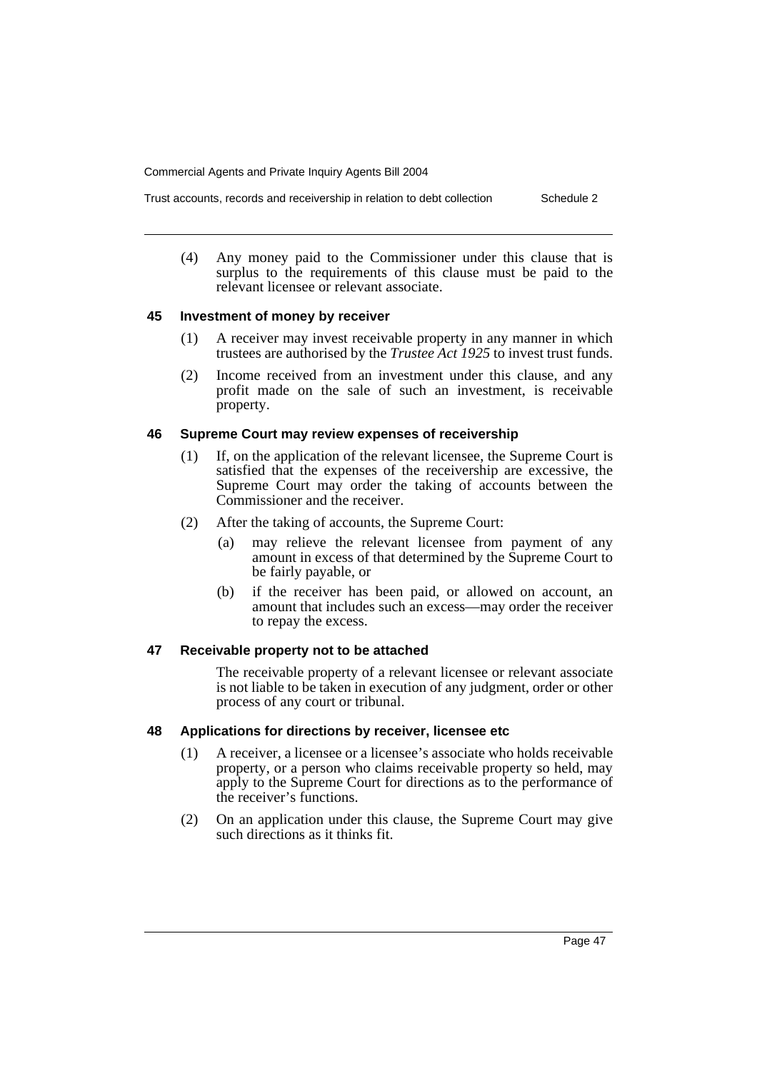(4) Any money paid to the Commissioner under this clause that is surplus to the requirements of this clause must be paid to the relevant licensee or relevant associate.

### 45 Investment of money by receiver

(1) A receiver may invest receivable property in any manner in which trustees are authorised by the *Trustee Act 1925* to invest trust funds.

(2) Income received from an investment under this clause, and any profit made on the sale of such an investment, is receivable property.

### 46 Supreme Court may review expenses of receivership

(1) If, on the application of the relevant licensee, the Supreme Court is satisfied that the expenses of the receivership are excessive, the Supreme Court may order the taking of accounts between the Commissioner and the receiver.

(2) After the taking of accounts, the Supreme Court:

(a) may relieve the relevant licensee from payment of any amount in excess of that determined by the Supreme Court to be fairly payable, or

(b) if the receiver has been paid, or allowed on account, an amount that includes such an excess—may order the receiver to repay the excess.

### 47 Receivable property not to be attached

The receivable property of a relevant licensee or relevant associate is not liable to be taken in execution of any judgment, order or other process of any court or tribunal.

### 48 Applications for directions by receiver, licensee etc

(1) A receiver, a licensee or a licensee's associate who holds receivable property, or a person who claims receivable property so held, may apply to the Supreme Court for directions as to the performance of the receiver's functions.

(2) On an application under this clause, the Supreme Court may give such directions as it thinks fit.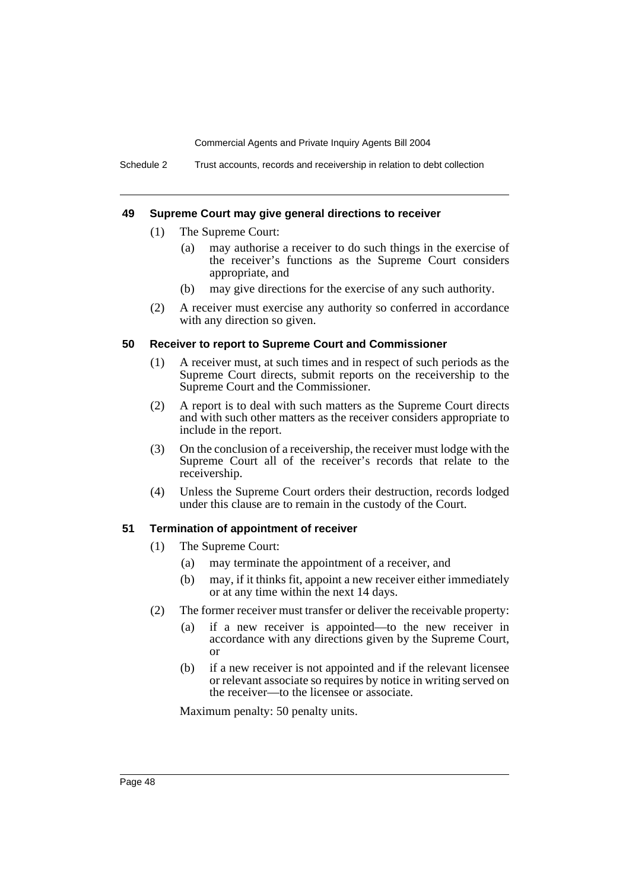### 49 Supreme Court may give general directions to receiver

(1) The Supreme Court:

- (a) may authorise a receiver to do such things in the exercise of the receiver's functions as the Supreme Court considers appropriate, and
- (b) may give directions for the exercise of any such authority.

(2) A receiver must exercise any authority so conferred in accordance with any direction so given.

### 50 Receiver to report to Supreme Court and Commissioner

(1) A receiver must, at such times and in respect of such periods as the Supreme Court directs, submit reports on the receivership to the Supreme Court and the Commissioner.

(2) A report is to deal with such matters as the Supreme Court directs and with such other matters as the receiver considers appropriate to include in the report.

(3) On the conclusion of a receivership, the receiver must lodge with the Supreme Court all of the receiver's records that relate to the receivership.

(4) Unless the Supreme Court orders their destruction, records lodged under this clause are to remain in the custody of the Court.

### 51 Termination of appointment of receiver

(1) The Supreme Court:

- (a) may terminate the appointment of a receiver, and
- (b) may, if it thinks fit, appoint a new receiver either immediately or at any time within the next 14 days.

(2) The former receiver must transfer or deliver the receivable property:

- (a) if a new receiver is appointed—to the new receiver in accordance with any directions given by the Supreme Court, or
- (b) if a new receiver is not appointed and if the relevant licensee or relevant associate so requires by notice in writing served on the receiver—to the licensee or associate.

Maximum penalty: 50 penalty units.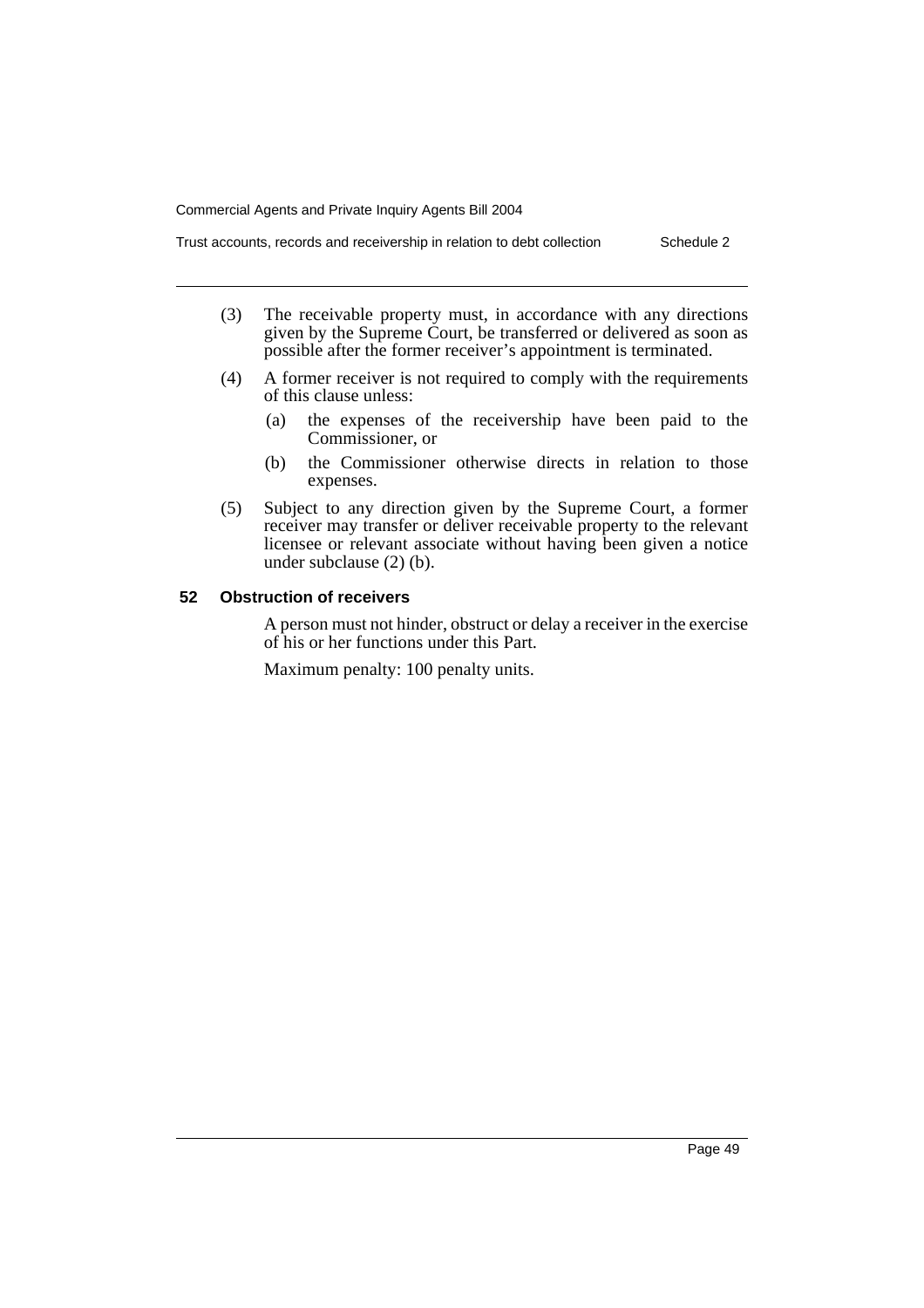(3) The receivable property must, in accordance with any directions given by the Supreme Court, be transferred or delivered as soon as possible after the former receiver's appointment is terminated.

(4) A former receiver is not required to comply with the requirements of this clause unless:

- (a) the expenses of the receivership have been paid to the Commissioner, or
- (b) the Commissioner otherwise directs in relation to those expenses.

(5) Subject to any direction given by the Supreme Court, a former receiver may transfer or deliver receivable property to the relevant licensee or relevant associate without having been given a notice under subclause (2) (b).

### 52 Obstruction of receivers

A person must not hinder, obstruct or delay a receiver in the exercise of his or her functions under this Part.

Maximum penalty: 100 penalty units.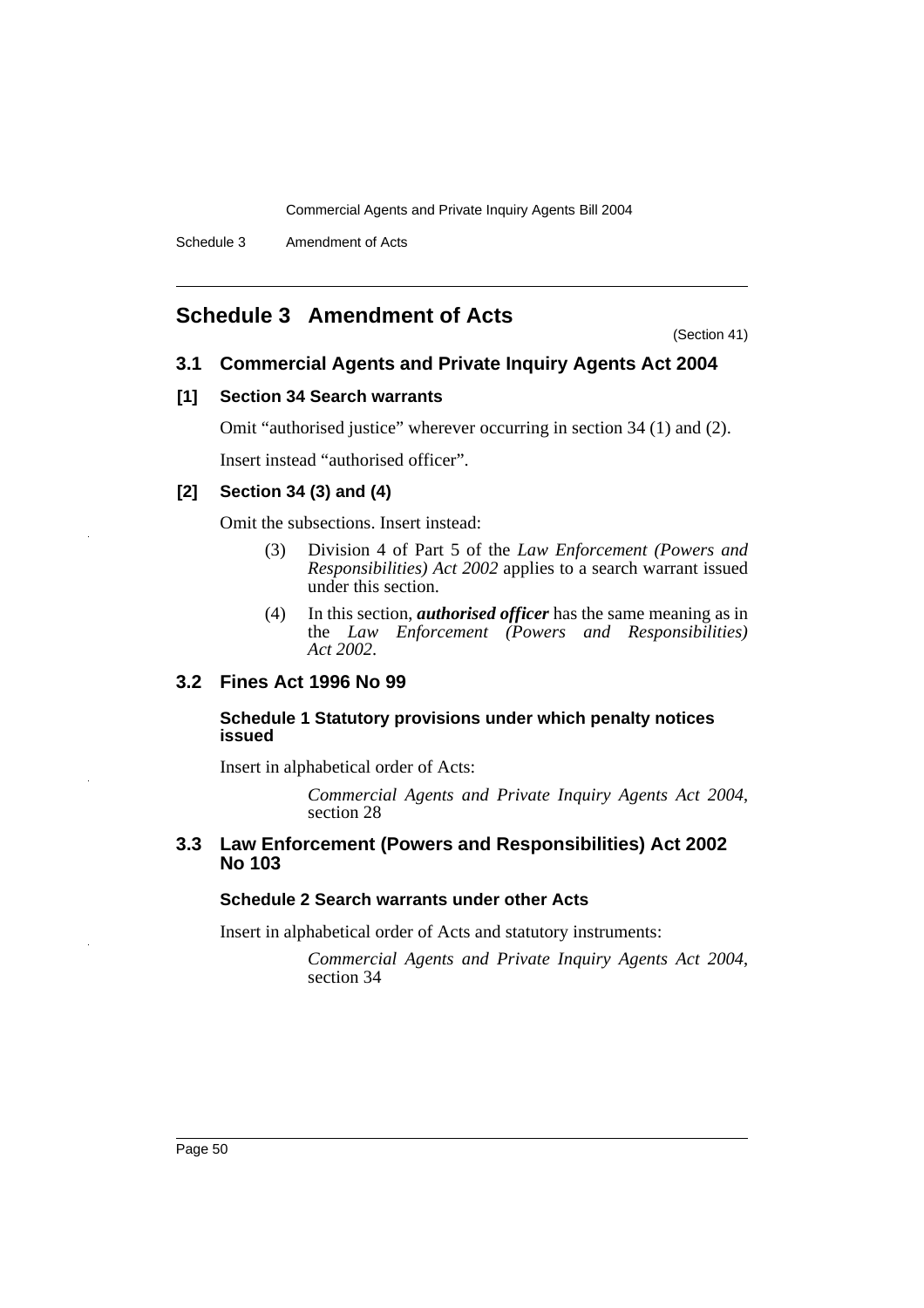# Schedule 3 Amendment of Acts

(Section 41)

## 3.1 Commercial Agents and Private Inquiry Agents Act 2004

### [1] Section 34 Search warrants

Omit "authorised justice" wherever occurring in section 34 (1) and (2).

Insert instead "authorised officer".

### [2] Section 34 (3) and (4)

Omit the subsections. Insert instead:

> (3) Division 4 of Part 5 of the *Law Enforcement (Powers and Responsibilities) Act 2002* applies to a search warrant issued under this section.
>
> (4) In this section, ***authorised officer*** has the same meaning as in the *Law Enforcement (Powers and Responsibilities) Act 2002*.

## 3.2 Fines Act 1996 No 99

### Schedule 1 Statutory provisions under which penalty notices issued

Insert in alphabetical order of Acts:

> *Commercial Agents and Private Inquiry Agents Act 2004*, section 28

## 3.3 Law Enforcement (Powers and Responsibilities) Act 2002 No 103

### Schedule 2 Search warrants under other Acts

Insert in alphabetical order of Acts and statutory instruments:

> *Commercial Agents and Private Inquiry Agents Act 2004*, section 34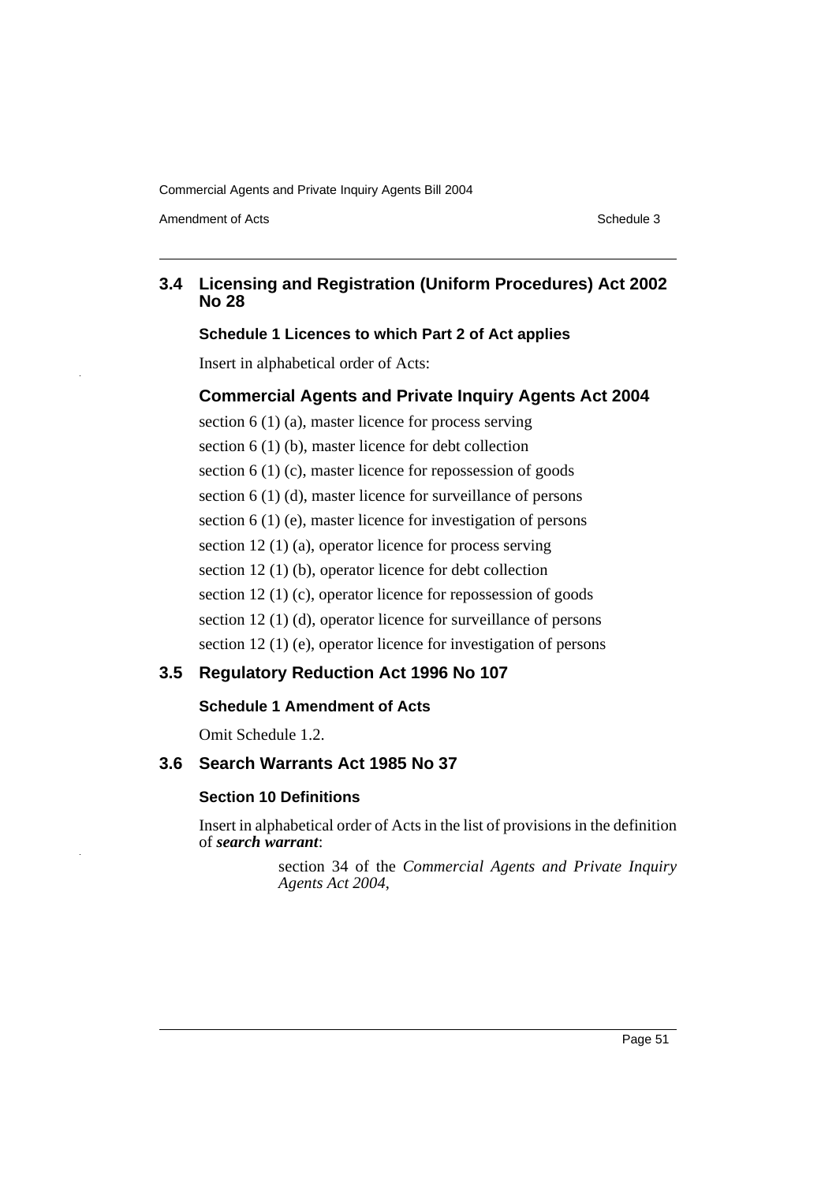## 3.4 Licensing and Registration (Uniform Procedures) Act 2002 No 28

### Schedule 1 Licences to which Part 2 of Act applies

Insert in alphabetical order of Acts:

### Commercial Agents and Private Inquiry Agents Act 2004

section 6 (1) (a), master licence for process serving

section 6 (1) (b), master licence for debt collection

section 6 (1) (c), master licence for repossession of goods

section 6 (1) (d), master licence for surveillance of persons

section 6 (1) (e), master licence for investigation of persons

section 12 (1) (a), operator licence for process serving

section 12 (1) (b), operator licence for debt collection

section 12 (1) (c), operator licence for repossession of goods

section 12 (1) (d), operator licence for surveillance of persons

section 12 (1) (e), operator licence for investigation of persons

## 3.5 Regulatory Reduction Act 1996 No 107

### Schedule 1 Amendment of Acts

Omit Schedule 1.2.

## 3.6 Search Warrants Act 1985 No 37

### Section 10 Definitions

Insert in alphabetical order of Acts in the list of provisions in the definition of ***search warrant***:

> section 34 of the *Commercial Agents and Private Inquiry Agents Act 2004*,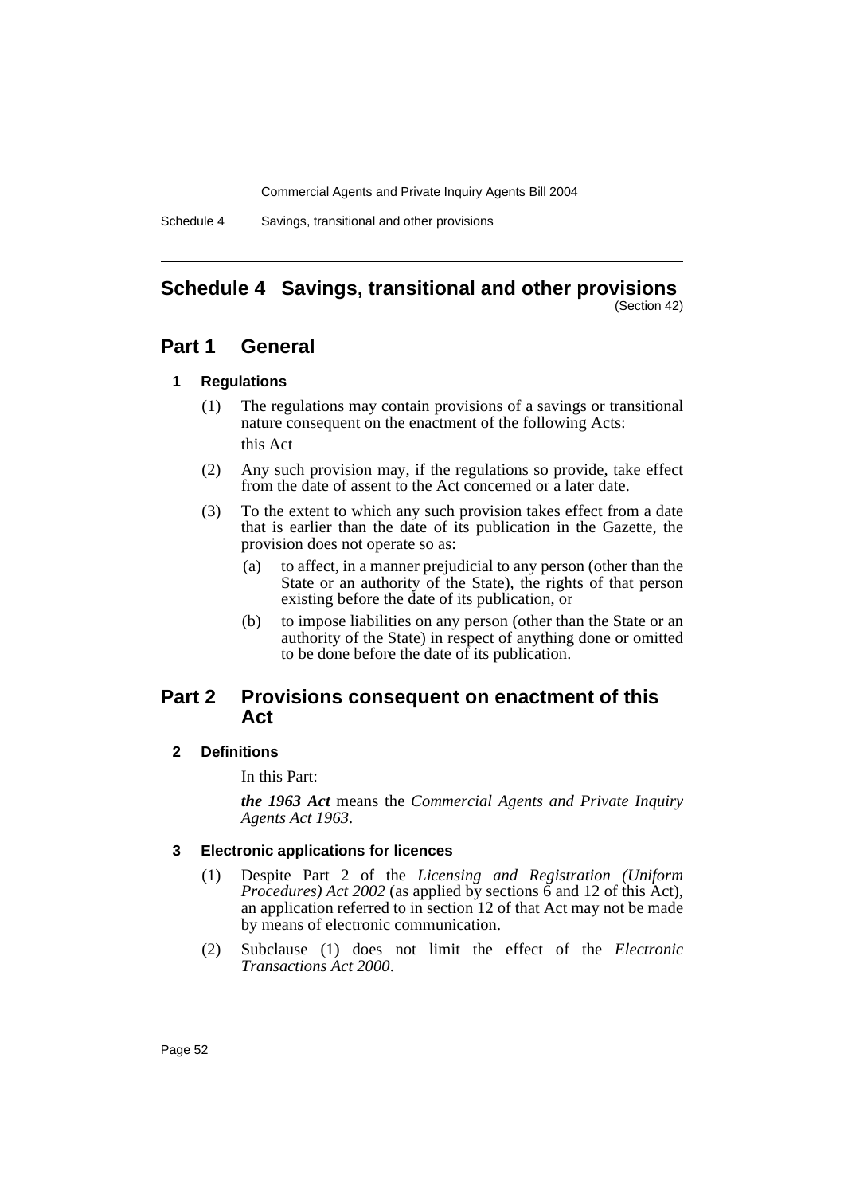# Schedule 4 Savings, transitional and other provisions

(Section 42)

## Part 1 General

### 1 Regulations

(1) The regulations may contain provisions of a savings or transitional nature consequent on the enactment of the following Acts:

this Act

(2) Any such provision may, if the regulations so provide, take effect from the date of assent to the Act concerned or a later date.

(3) To the extent to which any such provision takes effect from a date that is earlier than the date of its publication in the Gazette, the provision does not operate so as:

(a) to affect, in a manner prejudicial to any person (other than the State or an authority of the State), the rights of that person existing before the date of its publication, or

(b) to impose liabilities on any person (other than the State or an authority of the State) in respect of anything done or omitted to be done before the date of its publication.

## Part 2 Provisions consequent on enactment of this Act

### 2 Definitions

In this Part:

***the 1963 Act*** means the *Commercial Agents and Private Inquiry Agents Act 1963*.

### 3 Electronic applications for licences

(1) Despite Part 2 of the *Licensing and Registration (Uniform Procedures) Act 2002* (as applied by sections 6 and 12 of this Act), an application referred to in section 12 of that Act may not be made by means of electronic communication.

(2) Subclause (1) does not limit the effect of the *Electronic Transactions Act 2000*.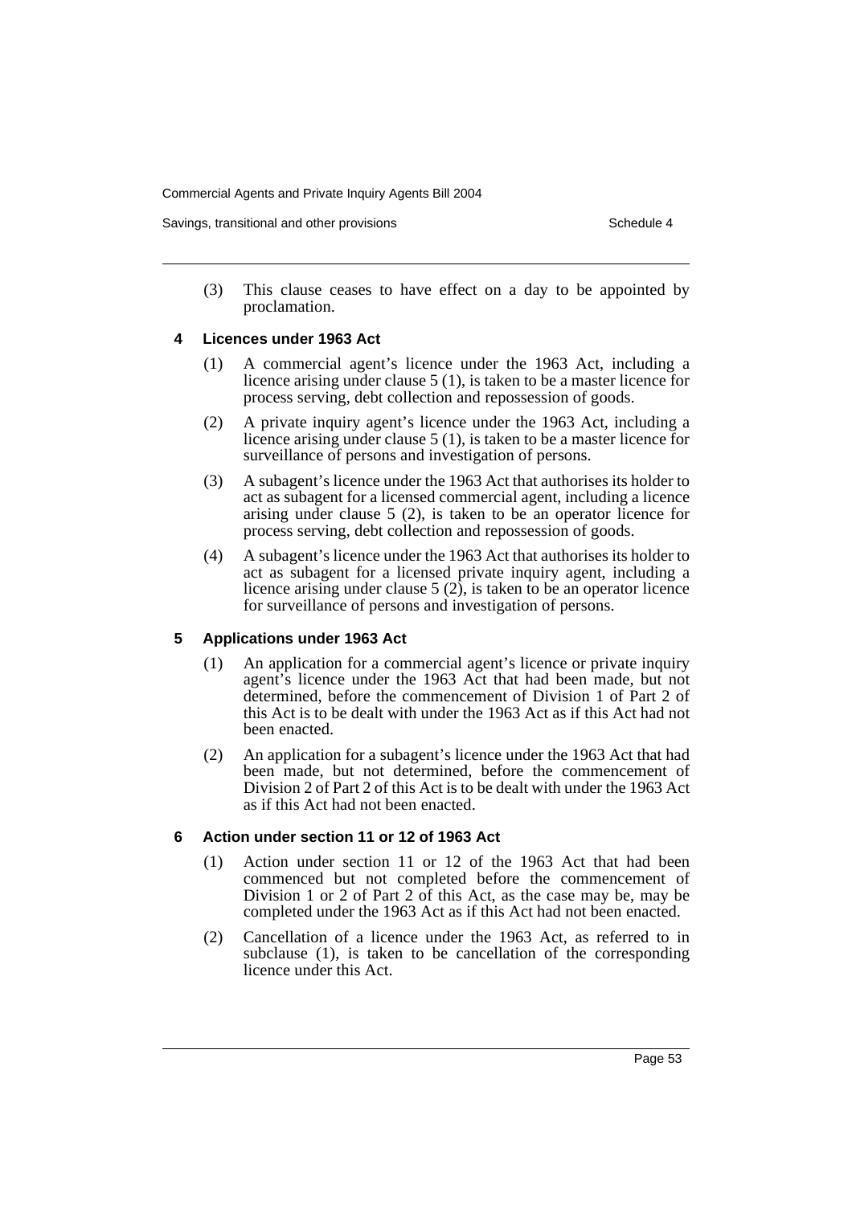(3) This clause ceases to have effect on a day to be appointed by proclamation.

### 4 Licences under 1963 Act

(1) A commercial agent's licence under the 1963 Act, including a licence arising under clause 5 (1), is taken to be a master licence for process serving, debt collection and repossession of goods.

(2) A private inquiry agent's licence under the 1963 Act, including a licence arising under clause 5 (1), is taken to be a master licence for surveillance of persons and investigation of persons.

(3) A subagent's licence under the 1963 Act that authorises its holder to act as subagent for a licensed commercial agent, including a licence arising under clause 5 (2), is taken to be an operator licence for process serving, debt collection and repossession of goods.

(4) A subagent's licence under the 1963 Act that authorises its holder to act as subagent for a licensed private inquiry agent, including a licence arising under clause 5 (2), is taken to be an operator licence for surveillance of persons and investigation of persons.

### 5 Applications under 1963 Act

(1) An application for a commercial agent's licence or private inquiry agent's licence under the 1963 Act that had been made, but not determined, before the commencement of Division 1 of Part 2 of this Act is to be dealt with under the 1963 Act as if this Act had not been enacted.

(2) An application for a subagent's licence under the 1963 Act that had been made, but not determined, before the commencement of Division 2 of Part 2 of this Act is to be dealt with under the 1963 Act as if this Act had not been enacted.

### 6 Action under section 11 or 12 of 1963 Act

(1) Action under section 11 or 12 of the 1963 Act that had been commenced but not completed before the commencement of Division 1 or 2 of Part 2 of this Act, as the case may be, may be completed under the 1963 Act as if this Act had not been enacted.

(2) Cancellation of a licence under the 1963 Act, as referred to in subclause (1), is taken to be cancellation of the corresponding licence under this Act.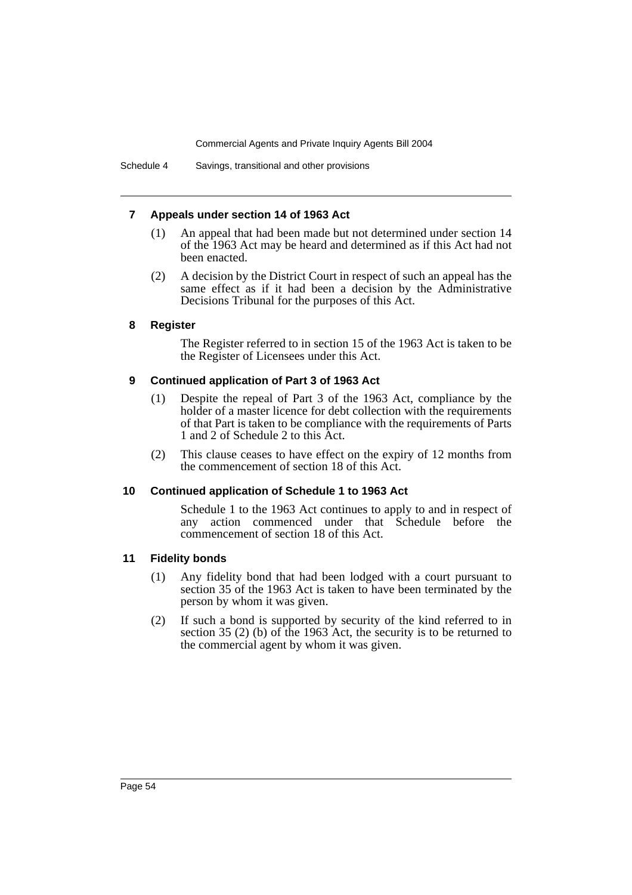## 7 Appeals under section 14 of 1963 Act

(1) An appeal that had been made but not determined under section 14 of the 1963 Act may be heard and determined as if this Act had not been enacted.

(2) A decision by the District Court in respect of such an appeal has the same effect as if it had been a decision by the Administrative Decisions Tribunal for the purposes of this Act.

## 8 Register

The Register referred to in section 15 of the 1963 Act is taken to be the Register of Licensees under this Act.

## 9 Continued application of Part 3 of 1963 Act

(1) Despite the repeal of Part 3 of the 1963 Act, compliance by the holder of a master licence for debt collection with the requirements of that Part is taken to be compliance with the requirements of Parts 1 and 2 of Schedule 2 to this Act.

(2) This clause ceases to have effect on the expiry of 12 months from the commencement of section 18 of this Act.

## 10 Continued application of Schedule 1 to 1963 Act

Schedule 1 to the 1963 Act continues to apply to and in respect of any action commenced under that Schedule before the commencement of section 18 of this Act.

## 11 Fidelity bonds

(1) Any fidelity bond that had been lodged with a court pursuant to section 35 of the 1963 Act is taken to have been terminated by the person by whom it was given.

(2) If such a bond is supported by security of the kind referred to in section 35 (2) (b) of the 1963 Act, the security is to be returned to the commercial agent by whom it was given.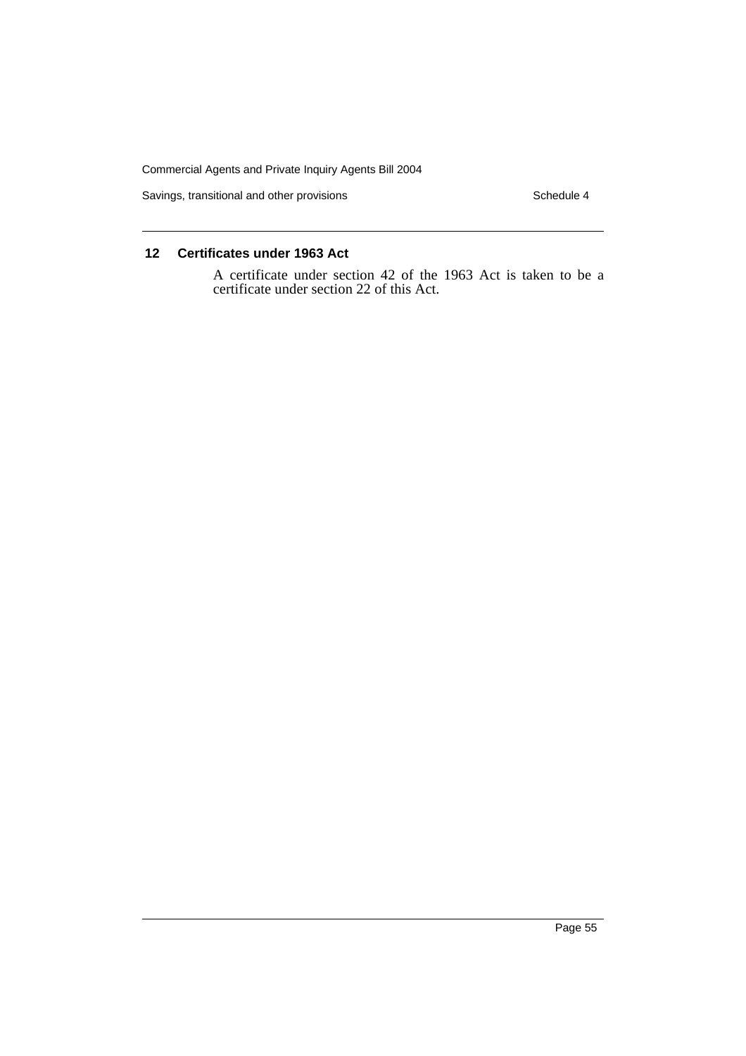## 12 Certificates under 1963 Act

A certificate under section 42 of the 1963 Act is taken to be a certificate under section 22 of this Act.